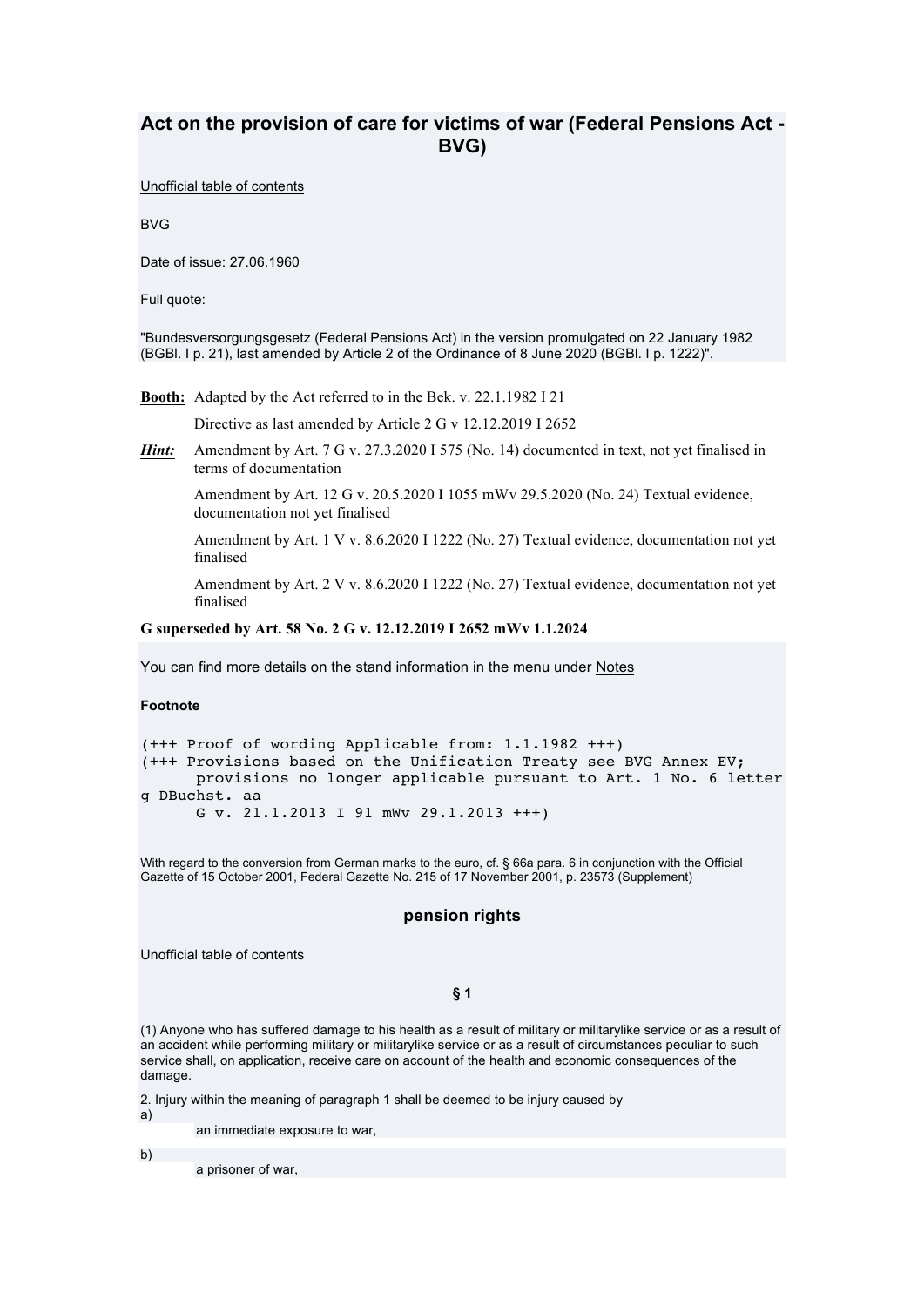# Act on the provision of care for victims of war (Federal Pensions Act - BVG)

Unofficial table of contents

BVG

Date of issue: 27.06.1960

Full quote:

"Bundesversorgungsgesetz (Federal Pensions Act) in the version promulgated on 22 January 1982 (BGBl. I p. 21), last amended by Article 2 of the Ordinance of 8 June 2020 (BGBl. I p. 1222)".

**Booth:** Adapted by the Act referred to in the Bek. v. 22.1.1982 I 21

Directive as last amended by Article 2 G v 12.12.2019 I 2652

***Hint:*** Amendment by Art. 7 G v. 27.3.2020 I 575 (No. 14) documented in text, not yet finalised in terms of documentation

Amendment by Art. 12 G v. 20.5.2020 I 1055 mWv 29.5.2020 (No. 24) Textual evidence, documentation not yet finalised

Amendment by Art. 1 V v. 8.6.2020 I 1222 (No. 27) Textual evidence, documentation not yet finalised

Amendment by Art. 2 V v. 8.6.2020 I 1222 (No. 27) Textual evidence, documentation not yet finalised

**G superseded by Art. 58 No. 2 G v. 12.12.2019 I 2652 mWv 1.1.2024**

You can find more details on the stand information in the menu under Notes

**Footnote**

```
(+++ Proof of wording Applicable from: 1.1.1982 +++)
(+++ Provisions based on the Unification Treaty see BVG Annex EV;
      provisions no longer applicable pursuant to Art. 1 No. 6 letter
g DBuchst. aa
      G v. 21.1.2013 I 91 mWv 29.1.2013 +++)
```

With regard to the conversion from German marks to the euro, cf. § 66a para. 6 in conjunction with the Official Gazette of 15 October 2001, Federal Gazette No. 215 of 17 November 2001, p. 23573 (Supplement)

## pension rights

Unofficial table of contents

### § 1

(1) Anyone who has suffered damage to his health as a result of military or militarylike service or as a result of an accident while performing military or militarylike service or as a result of circumstances peculiar to such service shall, on application, receive care on account of the health and economic consequences of the damage.

2. Injury within the meaning of paragraph 1 shall be deemed to be injury caused by

a) an immediate exposure to war,

b) a prisoner of war,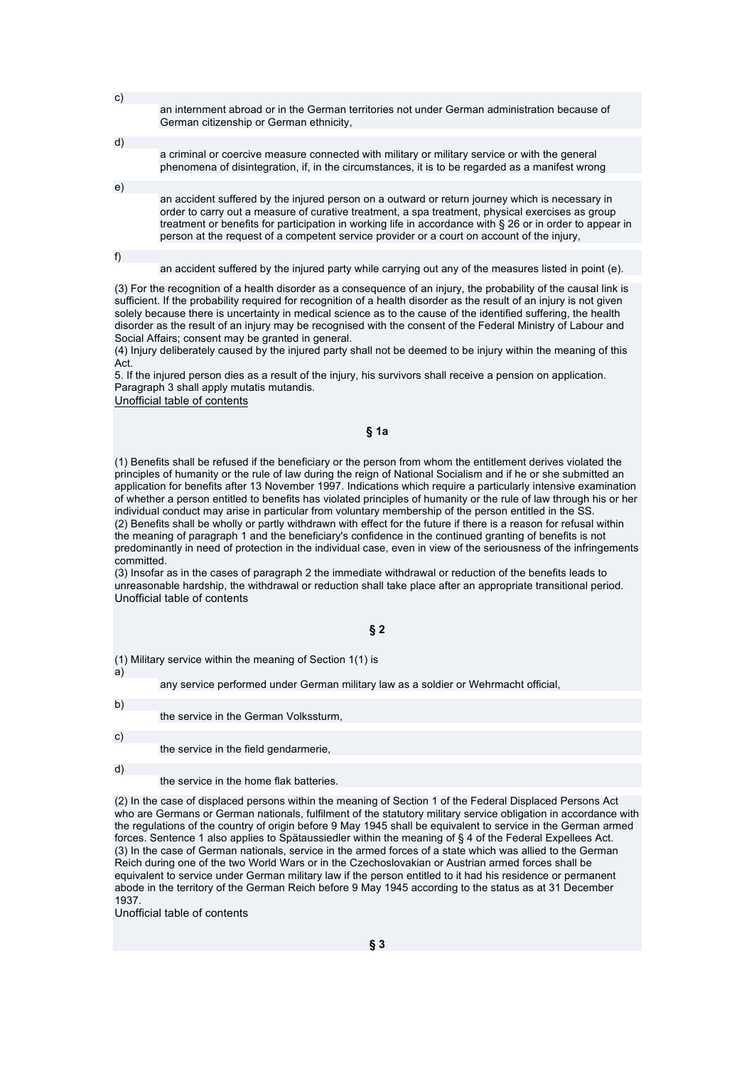c) an internment abroad or in the German territories not under German administration because of German citizenship or German ethnicity,

d) a criminal or coercive measure connected with military or military service or with the general phenomena of disintegration, if, in the circumstances, it is to be regarded as a manifest wrong

e) an accident suffered by the injured person on a outward or return journey which is necessary in order to carry out a measure of curative treatment, a spa treatment, physical exercises as group treatment or benefits for participation in working life in accordance with § 26 or in order to appear in person at the request of a competent service provider or a court on account of the injury,

f) an accident suffered by the injured party while carrying out any of the measures listed in point (e).

(3) For the recognition of a health disorder as a consequence of an injury, the probability of the causal link is sufficient. If the probability required for recognition of a health disorder as the result of an injury is not given solely because there is uncertainty in medical science as to the cause of the identified suffering, the health disorder as the result of an injury may be recognised with the consent of the Federal Ministry of Labour and Social Affairs; consent may be granted in general.
(4) Injury deliberately caused by the injured party shall not be deemed to be injury within the meaning of this Act.
5. If the injured person dies as a result of the injury, his survivors shall receive a pension on application. Paragraph 3 shall apply mutatis mutandis.
Unofficial table of contents

## § 1a

(1) Benefits shall be refused if the beneficiary or the person from whom the entitlement derives violated the principles of humanity or the rule of law during the reign of National Socialism and if he or she submitted an application for benefits after 13 November 1997. Indications which require a particularly intensive examination of whether a person entitled to benefits has violated principles of humanity or the rule of law through his or her individual conduct may arise in particular from voluntary membership of the person entitled in the SS.
(2) Benefits shall be wholly or partly withdrawn with effect for the future if there is a reason for refusal within the meaning of paragraph 1 and the beneficiary's confidence in the continued granting of benefits is not predominantly in need of protection in the individual case, even in view of the seriousness of the infringements committed.
(3) Insofar as in the cases of paragraph 2 the immediate withdrawal or reduction of the benefits leads to unreasonable hardship, the withdrawal or reduction shall take place after an appropriate transitional period.
Unofficial table of contents

## § 2

(1) Military service within the meaning of Section 1(1) is

a) any service performed under German military law as a soldier or Wehrmacht official,

b) the service in the German Volkssturm,

c) the service in the field gendarmerie,

d) the service in the home flak batteries.

(2) In the case of displaced persons within the meaning of Section 1 of the Federal Displaced Persons Act who are Germans or German nationals, fulfilment of the statutory military service obligation in accordance with the regulations of the country of origin before 9 May 1945 shall be equivalent to service in the German armed forces. Sentence 1 also applies to Spätaussiedler within the meaning of § 4 of the Federal Expellees Act.
(3) In the case of German nationals, service in the armed forces of a state which was allied to the German Reich during one of the two World Wars or in the Czechoslovakian or Austrian armed forces shall be equivalent to service under German military law if the person entitled to it had his residence or permanent abode in the territory of the German Reich before 9 May 1945 according to the status as at 31 December 1937.
Unofficial table of contents

## § 3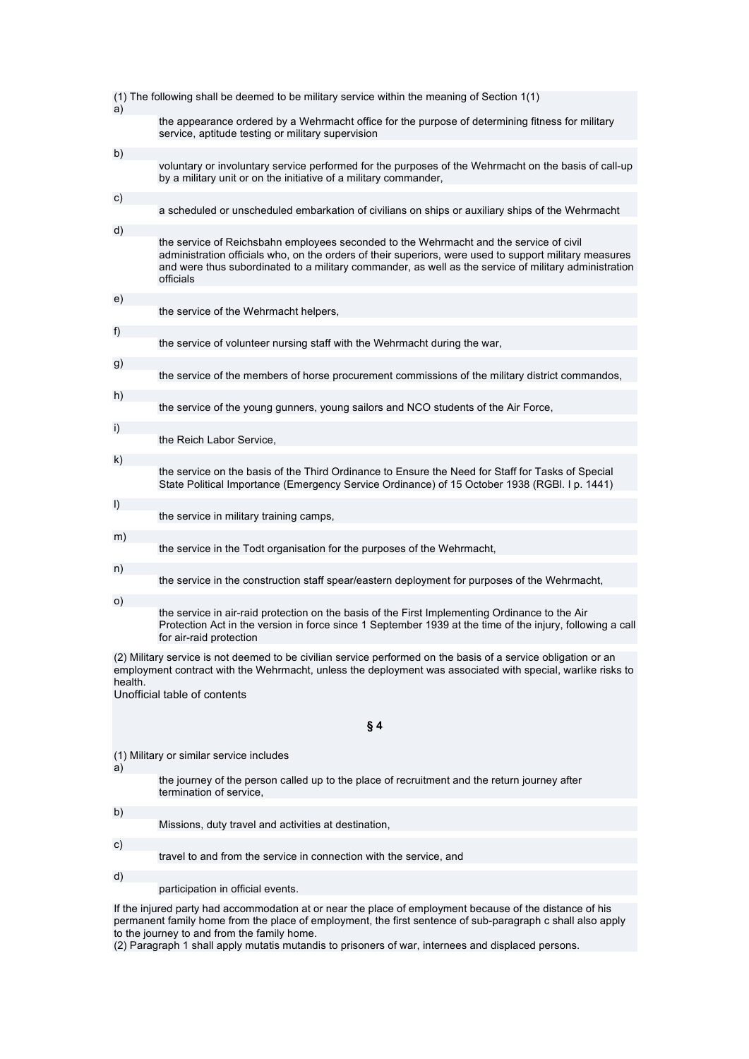(1) The following shall be deemed to be military service within the meaning of Section 1(1)

a) the appearance ordered by a Wehrmacht office for the purpose of determining fitness for military service, aptitude testing or military supervision

b) voluntary or involuntary service performed for the purposes of the Wehrmacht on the basis of call-up by a military unit or on the initiative of a military commander,

c) a scheduled or unscheduled embarkation of civilians on ships or auxiliary ships of the Wehrmacht

d) the service of Reichsbahn employees seconded to the Wehrmacht and the service of civil administration officials who, on the orders of their superiors, were used to support military measures and were thus subordinated to a military commander, as well as the service of military administration officials

e) the service of the Wehrmacht helpers,

f) the service of volunteer nursing staff with the Wehrmacht during the war,

g) the service of the members of horse procurement commissions of the military district commandos,

h) the service of the young gunners, young sailors and NCO students of the Air Force,

i) the Reich Labor Service,

k) the service on the basis of the Third Ordinance to Ensure the Need for Staff for Tasks of Special State Political Importance (Emergency Service Ordinance) of 15 October 1938 (RGBl. I p. 1441)

l) the service in military training camps,

m) the service in the Todt organisation for the purposes of the Wehrmacht,

n) the service in the construction staff spear/eastern deployment for purposes of the Wehrmacht,

o) the service in air-raid protection on the basis of the First Implementing Ordinance to the Air Protection Act in the version in force since 1 September 1939 at the time of the injury, following a call for air-raid protection

(2) Military service is not deemed to be civilian service performed on the basis of a service obligation or an employment contract with the Wehrmacht, unless the deployment was associated with special, warlike risks to health.

Unofficial table of contents

## § 4

(1) Military or similar service includes

a) the journey of the person called up to the place of recruitment and the return journey after termination of service,

b) Missions, duty travel and activities at destination,

c) travel to and from the service in connection with the service, and

d) participation in official events.

If the injured party had accommodation at or near the place of employment because of the distance of his permanent family home from the place of employment, the first sentence of sub-paragraph c shall also apply to the journey to and from the family home.

(2) Paragraph 1 shall apply mutatis mutandis to prisoners of war, internees and displaced persons.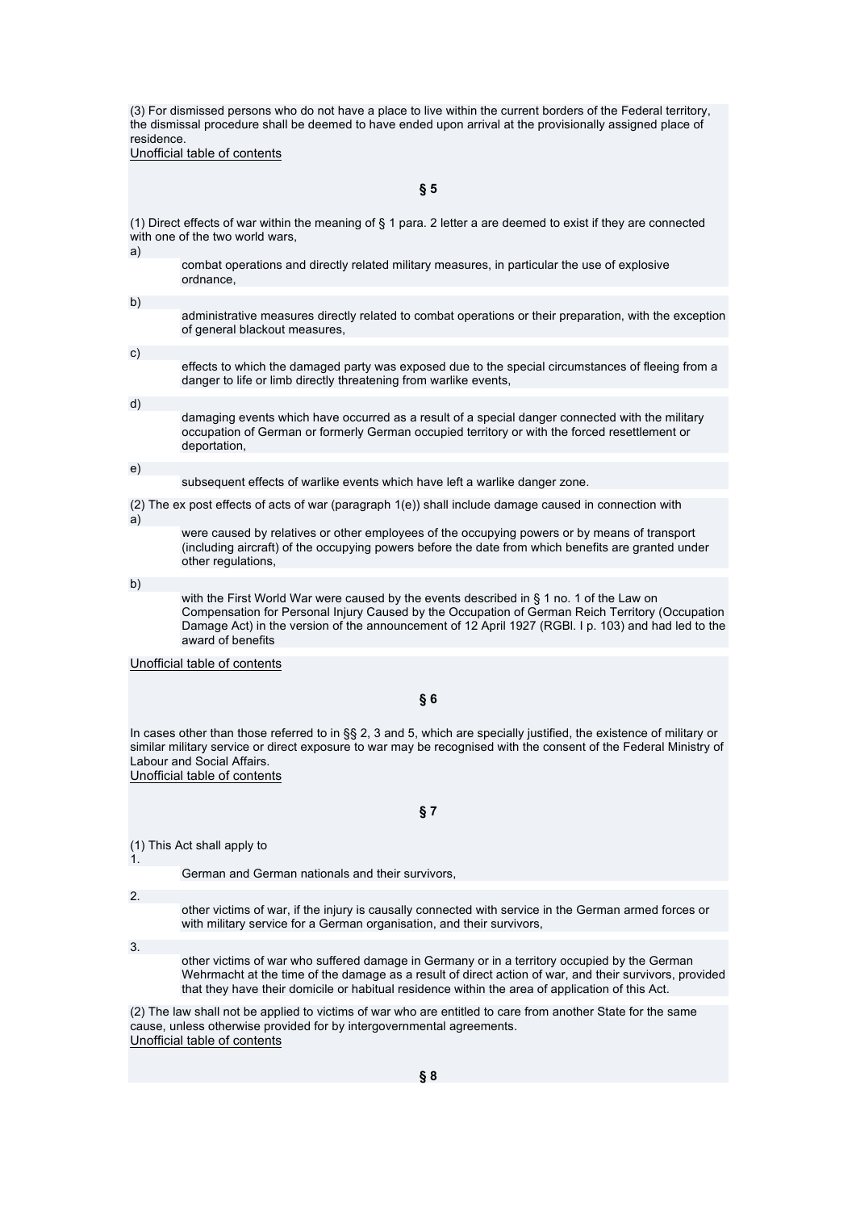(3) For dismissed persons who do not have a place to live within the current borders of the Federal territory, the dismissal procedure shall be deemed to have ended upon arrival at the provisionally assigned place of residence.

Unofficial table of contents

## § 5

(1) Direct effects of war within the meaning of § 1 para. 2 letter a are deemed to exist if they are connected with one of the two world wars,

a) combat operations and directly related military measures, in particular the use of explosive ordnance,

b) administrative measures directly related to combat operations or their preparation, with the exception of general blackout measures,

c) effects to which the damaged party was exposed due to the special circumstances of fleeing from a danger to life or limb directly threatening from warlike events,

d) damaging events which have occurred as a result of a special danger connected with the military occupation of German or formerly German occupied territory or with the forced resettlement or deportation,

e) subsequent effects of warlike events which have left a warlike danger zone.

(2) The ex post effects of acts of war (paragraph 1(e)) shall include damage caused in connection with

a) were caused by relatives or other employees of the occupying powers or by means of transport (including aircraft) of the occupying powers before the date from which benefits are granted under other regulations,

b) with the First World War were caused by the events described in § 1 no. 1 of the Law on Compensation for Personal Injury Caused by the Occupation of German Reich Territory (Occupation Damage Act) in the version of the announcement of 12 April 1927 (RGBl. I p. 103) and had led to the award of benefits

Unofficial table of contents

## § 6

In cases other than those referred to in §§ 2, 3 and 5, which are specially justified, the existence of military or similar military service or direct exposure to war may be recognised with the consent of the Federal Ministry of Labour and Social Affairs.

Unofficial table of contents

## § 7

(1) This Act shall apply to

1. German and German nationals and their survivors,

2. other victims of war, if the injury is causally connected with service in the German armed forces or with military service for a German organisation, and their survivors,

3. other victims of war who suffered damage in Germany or in a territory occupied by the German Wehrmacht at the time of the damage as a result of direct action of war, and their survivors, provided that they have their domicile or habitual residence within the area of application of this Act.

(2) The law shall not be applied to victims of war who are entitled to care from another State for the same cause, unless otherwise provided for by intergovernmental agreements.

Unofficial table of contents

## § 8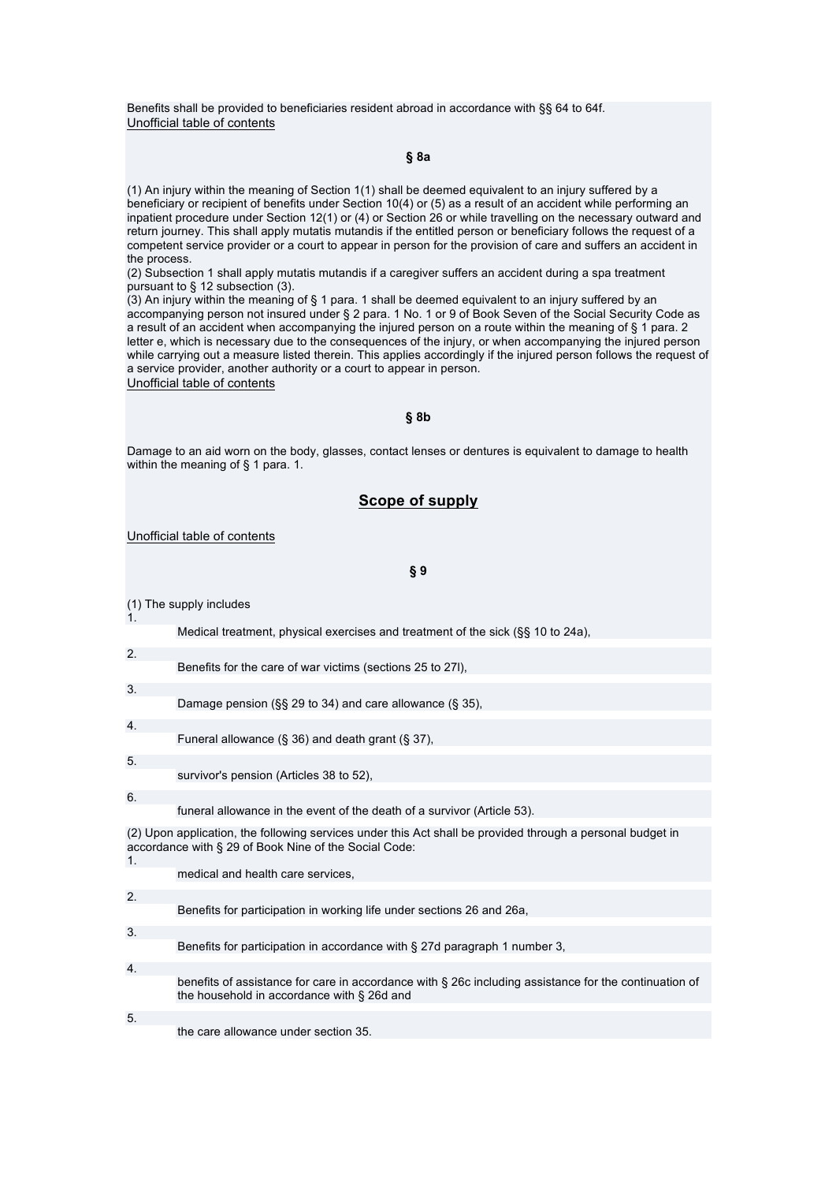Benefits shall be provided to beneficiaries resident abroad in accordance with §§ 64 to 64f.

Unofficial table of contents

### § 8a

(1) An injury within the meaning of Section 1(1) shall be deemed equivalent to an injury suffered by a beneficiary or recipient of benefits under Section 10(4) or (5) as a result of an accident while performing an inpatient procedure under Section 12(1) or (4) or Section 26 or while travelling on the necessary outward and return journey. This shall apply mutatis mutandis if the entitled person or beneficiary follows the request of a competent service provider or a court to appear in person for the provision of care and suffers an accident in the process.

(2) Subsection 1 shall apply mutatis mutandis if a caregiver suffers an accident during a spa treatment pursuant to § 12 subsection (3).

(3) An injury within the meaning of § 1 para. 1 shall be deemed equivalent to an injury suffered by an accompanying person not insured under § 2 para. 1 No. 1 or 9 of Book Seven of the Social Security Code as a result of an accident when accompanying the injured person on a route within the meaning of § 1 para. 2 letter e, which is necessary due to the consequences of the injury, or when accompanying the injured person while carrying out a measure listed therein. This applies accordingly if the injured person follows the request of a service provider, another authority or a court to appear in person.

Unofficial table of contents

### § 8b

Damage to an aid worn on the body, glasses, contact lenses or dentures is equivalent to damage to health within the meaning of § 1 para. 1.

## Scope of supply

Unofficial table of contents

### § 9

(1) The supply includes

1. Medical treatment, physical exercises and treatment of the sick (§§ 10 to 24a),
2. Benefits for the care of war victims (sections 25 to 27l),
3. Damage pension (§§ 29 to 34) and care allowance (§ 35),
4. Funeral allowance (§ 36) and death grant (§ 37),
5. survivor's pension (Articles 38 to 52),
6. funeral allowance in the event of the death of a survivor (Article 53).

(2) Upon application, the following services under this Act shall be provided through a personal budget in accordance with § 29 of Book Nine of the Social Code:

1. medical and health care services,
2. Benefits for participation in working life under sections 26 and 26a,
3. Benefits for participation in accordance with § 27d paragraph 1 number 3,
4. benefits of assistance for care in accordance with § 26c including assistance for the continuation of the household in accordance with § 26d and
5. the care allowance under section 35.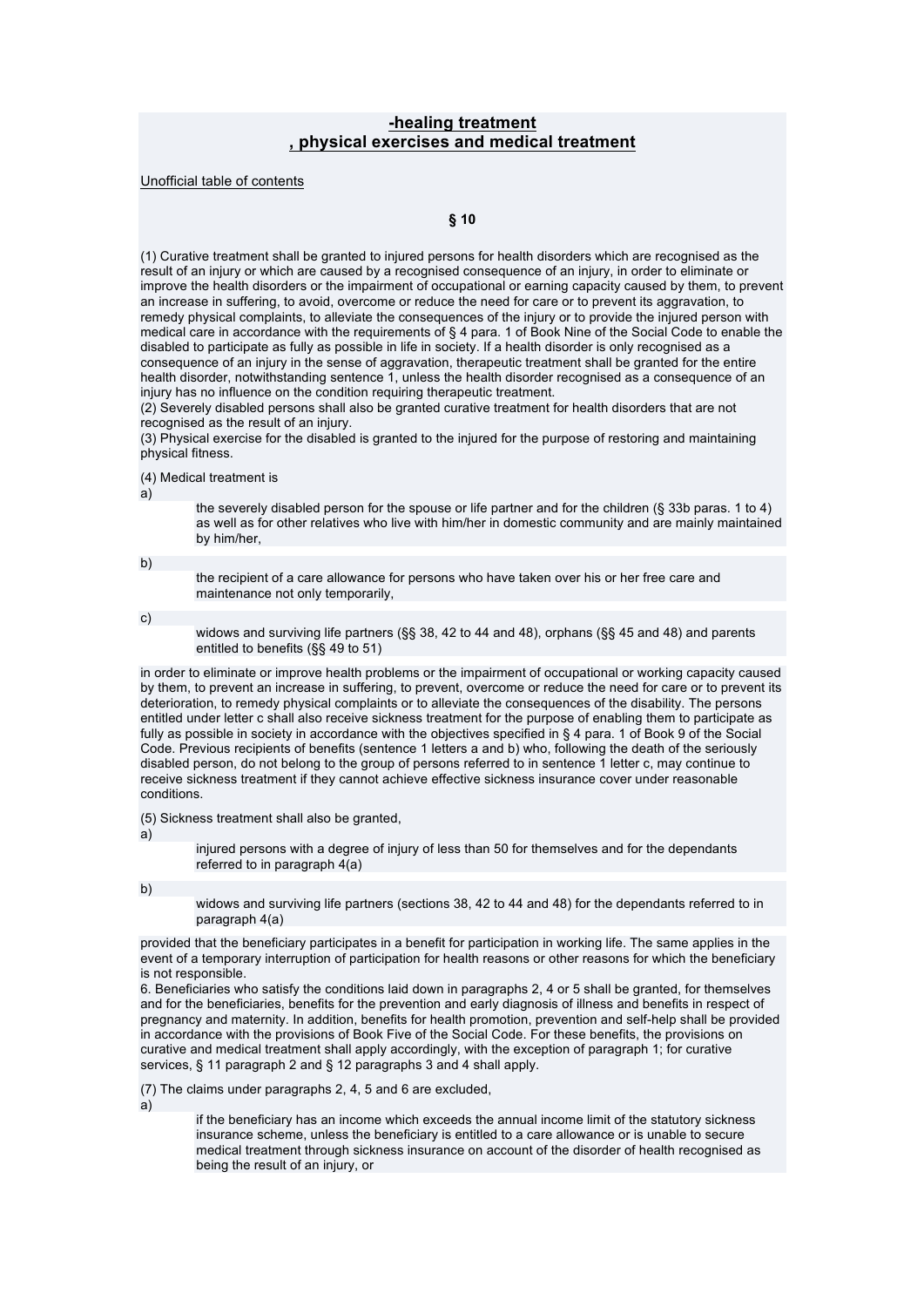## -healing treatment , physical exercises and medical treatment

Unofficial table of contents

### § 10

(1) Curative treatment shall be granted to injured persons for health disorders which are recognised as the result of an injury or which are caused by a recognised consequence of an injury, in order to eliminate or improve the health disorders or the impairment of occupational or earning capacity caused by them, to prevent an increase in suffering, to avoid, overcome or reduce the need for care or to prevent its aggravation, to remedy physical complaints, to alleviate the consequences of the injury or to provide the injured person with medical care in accordance with the requirements of § 4 para. 1 of Book Nine of the Social Code to enable the disabled to participate as fully as possible in life in society. If a health disorder is only recognised as a consequence of an injury in the sense of aggravation, therapeutic treatment shall be granted for the entire health disorder, notwithstanding sentence 1, unless the health disorder recognised as a consequence of an injury has no influence on the condition requiring therapeutic treatment.
(2) Severely disabled persons shall also be granted curative treatment for health disorders that are not recognised as the result of an injury.
(3) Physical exercise for the disabled is granted to the injured for the purpose of restoring and maintaining physical fitness.

(4) Medical treatment is

a) the severely disabled person for the spouse or life partner and for the children (§ 33b paras. 1 to 4) as well as for other relatives who live with him/her in domestic community and are mainly maintained by him/her,

b) the recipient of a care allowance for persons who have taken over his or her free care and maintenance not only temporarily,

c) widows and surviving life partners (§§ 38, 42 to 44 and 48), orphans (§§ 45 and 48) and parents entitled to benefits (§§ 49 to 51)

in order to eliminate or improve health problems or the impairment of occupational or working capacity caused by them, to prevent an increase in suffering, to prevent, overcome or reduce the need for care or to prevent its deterioration, to remedy physical complaints or to alleviate the consequences of the disability. The persons entitled under letter c shall also receive sickness treatment for the purpose of enabling them to participate as fully as possible in society in accordance with the objectives specified in § 4 para. 1 of Book 9 of the Social Code. Previous recipients of benefits (sentence 1 letters a and b) who, following the death of the seriously disabled person, do not belong to the group of persons referred to in sentence 1 letter c, may continue to receive sickness treatment if they cannot achieve effective sickness insurance cover under reasonable conditions.

(5) Sickness treatment shall also be granted,

a) injured persons with a degree of injury of less than 50 for themselves and for the dependants referred to in paragraph 4(a)

b) widows and surviving life partners (sections 38, 42 to 44 and 48) for the dependants referred to in paragraph 4(a)

provided that the beneficiary participates in a benefit for participation in working life. The same applies in the event of a temporary interruption of participation for health reasons or other reasons for which the beneficiary is not responsible.
6. Beneficiaries who satisfy the conditions laid down in paragraphs 2, 4 or 5 shall be granted, for themselves and for the beneficiaries, benefits for the prevention and early diagnosis of illness and benefits in respect of pregnancy and maternity. In addition, benefits for health promotion, prevention and self-help shall be provided in accordance with the provisions of Book Five of the Social Code. For these benefits, the provisions on curative and medical treatment shall apply accordingly, with the exception of paragraph 1; for curative services, § 11 paragraph 2 and § 12 paragraphs 3 and 4 shall apply.

(7) The claims under paragraphs 2, 4, 5 and 6 are excluded,

a) if the beneficiary has an income which exceeds the annual income limit of the statutory sickness insurance scheme, unless the beneficiary is entitled to a care allowance or is unable to secure medical treatment through sickness insurance on account of the disorder of health recognised as being the result of an injury, or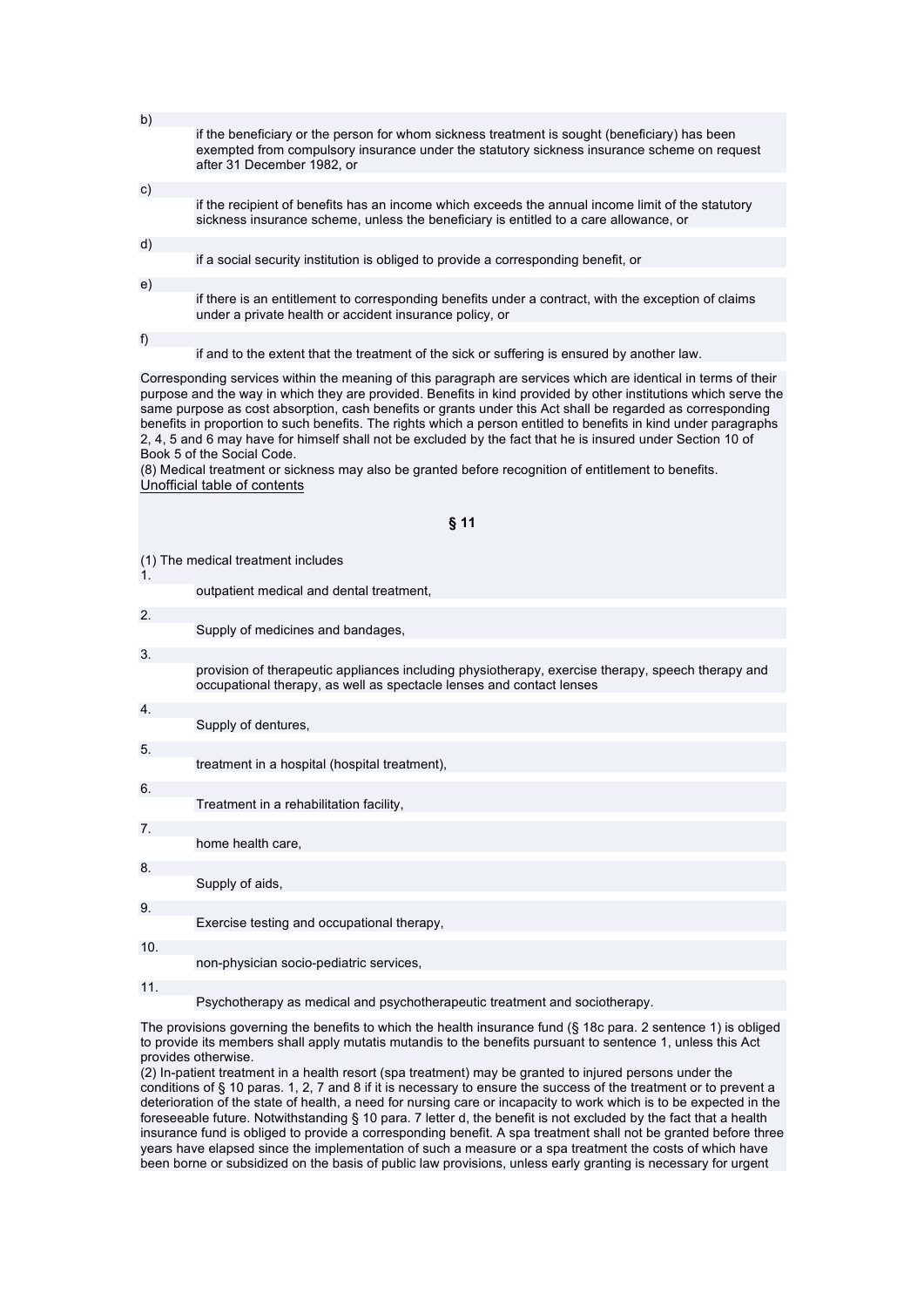b) if the beneficiary or the person for whom sickness treatment is sought (beneficiary) has been exempted from compulsory insurance under the statutory sickness insurance scheme on request after 31 December 1982, or

c) if the recipient of benefits has an income which exceeds the annual income limit of the statutory sickness insurance scheme, unless the beneficiary is entitled to a care allowance, or

d) if a social security institution is obliged to provide a corresponding benefit, or

e) if there is an entitlement to corresponding benefits under a contract, with the exception of claims under a private health or accident insurance policy, or

f) if and to the extent that the treatment of the sick or suffering is ensured by another law.

Corresponding services within the meaning of this paragraph are services which are identical in terms of their purpose and the way in which they are provided. Benefits in kind provided by other institutions which serve the same purpose as cost absorption, cash benefits or grants under this Act shall be regarded as corresponding benefits in proportion to such benefits. The rights which a person entitled to benefits in kind under paragraphs 2, 4, 5 and 6 may have for himself shall not be excluded by the fact that he is insured under Section 10 of Book 5 of the Social Code.
(8) Medical treatment or sickness may also be granted before recognition of entitlement to benefits.
Unofficial table of contents

## § 11

(1) The medical treatment includes

1. outpatient medical and dental treatment,
2. Supply of medicines and bandages,
3. provision of therapeutic appliances including physiotherapy, exercise therapy, speech therapy and occupational therapy, as well as spectacle lenses and contact lenses
4. Supply of dentures,
5. treatment in a hospital (hospital treatment),
6. Treatment in a rehabilitation facility,
7. home health care,
8. Supply of aids,
9. Exercise testing and occupational therapy,
10. non-physician socio-pediatric services,
11. Psychotherapy as medical and psychotherapeutic treatment and sociotherapy.

The provisions governing the benefits to which the health insurance fund (§ 18c para. 2 sentence 1) is obliged to provide its members shall apply mutatis mutandis to the benefits pursuant to sentence 1, unless this Act provides otherwise.
(2) In-patient treatment in a health resort (spa treatment) may be granted to injured persons under the conditions of § 10 paras. 1, 2, 7 and 8 if it is necessary to ensure the success of the treatment or to prevent a deterioration of the state of health, a need for nursing care or incapacity to work which is to be expected in the foreseeable future. Notwithstanding § 10 para. 7 letter d, the benefit is not excluded by the fact that a health insurance fund is obliged to provide a corresponding benefit. A spa treatment shall not be granted before three years have elapsed since the implementation of such a measure or a spa treatment the costs of which have been borne or subsidized on the basis of public law provisions, unless early granting is necessary for urgent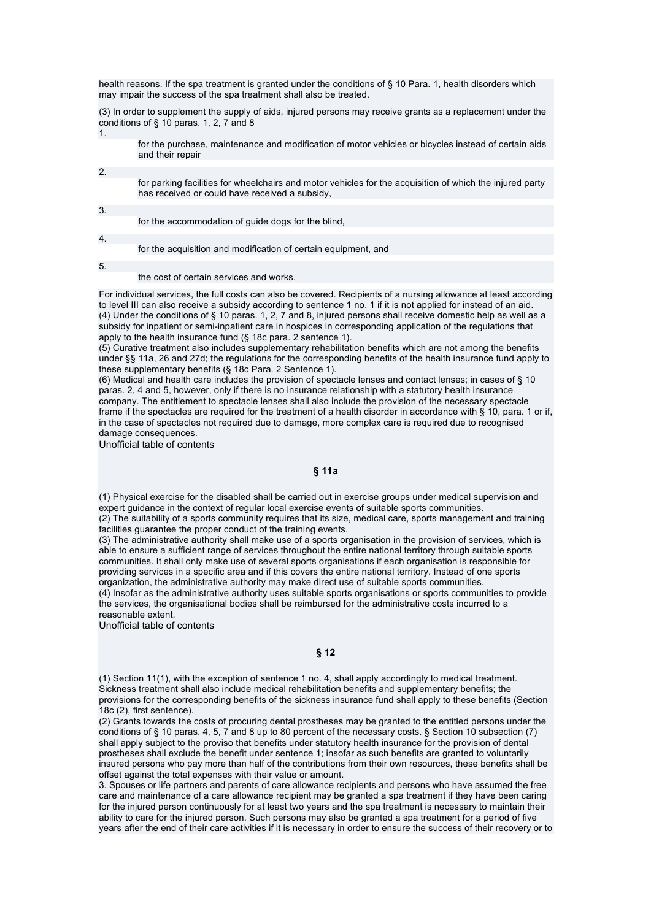health reasons. If the spa treatment is granted under the conditions of § 10 Para. 1, health disorders which may impair the success of the spa treatment shall also be treated.

(3) In order to supplement the supply of aids, injured persons may receive grants as a replacement under the conditions of § 10 paras. 1, 2, 7 and 8

1. for the purchase, maintenance and modification of motor vehicles or bicycles instead of certain aids and their repair
2. for parking facilities for wheelchairs and motor vehicles for the acquisition of which the injured party has received or could have received a subsidy,
3. for the accommodation of guide dogs for the blind,
4. for the acquisition and modification of certain equipment, and
5. the cost of certain services and works.

For individual services, the full costs can also be covered. Recipients of a nursing allowance at least according to level III can also receive a subsidy according to sentence 1 no. 1 if it is not applied for instead of an aid.
(4) Under the conditions of § 10 paras. 1, 2, 7 and 8, injured persons shall receive domestic help as well as a subsidy for inpatient or semi-inpatient care in hospices in corresponding application of the regulations that apply to the health insurance fund (§ 18c para. 2 sentence 1).
(5) Curative treatment also includes supplementary rehabilitation benefits which are not among the benefits under §§ 11a, 26 and 27d; the regulations for the corresponding benefits of the health insurance fund apply to these supplementary benefits (§ 18c Para. 2 Sentence 1).
(6) Medical and health care includes the provision of spectacle lenses and contact lenses; in cases of § 10 paras. 2, 4 and 5, however, only if there is no insurance relationship with a statutory health insurance company. The entitlement to spectacle lenses shall also include the provision of the necessary spectacle frame if the spectacles are required for the treatment of a health disorder in accordance with § 10, para. 1 or if, in the case of spectacles not required due to damage, more complex care is required due to recognised damage consequences.
Unofficial table of contents

## § 11a

(1) Physical exercise for the disabled shall be carried out in exercise groups under medical supervision and expert guidance in the context of regular local exercise events of suitable sports communities.
(2) The suitability of a sports community requires that its size, medical care, sports management and training facilities guarantee the proper conduct of the training events.
(3) The administrative authority shall make use of a sports organisation in the provision of services, which is able to ensure a sufficient range of services throughout the entire national territory through suitable sports communities. It shall only make use of several sports organisations if each organisation is responsible for providing services in a specific area and if this covers the entire national territory. Instead of one sports organization, the administrative authority may make direct use of suitable sports communities.
(4) Insofar as the administrative authority uses suitable sports organisations or sports communities to provide the services, the organisational bodies shall be reimbursed for the administrative costs incurred to a reasonable extent.
Unofficial table of contents

## § 12

(1) Section 11(1), with the exception of sentence 1 no. 4, shall apply accordingly to medical treatment. Sickness treatment shall also include medical rehabilitation benefits and supplementary benefits; the provisions for the corresponding benefits of the sickness insurance fund shall apply to these benefits (Section 18c (2), first sentence).
(2) Grants towards the costs of procuring dental prostheses may be granted to the entitled persons under the conditions of § 10 paras. 4, 5, 7 and 8 up to 80 percent of the necessary costs. § Section 10 subsection (7) shall apply subject to the proviso that benefits under statutory health insurance for the provision of dental prostheses shall exclude the benefit under sentence 1; insofar as such benefits are granted to voluntarily insured persons who pay more than half of the contributions from their own resources, these benefits shall be offset against the total expenses with their value or amount.
3. Spouses or life partners and parents of care allowance recipients and persons who have assumed the free care and maintenance of a care allowance recipient may be granted a spa treatment if they have been caring for the injured person continuously for at least two years and the spa treatment is necessary to maintain their ability to care for the injured person. Such persons may also be granted a spa treatment for a period of five years after the end of their care activities if it is necessary in order to ensure the success of their recovery or to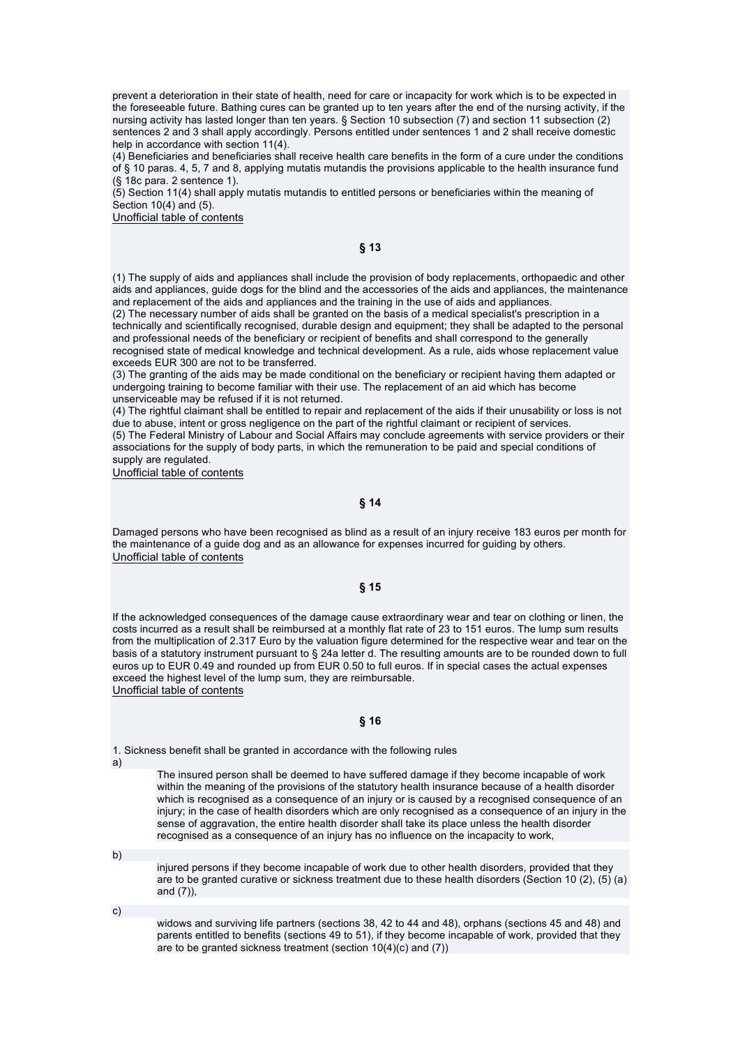prevent a deterioration in their state of health, need for care or incapacity for work which is to be expected in the foreseeable future. Bathing cures can be granted up to ten years after the end of the nursing activity, if the nursing activity has lasted longer than ten years. § Section 10 subsection (7) and section 11 subsection (2) sentences 2 and 3 shall apply accordingly. Persons entitled under sentences 1 and 2 shall receive domestic help in accordance with section 11(4).

(4) Beneficiaries and beneficiaries shall receive health care benefits in the form of a cure under the conditions of § 10 paras. 4, 5, 7 and 8, applying mutatis mutandis the provisions applicable to the health insurance fund (§ 18c para. 2 sentence 1).

(5) Section 11(4) shall apply mutatis mutandis to entitled persons or beneficiaries within the meaning of Section 10(4) and (5).

Unofficial table of contents

## § 13

(1) The supply of aids and appliances shall include the provision of body replacements, orthopaedic and other aids and appliances, guide dogs for the blind and the accessories of the aids and appliances, the maintenance and replacement of the aids and appliances and the training in the use of aids and appliances.

(2) The necessary number of aids shall be granted on the basis of a medical specialist's prescription in a technically and scientifically recognised, durable design and equipment; they shall be adapted to the personal and professional needs of the beneficiary or recipient of benefits and shall correspond to the generally recognised state of medical knowledge and technical development. As a rule, aids whose replacement value exceeds EUR 300 are not to be transferred.

(3) The granting of the aids may be made conditional on the beneficiary or recipient having them adapted or undergoing training to become familiar with their use. The replacement of an aid which has become unserviceable may be refused if it is not returned.

(4) The rightful claimant shall be entitled to repair and replacement of the aids if their unusability or loss is not due to abuse, intent or gross negligence on the part of the rightful claimant or recipient of services.

(5) The Federal Ministry of Labour and Social Affairs may conclude agreements with service providers or their associations for the supply of body parts, in which the remuneration to be paid and special conditions of supply are regulated.

Unofficial table of contents

## § 14

Damaged persons who have been recognised as blind as a result of an injury receive 183 euros per month for the maintenance of a guide dog and as an allowance for expenses incurred for guiding by others.

Unofficial table of contents

## § 15

If the acknowledged consequences of the damage cause extraordinary wear and tear on clothing or linen, the costs incurred as a result shall be reimbursed at a monthly flat rate of 23 to 151 euros. The lump sum results from the multiplication of 2.317 Euro by the valuation figure determined for the respective wear and tear on the basis of a statutory instrument pursuant to § 24a letter d. The resulting amounts are to be rounded down to full euros up to EUR 0.49 and rounded up from EUR 0.50 to full euros. If in special cases the actual expenses exceed the highest level of the lump sum, they are reimbursable.

Unofficial table of contents

## § 16

1. Sickness benefit shall be granted in accordance with the following rules

a) The insured person shall be deemed to have suffered damage if they become incapable of work within the meaning of the provisions of the statutory health insurance because of a health disorder which is recognised as a consequence of an injury or is caused by a recognised consequence of an injury; in the case of health disorders which are only recognised as a consequence of an injury in the sense of aggravation, the entire health disorder shall take its place unless the health disorder recognised as a consequence of an injury has no influence on the incapacity to work,

b) injured persons if they become incapable of work due to other health disorders, provided that they are to be granted curative or sickness treatment due to these health disorders (Section 10 (2), (5) (a) and (7)),

c) widows and surviving life partners (sections 38, 42 to 44 and 48), orphans (sections 45 and 48) and parents entitled to benefits (sections 49 to 51), if they become incapable of work, provided that they are to be granted sickness treatment (section 10(4)(c) and (7))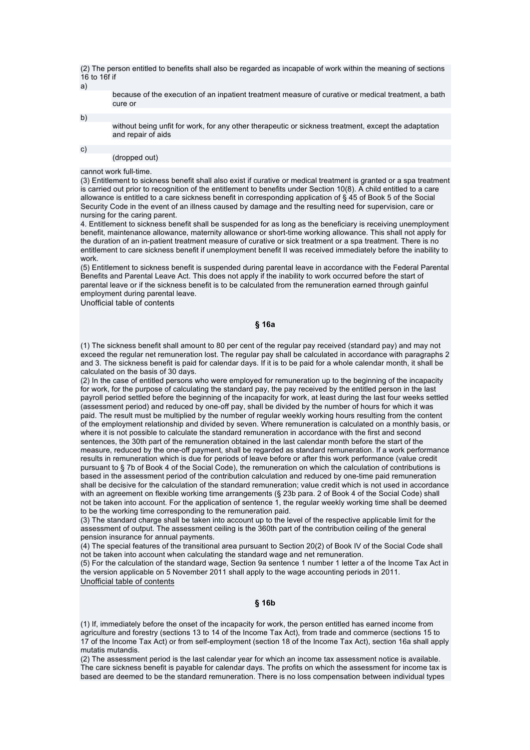(2) The person entitled to benefits shall also be regarded as incapable of work within the meaning of sections 16 to 16f if

a) because of the execution of an inpatient treatment measure of curative or medical treatment, a bath cure or

b) without being unfit for work, for any other therapeutic or sickness treatment, except the adaptation and repair of aids

c) (dropped out)

cannot work full-time.

(3) Entitlement to sickness benefit shall also exist if curative or medical treatment is granted or a spa treatment is carried out prior to recognition of the entitlement to benefits under Section 10(8). A child entitled to a care allowance is entitled to a care sickness benefit in corresponding application of § 45 of Book 5 of the Social Security Code in the event of an illness caused by damage and the resulting need for supervision, care or nursing for the caring parent.

4. Entitlement to sickness benefit shall be suspended for as long as the beneficiary is receiving unemployment benefit, maintenance allowance, maternity allowance or short-time working allowance. This shall not apply for the duration of an in-patient treatment measure of curative or sick treatment or a spa treatment. There is no entitlement to care sickness benefit if unemployment benefit II was received immediately before the inability to work.

(5) Entitlement to sickness benefit is suspended during parental leave in accordance with the Federal Parental Benefits and Parental Leave Act. This does not apply if the inability to work occurred before the start of parental leave or if the sickness benefit is to be calculated from the remuneration earned through gainful employment during parental leave.

Unofficial table of contents

## § 16a

(1) The sickness benefit shall amount to 80 per cent of the regular pay received (standard pay) and may not exceed the regular net remuneration lost. The regular pay shall be calculated in accordance with paragraphs 2 and 3. The sickness benefit is paid for calendar days. If it is to be paid for a whole calendar month, it shall be calculated on the basis of 30 days.

(2) In the case of entitled persons who were employed for remuneration up to the beginning of the incapacity for work, for the purpose of calculating the standard pay, the pay received by the entitled person in the last payroll period settled before the beginning of the incapacity for work, at least during the last four weeks settled (assessment period) and reduced by one-off pay, shall be divided by the number of hours for which it was paid. The result must be multiplied by the number of regular weekly working hours resulting from the content of the employment relationship and divided by seven. Where remuneration is calculated on a monthly basis, or where it is not possible to calculate the standard remuneration in accordance with the first and second sentences, the 30th part of the remuneration obtained in the last calendar month before the start of the measure, reduced by the one-off payment, shall be regarded as standard remuneration. If a work performance results in remuneration which is due for periods of leave before or after this work performance (value credit pursuant to § 7b of Book 4 of the Social Code), the remuneration on which the calculation of contributions is based in the assessment period of the contribution calculation and reduced by one-time paid remuneration shall be decisive for the calculation of the standard remuneration; value credit which is not used in accordance with an agreement on flexible working time arrangements (§ 23b para. 2 of Book 4 of the Social Code) shall not be taken into account. For the application of sentence 1, the regular weekly working time shall be deemed to be the working time corresponding to the remuneration paid.

(3) The standard charge shall be taken into account up to the level of the respective applicable limit for the assessment of output. The assessment ceiling is the 360th part of the contribution ceiling of the general pension insurance for annual payments.

(4) The special features of the transitional area pursuant to Section 20(2) of Book IV of the Social Code shall not be taken into account when calculating the standard wage and net remuneration.

(5) For the calculation of the standard wage, Section 9a sentence 1 number 1 letter a of the Income Tax Act in the version applicable on 5 November 2011 shall apply to the wage accounting periods in 2011.

Unofficial table of contents

## § 16b

(1) If, immediately before the onset of the incapacity for work, the person entitled has earned income from agriculture and forestry (sections 13 to 14 of the Income Tax Act), from trade and commerce (sections 15 to 17 of the Income Tax Act) or from self-employment (section 18 of the Income Tax Act), section 16a shall apply mutatis mutandis.

(2) The assessment period is the last calendar year for which an income tax assessment notice is available. The care sickness benefit is payable for calendar days. The profits on which the assessment for income tax is based are deemed to be the standard remuneration. There is no loss compensation between individual types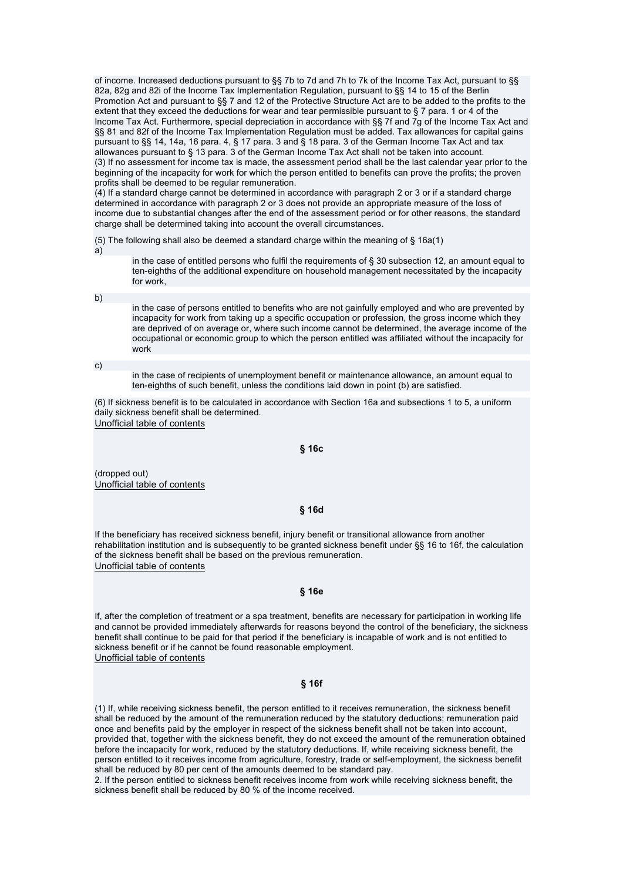of income. Increased deductions pursuant to §§ 7b to 7d and 7h to 7k of the Income Tax Act, pursuant to §§ 82a, 82g and 82i of the Income Tax Implementation Regulation, pursuant to §§ 14 to 15 of the Berlin Promotion Act and pursuant to §§ 7 and 12 of the Protective Structure Act are to be added to the profits to the extent that they exceed the deductions for wear and tear permissible pursuant to § 7 para. 1 or 4 of the Income Tax Act. Furthermore, special depreciation in accordance with §§ 7f and 7g of the Income Tax Act and §§ 81 and 82f of the Income Tax Implementation Regulation must be added. Tax allowances for capital gains pursuant to §§ 14, 14a, 16 para. 4, § 17 para. 3 and § 18 para. 3 of the German Income Tax Act and tax allowances pursuant to § 13 para. 3 of the German Income Tax Act shall not be taken into account.
(3) If no assessment for income tax is made, the assessment period shall be the last calendar year prior to the beginning of the incapacity for work for which the person entitled to benefits can prove the profits; the proven profits shall be deemed to be regular remuneration.
(4) If a standard charge cannot be determined in accordance with paragraph 2 or 3 or if a standard charge determined in accordance with paragraph 2 or 3 does not provide an appropriate measure of the loss of income due to substantial changes after the end of the assessment period or for other reasons, the standard charge shall be determined taking into account the overall circumstances.

(5) The following shall also be deemed a standard charge within the meaning of § 16a(1)

a) in the case of entitled persons who fulfil the requirements of § 30 subsection 12, an amount equal to ten-eighths of the additional expenditure on household management necessitated by the incapacity for work,

b) in the case of persons entitled to benefits who are not gainfully employed and who are prevented by incapacity for work from taking up a specific occupation or profession, the gross income which they are deprived of on average or, where such income cannot be determined, the average income of the occupational or economic group to which the person entitled was affiliated without the incapacity for work

c) in the case of recipients of unemployment benefit or maintenance allowance, an amount equal to ten-eighths of such benefit, unless the conditions laid down in point (b) are satisfied.

(6) If sickness benefit is to be calculated in accordance with Section 16a and subsections 1 to 5, a uniform daily sickness benefit shall be determined.
Unofficial table of contents

## § 16c

(dropped out)
Unofficial table of contents

## § 16d

If the beneficiary has received sickness benefit, injury benefit or transitional allowance from another rehabilitation institution and is subsequently to be granted sickness benefit under §§ 16 to 16f, the calculation of the sickness benefit shall be based on the previous remuneration.
Unofficial table of contents

## § 16e

If, after the completion of treatment or a spa treatment, benefits are necessary for participation in working life and cannot be provided immediately afterwards for reasons beyond the control of the beneficiary, the sickness benefit shall continue to be paid for that period if the beneficiary is incapable of work and is not entitled to sickness benefit or if he cannot be found reasonable employment.
Unofficial table of contents

## § 16f

(1) If, while receiving sickness benefit, the person entitled to it receives remuneration, the sickness benefit shall be reduced by the amount of the remuneration reduced by the statutory deductions; remuneration paid once and benefits paid by the employer in respect of the sickness benefit shall not be taken into account, provided that, together with the sickness benefit, they do not exceed the amount of the remuneration obtained before the incapacity for work, reduced by the statutory deductions. If, while receiving sickness benefit, the person entitled to it receives income from agriculture, forestry, trade or self-employment, the sickness benefit shall be reduced by 80 per cent of the amounts deemed to be standard pay.
2. If the person entitled to sickness benefit receives income from work while receiving sickness benefit, the sickness benefit shall be reduced by 80 % of the income received.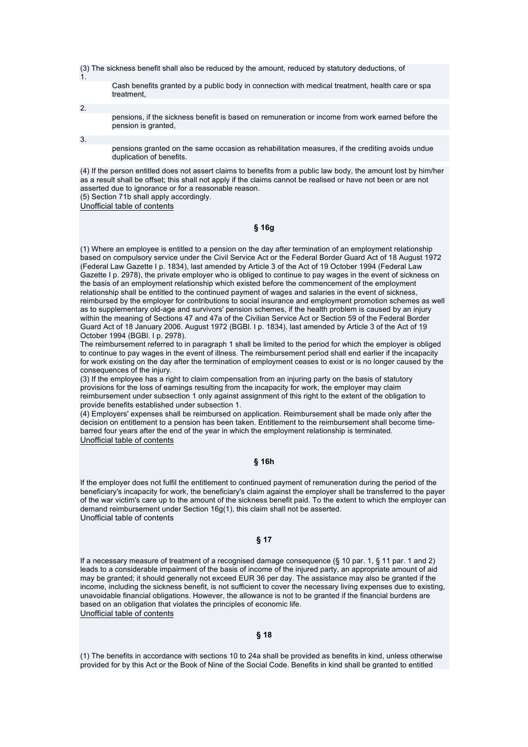(3) The sickness benefit shall also be reduced by the amount, reduced by statutory deductions, of

1. Cash benefits granted by a public body in connection with medical treatment, health care or spa treatment,
2. pensions, if the sickness benefit is based on remuneration or income from work earned before the pension is granted,
3. pensions granted on the same occasion as rehabilitation measures, if the crediting avoids undue duplication of benefits.

(4) If the person entitled does not assert claims to benefits from a public law body, the amount lost by him/her as a result shall be offset; this shall not apply if the claims cannot be realised or have not been or are not asserted due to ignorance or for a reasonable reason.
(5) Section 71b shall apply accordingly.
Unofficial table of contents

## § 16g

(1) Where an employee is entitled to a pension on the day after termination of an employment relationship based on compulsory service under the Civil Service Act or the Federal Border Guard Act of 18 August 1972 (Federal Law Gazette I p. 1834), last amended by Article 3 of the Act of 19 October 1994 (Federal Law Gazette I p. 2978), the private employer who is obliged to continue to pay wages in the event of sickness on the basis of an employment relationship which existed before the commencement of the employment relationship shall be entitled to the continued payment of wages and salaries in the event of sickness, reimbursed by the employer for contributions to social insurance and employment promotion schemes as well as to supplementary old-age and survivors' pension schemes, if the health problem is caused by an injury within the meaning of Sections 47 and 47a of the Civilian Service Act or Section 59 of the Federal Border Guard Act of 18 January 2006. August 1972 (BGBl. I p. 1834), last amended by Article 3 of the Act of 19 October 1994 (BGBl. I p. 2978).
The reimbursement referred to in paragraph 1 shall be limited to the period for which the employer is obliged to continue to pay wages in the event of illness. The reimbursement period shall end earlier if the incapacity for work existing on the day after the termination of employment ceases to exist or is no longer caused by the consequences of the injury.
(3) If the employee has a right to claim compensation from an injuring party on the basis of statutory provisions for the loss of earnings resulting from the incapacity for work, the employer may claim reimbursement under subsection 1 only against assignment of this right to the extent of the obligation to provide benefits established under subsection 1.
(4) Employers' expenses shall be reimbursed on application. Reimbursement shall be made only after the decision on entitlement to a pension has been taken. Entitlement to the reimbursement shall become time-barred four years after the end of the year in which the employment relationship is terminated.
Unofficial table of contents

## § 16h

If the employer does not fulfil the entitlement to continued payment of remuneration during the period of the beneficiary's incapacity for work, the beneficiary's claim against the employer shall be transferred to the payer of the war victim's care up to the amount of the sickness benefit paid. To the extent to which the employer can demand reimbursement under Section 16g(1), this claim shall not be asserted.
Unofficial table of contents

## § 17

If a necessary measure of treatment of a recognised damage consequence (§ 10 par. 1, § 11 par. 1 and 2) leads to a considerable impairment of the basis of income of the injured party, an appropriate amount of aid may be granted; it should generally not exceed EUR 36 per day. The assistance may also be granted if the income, including the sickness benefit, is not sufficient to cover the necessary living expenses due to existing, unavoidable financial obligations. However, the allowance is not to be granted if the financial burdens are based on an obligation that violates the principles of economic life.
Unofficial table of contents

## § 18

(1) The benefits in accordance with sections 10 to 24a shall be provided as benefits in kind, unless otherwise provided for by this Act or the Book of Nine of the Social Code. Benefits in kind shall be granted to entitled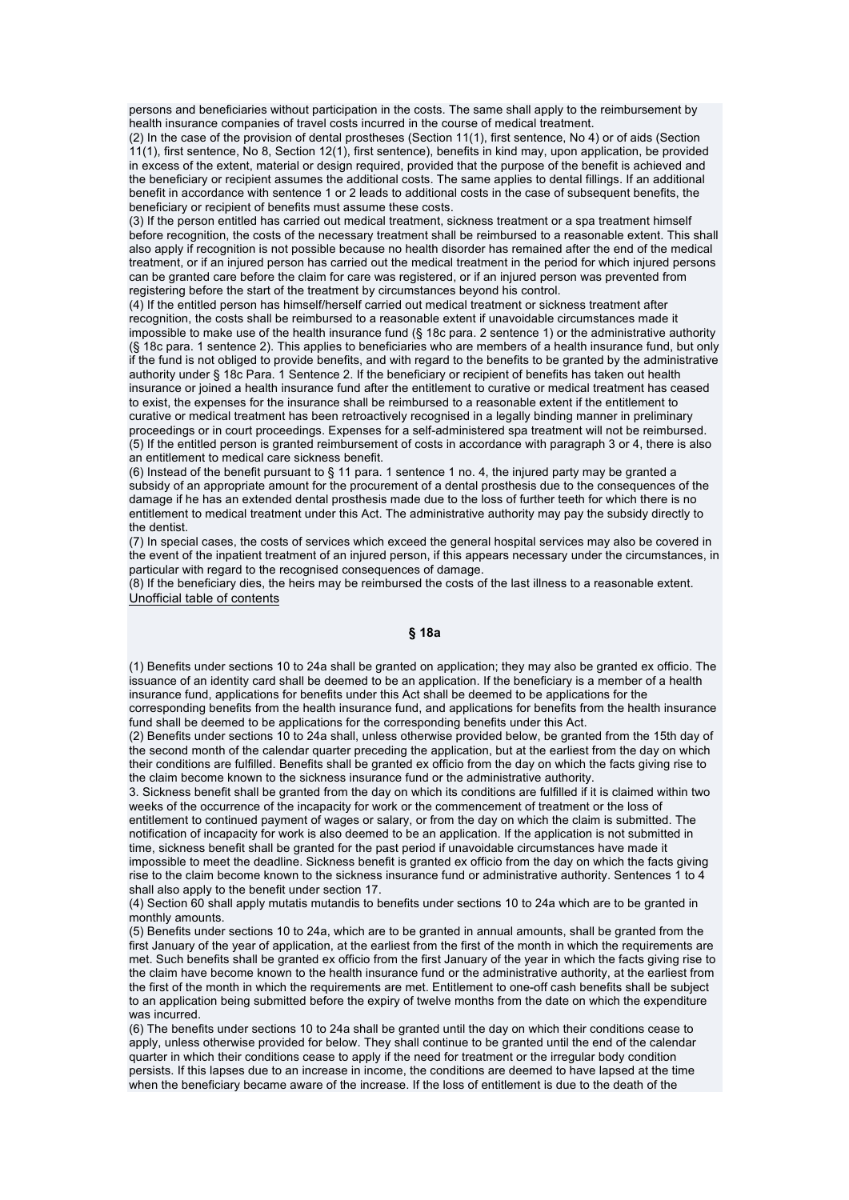persons and beneficiaries without participation in the costs. The same shall apply to the reimbursement by health insurance companies of travel costs incurred in the course of medical treatment.
(2) In the case of the provision of dental prostheses (Section 11(1), first sentence, No 4) or of aids (Section 11(1), first sentence, No 8, Section 12(1), first sentence), benefits in kind may, upon application, be provided in excess of the extent, material or design required, provided that the purpose of the benefit is achieved and the beneficiary or recipient assumes the additional costs. The same applies to dental fillings. If an additional benefit in accordance with sentence 1 or 2 leads to additional costs in the case of subsequent benefits, the beneficiary or recipient of benefits must assume these costs.
(3) If the person entitled has carried out medical treatment, sickness treatment or a spa treatment himself before recognition, the costs of the necessary treatment shall be reimbursed to a reasonable extent. This shall also apply if recognition is not possible because no health disorder has remained after the end of the medical treatment, or if an injured person has carried out the medical treatment in the period for which injured persons can be granted care before the claim for care was registered, or if an injured person was prevented from registering before the start of the treatment by circumstances beyond his control.
(4) If the entitled person has himself/herself carried out medical treatment or sickness treatment after recognition, the costs shall be reimbursed to a reasonable extent if unavoidable circumstances made it impossible to make use of the health insurance fund (§ 18c para. 2 sentence 1) or the administrative authority (§ 18c para. 1 sentence 2). This applies to beneficiaries who are members of a health insurance fund, but only if the fund is not obliged to provide benefits, and with regard to the benefits to be granted by the administrative authority under § 18c Para. 1 Sentence 2. If the beneficiary or recipient of benefits has taken out health insurance or joined a health insurance fund after the entitlement to curative or medical treatment has ceased to exist, the expenses for the insurance shall be reimbursed to a reasonable extent if the entitlement to curative or medical treatment has been retroactively recognised in a legally binding manner in preliminary proceedings or in court proceedings. Expenses for a self-administered spa treatment will not be reimbursed.
(5) If the entitled person is granted reimbursement of costs in accordance with paragraph 3 or 4, there is also an entitlement to medical care sickness benefit.
(6) Instead of the benefit pursuant to § 11 para. 1 sentence 1 no. 4, the injured party may be granted a subsidy of an appropriate amount for the procurement of a dental prosthesis due to the consequences of the damage if he has an extended dental prosthesis made due to the loss of further teeth for which there is no entitlement to medical treatment under this Act. The administrative authority may pay the subsidy directly to the dentist.
(7) In special cases, the costs of services which exceed the general hospital services may also be covered in the event of the inpatient treatment of an injured person, if this appears necessary under the circumstances, in particular with regard to the recognised consequences of damage.
(8) If the beneficiary dies, the heirs may be reimbursed the costs of the last illness to a reasonable extent.
Unofficial table of contents

## § 18a

(1) Benefits under sections 10 to 24a shall be granted on application; they may also be granted ex officio. The issuance of an identity card shall be deemed to be an application. If the beneficiary is a member of a health insurance fund, applications for benefits under this Act shall be deemed to be applications for the corresponding benefits from the health insurance fund, and applications for benefits from the health insurance fund shall be deemed to be applications for the corresponding benefits under this Act.
(2) Benefits under sections 10 to 24a shall, unless otherwise provided below, be granted from the 15th day of the second month of the calendar quarter preceding the application, but at the earliest from the day on which their conditions are fulfilled. Benefits shall be granted ex officio from the day on which the facts giving rise to the claim become known to the sickness insurance fund or the administrative authority.
3. Sickness benefit shall be granted from the day on which its conditions are fulfilled if it is claimed within two weeks of the occurrence of the incapacity for work or the commencement of treatment or the loss of entitlement to continued payment of wages or salary, or from the day on which the claim is submitted. The notification of incapacity for work is also deemed to be an application. If the application is not submitted in time, sickness benefit shall be granted for the past period if unavoidable circumstances have made it impossible to meet the deadline. Sickness benefit is granted ex officio from the day on which the facts giving rise to the claim become known to the sickness insurance fund or administrative authority. Sentences 1 to 4 shall also apply to the benefit under section 17.
(4) Section 60 shall apply mutatis mutandis to benefits under sections 10 to 24a which are to be granted in monthly amounts.
(5) Benefits under sections 10 to 24a, which are to be granted in annual amounts, shall be granted from the first January of the year of application, at the earliest from the first of the month in which the requirements are met. Such benefits shall be granted ex officio from the first January of the year in which the facts giving rise to the claim have become known to the health insurance fund or the administrative authority, at the earliest from the first of the month in which the requirements are met. Entitlement to one-off cash benefits shall be subject to an application being submitted before the expiry of twelve months from the date on which the expenditure was incurred.
(6) The benefits under sections 10 to 24a shall be granted until the day on which their conditions cease to apply, unless otherwise provided for below. They shall continue to be granted until the end of the calendar quarter in which their conditions cease to apply if the need for treatment or the irregular body condition persists. If this lapses due to an increase in income, the conditions are deemed to have lapsed at the time when the beneficiary became aware of the increase. If the loss of entitlement is due to the death of the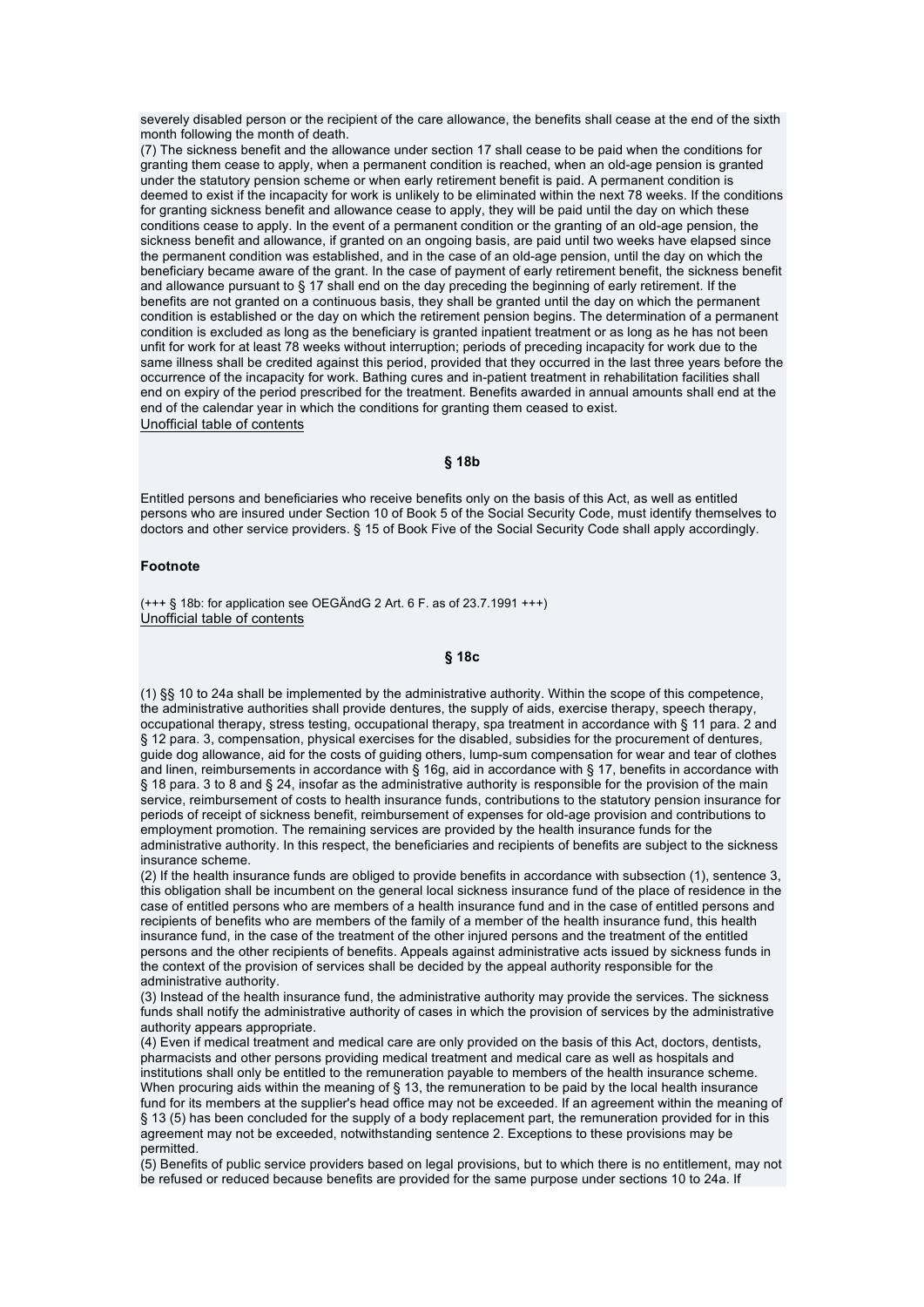severely disabled person or the recipient of the care allowance, the benefits shall cease at the end of the sixth month following the month of death.

(7) The sickness benefit and the allowance under section 17 shall cease to be paid when the conditions for granting them cease to apply, when a permanent condition is reached, when an old-age pension is granted under the statutory pension scheme or when early retirement benefit is paid. A permanent condition is deemed to exist if the incapacity for work is unlikely to be eliminated within the next 78 weeks. If the conditions for granting sickness benefit and allowance cease to apply, they will be paid until the day on which these conditions cease to apply. In the event of a permanent condition or the granting of an old-age pension, the sickness benefit and allowance, if granted on an ongoing basis, are paid until two weeks have elapsed since the permanent condition was established, and in the case of an old-age pension, until the day on which the beneficiary became aware of the grant. In the case of payment of early retirement benefit, the sickness benefit and allowance pursuant to § 17 shall end on the day preceding the beginning of early retirement. If the benefits are not granted on a continuous basis, they shall be granted until the day on which the permanent condition is established or the day on which the retirement pension begins. The determination of a permanent condition is excluded as long as the beneficiary is granted inpatient treatment or as long as he has not been unfit for work for at least 78 weeks without interruption; periods of preceding incapacity for work due to the same illness shall be credited against this period, provided that they occurred in the last three years before the occurrence of the incapacity for work. Bathing cures and in-patient treatment in rehabilitation facilities shall end on expiry of the period prescribed for the treatment. Benefits awarded in annual amounts shall end at the end of the calendar year in which the conditions for granting them ceased to exist.

Unofficial table of contents

## § 18b

Entitled persons and beneficiaries who receive benefits only on the basis of this Act, as well as entitled persons who are insured under Section 10 of Book 5 of the Social Security Code, must identify themselves to doctors and other service providers. § 15 of Book Five of the Social Security Code shall apply accordingly.

**Footnote**

(+++ § 18b: for application see OEGÄndG 2 Art. 6 F. as of 23.7.1991 +++)

Unofficial table of contents

## § 18c

(1) §§ 10 to 24a shall be implemented by the administrative authority. Within the scope of this competence, the administrative authorities shall provide dentures, the supply of aids, exercise therapy, speech therapy, occupational therapy, stress testing, occupational therapy, spa treatment in accordance with § 11 para. 2 and § 12 para. 3, compensation, physical exercises for the disabled, subsidies for the procurement of dentures, guide dog allowance, aid for the costs of guiding others, lump-sum compensation for wear and tear of clothes and linen, reimbursements in accordance with § 16g, aid in accordance with § 17, benefits in accordance with § 18 para. 3 to 8 and § 24, insofar as the administrative authority is responsible for the provision of the main service, reimbursement of costs to health insurance funds, contributions to the statutory pension insurance for periods of receipt of sickness benefit, reimbursement of expenses for old-age provision and contributions to employment promotion. The remaining services are provided by the health insurance funds for the administrative authority. In this respect, the beneficiaries and recipients of benefits are subject to the sickness insurance scheme.

(2) If the health insurance funds are obliged to provide benefits in accordance with subsection (1), sentence 3, this obligation shall be incumbent on the general local sickness insurance fund of the place of residence in the case of entitled persons who are members of a health insurance fund and in the case of entitled persons and recipients of benefits who are members of the family of a member of the health insurance fund, this health insurance fund, in the case of the treatment of the other injured persons and the treatment of the entitled persons and the other recipients of benefits. Appeals against administrative acts issued by sickness funds in the context of the provision of services shall be decided by the appeal authority responsible for the administrative authority.

(3) Instead of the health insurance fund, the administrative authority may provide the services. The sickness funds shall notify the administrative authority of cases in which the provision of services by the administrative authority appears appropriate.

(4) Even if medical treatment and medical care are only provided on the basis of this Act, doctors, dentists, pharmacists and other persons providing medical treatment and medical care as well as hospitals and institutions shall only be entitled to the remuneration payable to members of the health insurance scheme. When procuring aids within the meaning of § 13, the remuneration to be paid by the local health insurance fund for its members at the supplier's head office may not be exceeded. If an agreement within the meaning of § 13 (5) has been concluded for the supply of a body replacement part, the remuneration provided for in this agreement may not be exceeded, notwithstanding sentence 2. Exceptions to these provisions may be permitted.

(5) Benefits of public service providers based on legal provisions, but to which there is no entitlement, may not be refused or reduced because benefits are provided for the same purpose under sections 10 to 24a. If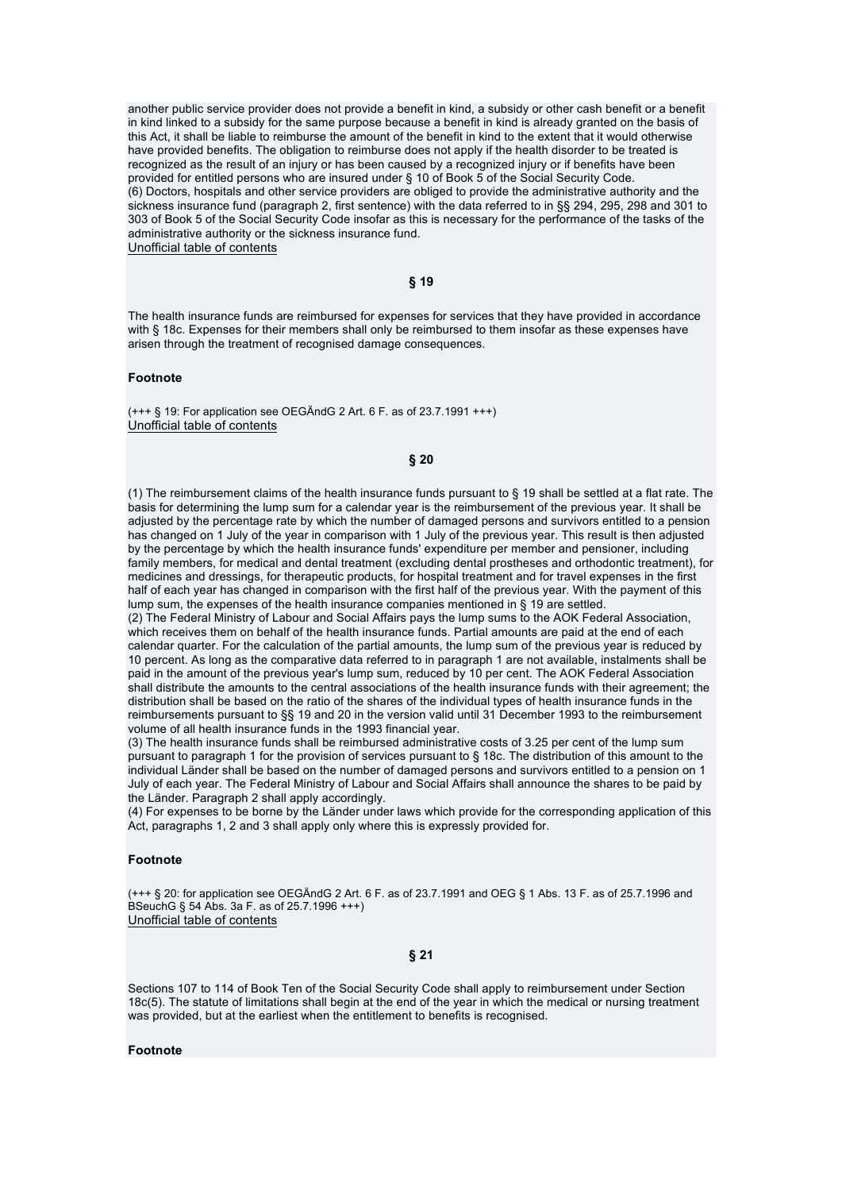another public service provider does not provide a benefit in kind, a subsidy or other cash benefit or a benefit in kind linked to a subsidy for the same purpose because a benefit in kind is already granted on the basis of this Act, it shall be liable to reimburse the amount of the benefit in kind to the extent that it would otherwise have provided benefits. The obligation to reimburse does not apply if the health disorder to be treated is recognized as the result of an injury or has been caused by a recognized injury or if benefits have been provided for entitled persons who are insured under § 10 of Book 5 of the Social Security Code.
(6) Doctors, hospitals and other service providers are obliged to provide the administrative authority and the sickness insurance fund (paragraph 2, first sentence) with the data referred to in §§ 294, 295, 298 and 301 to 303 of Book 5 of the Social Security Code insofar as this is necessary for the performance of the tasks of the administrative authority or the sickness insurance fund.
Unofficial table of contents

## § 19

The health insurance funds are reimbursed for expenses for services that they have provided in accordance with § 18c. Expenses for their members shall only be reimbursed to them insofar as these expenses have arisen through the treatment of recognised damage consequences.

**Footnote**

(+++ § 19: For application see OEGÄndG 2 Art. 6 F. as of 23.7.1991 +++)
Unofficial table of contents

## § 20

(1) The reimbursement claims of the health insurance funds pursuant to § 19 shall be settled at a flat rate. The basis for determining the lump sum for a calendar year is the reimbursement of the previous year. It shall be adjusted by the percentage rate by which the number of damaged persons and survivors entitled to a pension has changed on 1 July of the year in comparison with 1 July of the previous year. This result is then adjusted by the percentage by which the health insurance funds' expenditure per member and pensioner, including family members, for medical and dental treatment (excluding dental prostheses and orthodontic treatment), for medicines and dressings, for therapeutic products, for hospital treatment and for travel expenses in the first half of each year has changed in comparison with the first half of the previous year. With the payment of this lump sum, the expenses of the health insurance companies mentioned in § 19 are settled.
(2) The Federal Ministry of Labour and Social Affairs pays the lump sums to the AOK Federal Association, which receives them on behalf of the health insurance funds. Partial amounts are paid at the end of each calendar quarter. For the calculation of the partial amounts, the lump sum of the previous year is reduced by 10 percent. As long as the comparative data referred to in paragraph 1 are not available, instalments shall be paid in the amount of the previous year's lump sum, reduced by 10 per cent. The AOK Federal Association shall distribute the amounts to the central associations of the health insurance funds with their agreement; the distribution shall be based on the ratio of the shares of the individual types of health insurance funds in the reimbursements pursuant to §§ 19 and 20 in the version valid until 31 December 1993 to the reimbursement volume of all health insurance funds in the 1993 financial year.
(3) The health insurance funds shall be reimbursed administrative costs of 3.25 per cent of the lump sum pursuant to paragraph 1 for the provision of services pursuant to § 18c. The distribution of this amount to the individual Länder shall be based on the number of damaged persons and survivors entitled to a pension on 1 July of each year. The Federal Ministry of Labour and Social Affairs shall announce the shares to be paid by the Länder. Paragraph 2 shall apply accordingly.
(4) For expenses to be borne by the Länder under laws which provide for the corresponding application of this Act, paragraphs 1, 2 and 3 shall apply only where this is expressly provided for.

**Footnote**

(+++ § 20: for application see OEGÄndG 2 Art. 6 F. as of 23.7.1991 and OEG § 1 Abs. 13 F. as of 25.7.1996 and BSeuchG § 54 Abs. 3a F. as of 25.7.1996 +++)
Unofficial table of contents

## § 21

Sections 107 to 114 of Book Ten of the Social Security Code shall apply to reimbursement under Section 18c(5). The statute of limitations shall begin at the end of the year in which the medical or nursing treatment was provided, but at the earliest when the entitlement to benefits is recognised.

**Footnote**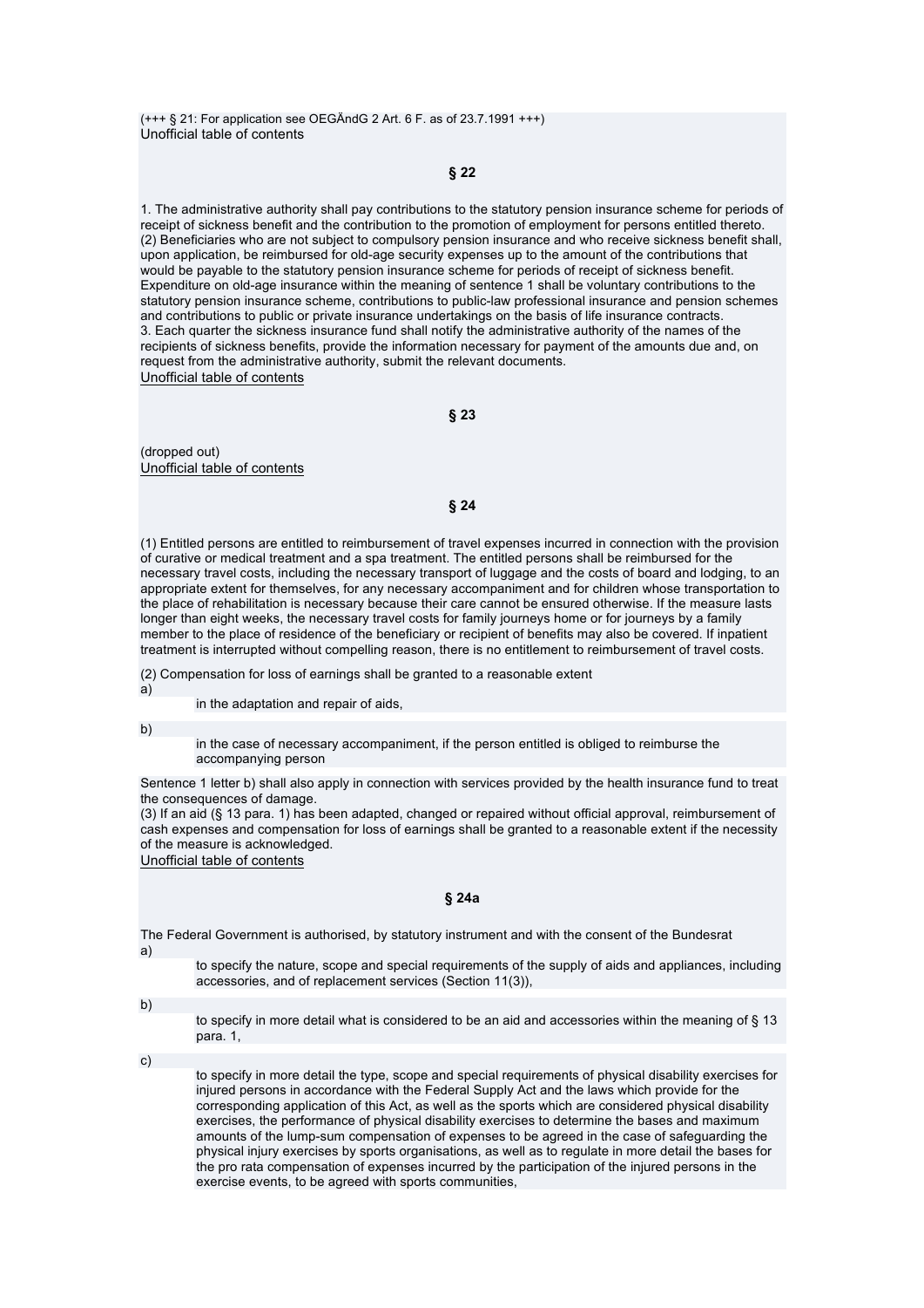(+++ § 21: For application see OEGÄndG 2 Art. 6 F. as of 23.7.1991 +++)
Unofficial table of contents

## § 22

1. The administrative authority shall pay contributions to the statutory pension insurance scheme for periods of receipt of sickness benefit and the contribution to the promotion of employment for persons entitled thereto.
(2) Beneficiaries who are not subject to compulsory pension insurance and who receive sickness benefit shall, upon application, be reimbursed for old-age security expenses up to the amount of the contributions that would be payable to the statutory pension insurance scheme for periods of receipt of sickness benefit. Expenditure on old-age insurance within the meaning of sentence 1 shall be voluntary contributions to the statutory pension insurance scheme, contributions to public-law professional insurance and pension schemes and contributions to public or private insurance undertakings on the basis of life insurance contracts.
3. Each quarter the sickness insurance fund shall notify the administrative authority of the names of the recipients of sickness benefits, provide the information necessary for payment of the amounts due and, on request from the administrative authority, submit the relevant documents.
Unofficial table of contents

## § 23

(dropped out)
Unofficial table of contents

## § 24

(1) Entitled persons are entitled to reimbursement of travel expenses incurred in connection with the provision of curative or medical treatment and a spa treatment. The entitled persons shall be reimbursed for the necessary travel costs, including the necessary transport of luggage and the costs of board and lodging, to an appropriate extent for themselves, for any necessary accompaniment and for children whose transportation to the place of rehabilitation is necessary because their care cannot be ensured otherwise. If the measure lasts longer than eight weeks, the necessary travel costs for family journeys home or for journeys by a family member to the place of residence of the beneficiary or recipient of benefits may also be covered. If inpatient treatment is interrupted without compelling reason, there is no entitlement to reimbursement of travel costs.

(2) Compensation for loss of earnings shall be granted to a reasonable extent

a)
in the adaptation and repair of aids,

b)
in the case of necessary accompaniment, if the person entitled is obliged to reimburse the accompanying person

Sentence 1 letter b) shall also apply in connection with services provided by the health insurance fund to treat the consequences of damage.
(3) If an aid (§ 13 para. 1) has been adapted, changed or repaired without official approval, reimbursement of cash expenses and compensation for loss of earnings shall be granted to a reasonable extent if the necessity of the measure is acknowledged.
Unofficial table of contents

## § 24a

The Federal Government is authorised, by statutory instrument and with the consent of the Bundesrat

a)
to specify the nature, scope and special requirements of the supply of aids and appliances, including accessories, and of replacement services (Section 11(3)),

b)
to specify in more detail what is considered to be an aid and accessories within the meaning of § 13 para. 1,

c)
to specify in more detail the type, scope and special requirements of physical disability exercises for injured persons in accordance with the Federal Supply Act and the laws which provide for the corresponding application of this Act, as well as the sports which are considered physical disability exercises, the performance of physical disability exercises to determine the bases and maximum amounts of the lump-sum compensation of expenses to be agreed in the case of safeguarding the physical injury exercises by sports organisations, as well as to regulate in more detail the bases for the pro rata compensation of expenses incurred by the participation of the injured persons in the exercise events, to be agreed with sports communities,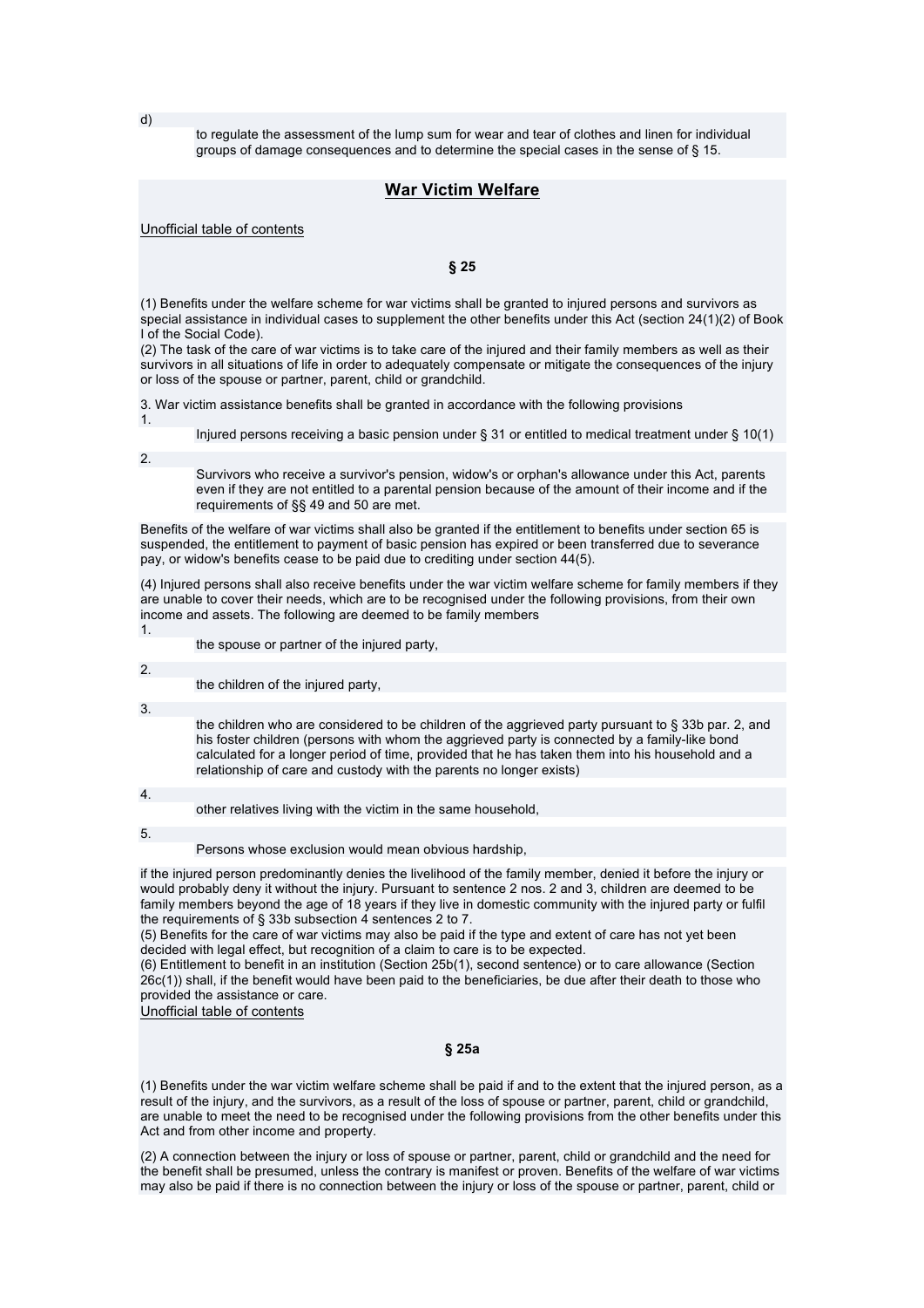d) to regulate the assessment of the lump sum for wear and tear of clothes and linen for individual groups of damage consequences and to determine the special cases in the sense of § 15.

## War Victim Welfare

Unofficial table of contents

### § 25

(1) Benefits under the welfare scheme for war victims shall be granted to injured persons and survivors as special assistance in individual cases to supplement the other benefits under this Act (section 24(1)(2) of Book I of the Social Code).
(2) The task of the care of war victims is to take care of the injured and their family members as well as their survivors in all situations of life in order to adequately compensate or mitigate the consequences of the injury or loss of the spouse or partner, parent, child or grandchild.

3. War victim assistance benefits shall be granted in accordance with the following provisions

1. Injured persons receiving a basic pension under § 31 or entitled to medical treatment under § 10(1)
2. Survivors who receive a survivor's pension, widow's or orphan's allowance under this Act, parents even if they are not entitled to a parental pension because of the amount of their income and if the requirements of §§ 49 and 50 are met.

Benefits of the welfare of war victims shall also be granted if the entitlement to benefits under section 65 is suspended, the entitlement to payment of basic pension has expired or been transferred due to severance pay, or widow's benefits cease to be paid due to crediting under section 44(5).

(4) Injured persons shall also receive benefits under the war victim welfare scheme for family members if they are unable to cover their needs, which are to be recognised under the following provisions, from their own income and assets. The following are deemed to be family members

1. the spouse or partner of the injured party,
2. the children of the injured party,
3. the children who are considered to be children of the aggrieved party pursuant to § 33b par. 2, and his foster children (persons with whom the aggrieved party is connected by a family-like bond calculated for a longer period of time, provided that he has taken them into his household and a relationship of care and custody with the parents no longer exists)
4. other relatives living with the victim in the same household,
5. Persons whose exclusion would mean obvious hardship,

if the injured person predominantly denies the livelihood of the family member, denied it before the injury or would probably deny it without the injury. Pursuant to sentence 2 nos. 2 and 3, children are deemed to be family members beyond the age of 18 years if they live in domestic community with the injured party or fulfil the requirements of § 33b subsection 4 sentences 2 to 7.
(5) Benefits for the care of war victims may also be paid if the type and extent of care has not yet been decided with legal effect, but recognition of a claim to care is to be expected.
(6) Entitlement to benefit in an institution (Section 25b(1), second sentence) or to care allowance (Section 26c(1)) shall, if the benefit would have been paid to the beneficiaries, be due after their death to those who provided the assistance or care.

Unofficial table of contents

### § 25a

(1) Benefits under the war victim welfare scheme shall be paid if and to the extent that the injured person, as a result of the injury, and the survivors, as a result of the loss of spouse or partner, parent, child or grandchild, are unable to meet the need to be recognised under the following provisions from the other benefits under this Act and from other income and property.

(2) A connection between the injury or loss of spouse or partner, parent, child or grandchild and the need for the benefit shall be presumed, unless the contrary is manifest or proven. Benefits of the welfare of war victims may also be paid if there is no connection between the injury or loss of the spouse or partner, parent, child or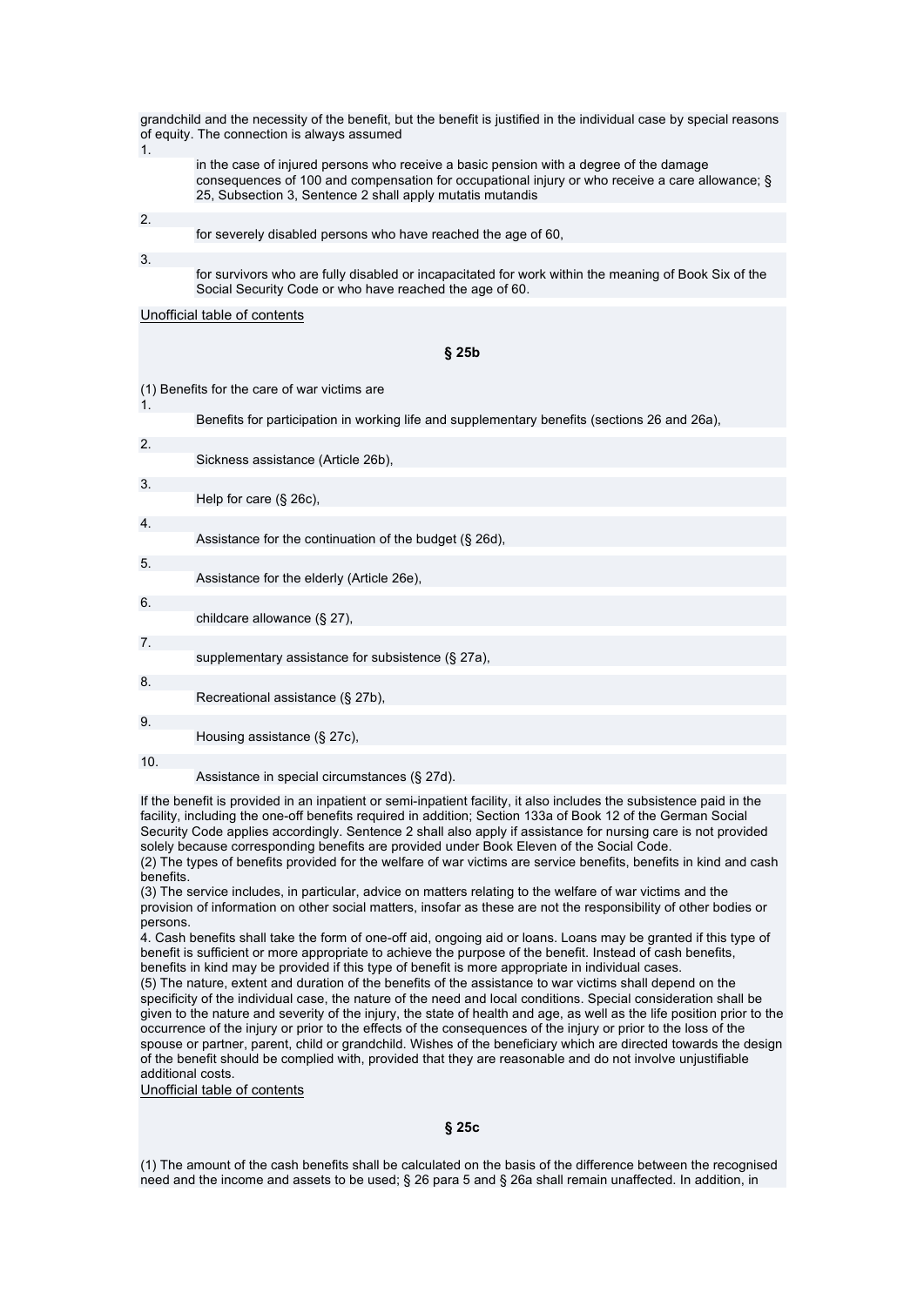grandchild and the necessity of the benefit, but the benefit is justified in the individual case by special reasons of equity. The connection is always assumed

1. in the case of injured persons who receive a basic pension with a degree of the damage consequences of 100 and compensation for occupational injury or who receive a care allowance; § 25, Subsection 3, Sentence 2 shall apply mutatis mutandis
2. for severely disabled persons who have reached the age of 60,
3. for survivors who are fully disabled or incapacitated for work within the meaning of Book Six of the Social Security Code or who have reached the age of 60.

Unofficial table of contents

### § 25b

(1) Benefits for the care of war victims are

1. Benefits for participation in working life and supplementary benefits (sections 26 and 26a),
2. Sickness assistance (Article 26b),
3. Help for care (§ 26c),
4. Assistance for the continuation of the budget (§ 26d),
5. Assistance for the elderly (Article 26e),
6. childcare allowance (§ 27),
7. supplementary assistance for subsistence (§ 27a),
8. Recreational assistance (§ 27b),
9. Housing assistance (§ 27c),
10. Assistance in special circumstances (§ 27d).

If the benefit is provided in an inpatient or semi-inpatient facility, it also includes the subsistence paid in the facility, including the one-off benefits required in addition; Section 133a of Book 12 of the German Social Security Code applies accordingly. Sentence 2 shall also apply if assistance for nursing care is not provided solely because corresponding benefits are provided under Book Eleven of the Social Code.
(2) The types of benefits provided for the welfare of war victims are service benefits, benefits in kind and cash benefits.
(3) The service includes, in particular, advice on matters relating to the welfare of war victims and the provision of information on other social matters, insofar as these are not the responsibility of other bodies or persons.
4. Cash benefits shall take the form of one-off aid, ongoing aid or loans. Loans may be granted if this type of benefit is sufficient or more appropriate to achieve the purpose of the benefit. Instead of cash benefits, benefits in kind may be provided if this type of benefit is more appropriate in individual cases.
(5) The nature, extent and duration of the benefits of the assistance to war victims shall depend on the specificity of the individual case, the nature of the need and local conditions. Special consideration shall be given to the nature and severity of the injury, the state of health and age, as well as the life position prior to the occurrence of the injury or prior to the effects of the consequences of the injury or prior to the loss of the spouse or partner, parent, child or grandchild. Wishes of the beneficiary which are directed towards the design of the benefit should be complied with, provided that they are reasonable and do not involve unjustifiable additional costs.

Unofficial table of contents

### § 25c

(1) The amount of the cash benefits shall be calculated on the basis of the difference between the recognised need and the income and assets to be used; § 26 para 5 and § 26a shall remain unaffected. In addition, in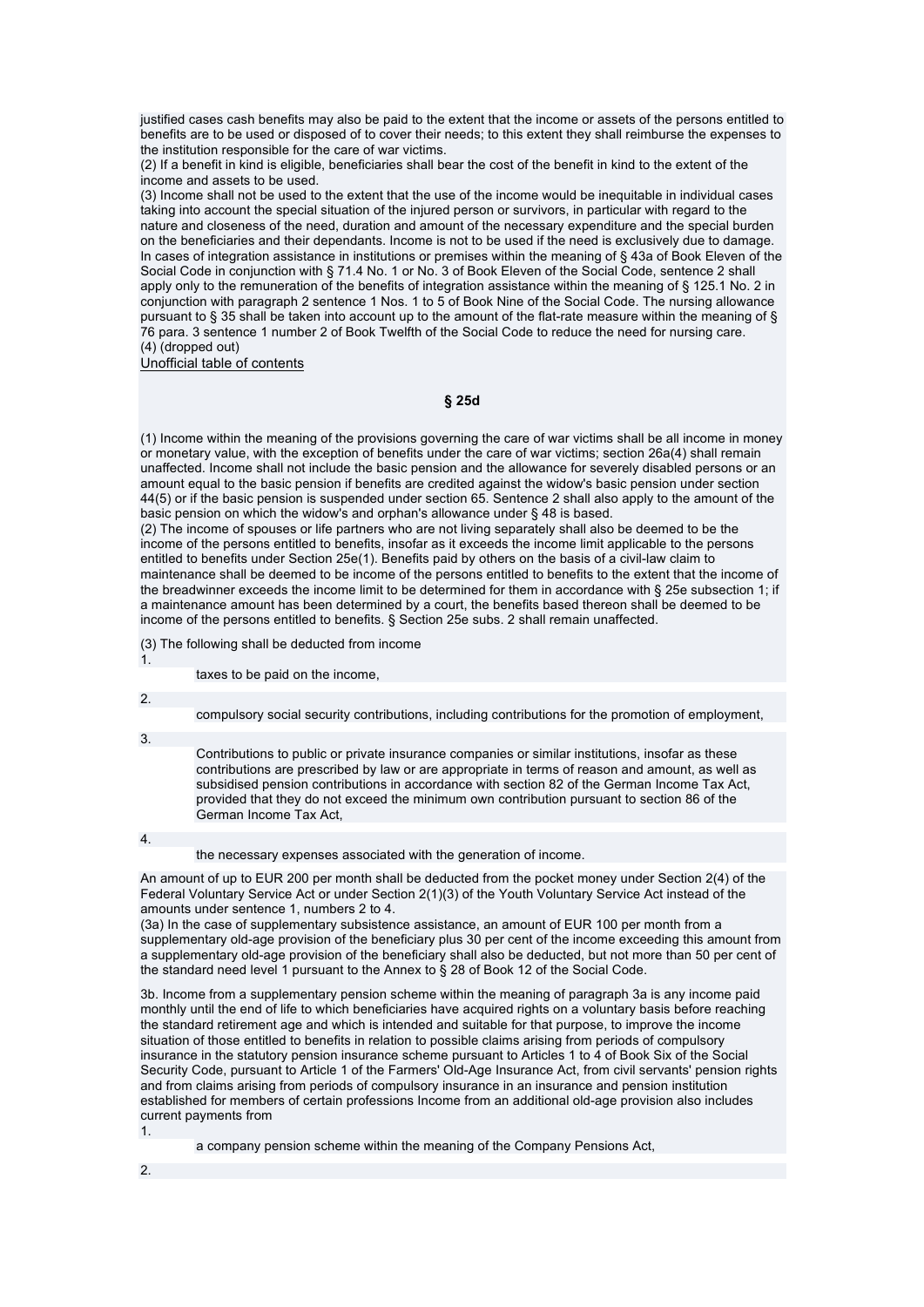justified cases cash benefits may also be paid to the extent that the income or assets of the persons entitled to benefits are to be used or disposed of to cover their needs; to this extent they shall reimburse the expenses to the institution responsible for the care of war victims.
(2) If a benefit in kind is eligible, beneficiaries shall bear the cost of the benefit in kind to the extent of the income and assets to be used.
(3) Income shall not be used to the extent that the use of the income would be inequitable in individual cases taking into account the special situation of the injured person or survivors, in particular with regard to the nature and closeness of the need, duration and amount of the necessary expenditure and the special burden on the beneficiaries and their dependants. Income is not to be used if the need is exclusively due to damage. In cases of integration assistance in institutions or premises within the meaning of § 43a of Book Eleven of the Social Code in conjunction with § 71.4 No. 1 or No. 3 of Book Eleven of the Social Code, sentence 2 shall apply only to the remuneration of the benefits of integration assistance within the meaning of § 125.1 No. 2 in conjunction with paragraph 2 sentence 1 Nos. 1 to 5 of Book Nine of the Social Code. The nursing allowance pursuant to § 35 shall be taken into account up to the amount of the flat-rate measure within the meaning of § 76 para. 3 sentence 1 number 2 of Book Twelfth of the Social Code to reduce the need for nursing care.
(4) (dropped out)

Unofficial table of contents

## § 25d

(1) Income within the meaning of the provisions governing the care of war victims shall be all income in money or monetary value, with the exception of benefits under the care of war victims; section 26a(4) shall remain unaffected. Income shall not include the basic pension and the allowance for severely disabled persons or an amount equal to the basic pension if benefits are credited against the widow's basic pension under section 44(5) or if the basic pension is suspended under section 65. Sentence 2 shall also apply to the amount of the basic pension on which the widow's and orphan's allowance under § 48 is based.
(2) The income of spouses or life partners who are not living separately shall also be deemed to be the income of the persons entitled to benefits, insofar as it exceeds the income limit applicable to the persons entitled to benefits under Section 25e(1). Benefits paid by others on the basis of a civil-law claim to maintenance shall be deemed to be income of the persons entitled to benefits to the extent that the income of the breadwinner exceeds the income limit to be determined for them in accordance with § 25e subsection 1; if a maintenance amount has been determined by a court, the benefits based thereon shall be deemed to be income of the persons entitled to benefits. § Section 25e subs. 2 shall remain unaffected.

(3) The following shall be deducted from income

1. taxes to be paid on the income,
2. compulsory social security contributions, including contributions for the promotion of employment,
3. Contributions to public or private insurance companies or similar institutions, insofar as these contributions are prescribed by law or are appropriate in terms of reason and amount, as well as subsidised pension contributions in accordance with section 82 of the German Income Tax Act, provided that they do not exceed the minimum own contribution pursuant to section 86 of the German Income Tax Act,
4. the necessary expenses associated with the generation of income.

An amount of up to EUR 200 per month shall be deducted from the pocket money under Section 2(4) of the Federal Voluntary Service Act or under Section 2(1)(3) of the Youth Voluntary Service Act instead of the amounts under sentence 1, numbers 2 to 4.
(3a) In the case of supplementary subsistence assistance, an amount of EUR 100 per month from a supplementary old-age provision of the beneficiary plus 30 per cent of the income exceeding this amount from a supplementary old-age provision of the beneficiary shall also be deducted, but not more than 50 per cent of the standard need level 1 pursuant to the Annex to § 28 of Book 12 of the Social Code.

3b. Income from a supplementary pension scheme within the meaning of paragraph 3a is any income paid monthly until the end of life to which beneficiaries have acquired rights on a voluntary basis before reaching the standard retirement age and which is intended and suitable for that purpose, to improve the income situation of those entitled to benefits in relation to possible claims arising from periods of compulsory insurance in the statutory pension insurance scheme pursuant to Articles 1 to 4 of Book Six of the Social Security Code, pursuant to Article 1 of the Farmers' Old-Age Insurance Act, from civil servants' pension rights and from claims arising from periods of compulsory insurance in an insurance and pension institution established for members of certain professions Income from an additional old-age provision also includes current payments from

1. a company pension scheme within the meaning of the Company Pensions Act,
2.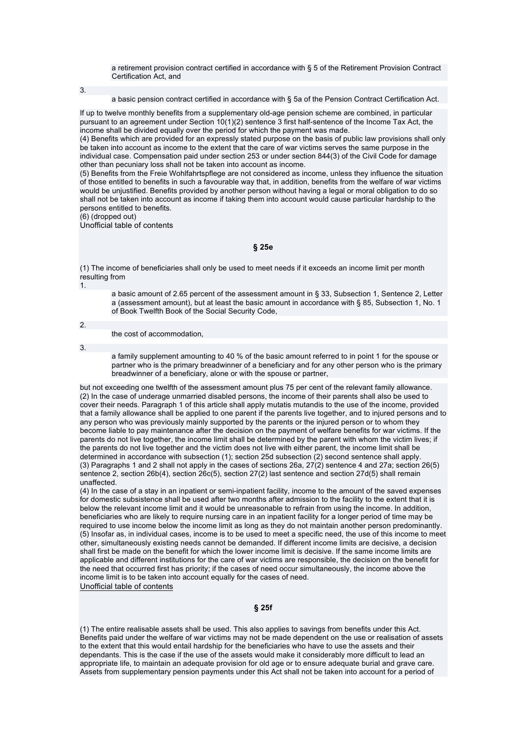a retirement provision contract certified in accordance with § 5 of the Retirement Provision Contract Certification Act, and

3. a basic pension contract certified in accordance with § 5a of the Pension Contract Certification Act.

If up to twelve monthly benefits from a supplementary old-age pension scheme are combined, in particular pursuant to an agreement under Section 10(1)(2) sentence 3 first half-sentence of the Income Tax Act, the income shall be divided equally over the period for which the payment was made.
(4) Benefits which are provided for an expressly stated purpose on the basis of public law provisions shall only be taken into account as income to the extent that the care of war victims serves the same purpose in the individual case. Compensation paid under section 253 or under section 844(3) of the Civil Code for damage other than pecuniary loss shall not be taken into account as income.
(5) Benefits from the Freie Wohlfahrtspflege are not considered as income, unless they influence the situation of those entitled to benefits in such a favourable way that, in addition, benefits from the welfare of war victims would be unjustified. Benefits provided by another person without having a legal or moral obligation to do so shall not be taken into account as income if taking them into account would cause particular hardship to the persons entitled to benefits.
(6) (dropped out)
Unofficial table of contents

### § 25e

(1) The income of beneficiaries shall only be used to meet needs if it exceeds an income limit per month resulting from

1. a basic amount of 2.65 percent of the assessment amount in § 33, Subsection 1, Sentence 2, Letter a (assessment amount), but at least the basic amount in accordance with § 85, Subsection 1, No. 1 of Book Twelfth Book of the Social Security Code,
2. the cost of accommodation,
3. a family supplement amounting to 40 % of the basic amount referred to in point 1 for the spouse or partner who is the primary breadwinner of a beneficiary and for any other person who is the primary breadwinner of a beneficiary, alone or with the spouse or partner,

but not exceeding one twelfth of the assessment amount plus 75 per cent of the relevant family allowance.
(2) In the case of underage unmarried disabled persons, the income of their parents shall also be used to cover their needs. Paragraph 1 of this article shall apply mutatis mutandis to the use of the income, provided that a family allowance shall be applied to one parent if the parents live together, and to injured persons and to any person who was previously mainly supported by the parents or the injured person or to whom they become liable to pay maintenance after the decision on the payment of welfare benefits for war victims. If the parents do not live together, the income limit shall be determined by the parent with whom the victim lives; if the parents do not live together and the victim does not live with either parent, the income limit shall be determined in accordance with subsection (1); section 25d subsection (2) second sentence shall apply.
(3) Paragraphs 1 and 2 shall not apply in the cases of sections 26a, 27(2) sentence 4 and 27a; section 26(5) sentence 2, section 26b(4), section 26c(5), section 27(2) last sentence and section 27d(5) shall remain unaffected.
(4) In the case of a stay in an inpatient or semi-inpatient facility, income to the amount of the saved expenses for domestic subsistence shall be used after two months after admission to the facility to the extent that it is below the relevant income limit and it would be unreasonable to refrain from using the income. In addition, beneficiaries who are likely to require nursing care in an inpatient facility for a longer period of time may be required to use income below the income limit as long as they do not maintain another person predominantly.
(5) Insofar as, in individual cases, income is to be used to meet a specific need, the use of this income to meet other, simultaneously existing needs cannot be demanded. If different income limits are decisive, a decision shall first be made on the benefit for which the lower income limit is decisive. If the same income limits are applicable and different institutions for the care of war victims are responsible, the decision on the benefit for the need that occurred first has priority; if the cases of need occur simultaneously, the income above the income limit is to be taken into account equally for the cases of need.
Unofficial table of contents

### § 25f

(1) The entire realisable assets shall be used. This also applies to savings from benefits under this Act. Benefits paid under the welfare of war victims may not be made dependent on the use or realisation of assets to the extent that this would entail hardship for the beneficiaries who have to use the assets and their dependants. This is the case if the use of the assets would make it considerably more difficult to lead an appropriate life, to maintain an adequate provision for old age or to ensure adequate burial and grave care. Assets from supplementary pension payments under this Act shall not be taken into account for a period of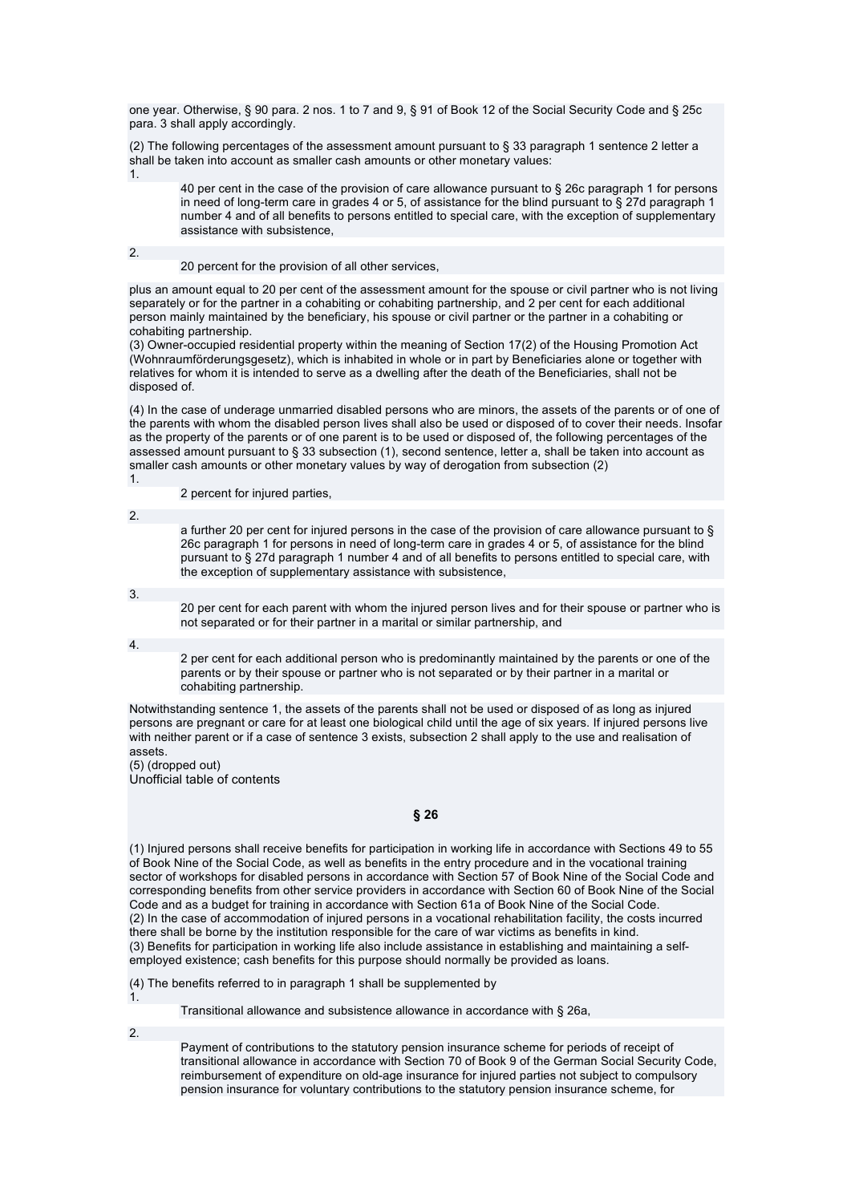one year. Otherwise, § 90 para. 2 nos. 1 to 7 and 9, § 91 of Book 12 of the Social Security Code and § 25c para. 3 shall apply accordingly.

(2) The following percentages of the assessment amount pursuant to § 33 paragraph 1 sentence 2 letter a shall be taken into account as smaller cash amounts or other monetary values:

1. 40 per cent in the case of the provision of care allowance pursuant to § 26c paragraph 1 for persons in need of long-term care in grades 4 or 5, of assistance for the blind pursuant to § 27d paragraph 1 number 4 and of all benefits to persons entitled to special care, with the exception of supplementary assistance with subsistence,
2. 20 percent for the provision of all other services,

plus an amount equal to 20 per cent of the assessment amount for the spouse or civil partner who is not living separately or for the partner in a cohabiting or cohabiting partnership, and 2 per cent for each additional person mainly maintained by the beneficiary, his spouse or civil partner or the partner in a cohabiting or cohabiting partnership.

(3) Owner-occupied residential property within the meaning of Section 17(2) of the Housing Promotion Act (Wohnraumförderungsgesetz), which is inhabited in whole or in part by Beneficiaries alone or together with relatives for whom it is intended to serve as a dwelling after the death of the Beneficiaries, shall not be disposed of.

(4) In the case of underage unmarried disabled persons who are minors, the assets of the parents or of one of the parents with whom the disabled person lives shall also be used or disposed of to cover their needs. Insofar as the property of the parents or of one parent is to be used or disposed of, the following percentages of the assessed amount pursuant to § 33 subsection (1), second sentence, letter a, shall be taken into account as smaller cash amounts or other monetary values by way of derogation from subsection (2)

1. 2 percent for injured parties,
2. a further 20 per cent for injured persons in the case of the provision of care allowance pursuant to § 26c paragraph 1 for persons in need of long-term care in grades 4 or 5, of assistance for the blind pursuant to § 27d paragraph 1 number 4 and of all benefits to persons entitled to special care, with the exception of supplementary assistance with subsistence,
3. 20 per cent for each parent with whom the injured person lives and for their spouse or partner who is not separated or for their partner in a marital or similar partnership, and
4. 2 per cent for each additional person who is predominantly maintained by the parents or one of the parents or by their spouse or partner who is not separated or by their partner in a marital or cohabiting partnership.

Notwithstanding sentence 1, the assets of the parents shall not be used or disposed of as long as injured persons are pregnant or care for at least one biological child until the age of six years. If injured persons live with neither parent or if a case of sentence 3 exists, subsection 2 shall apply to the use and realisation of assets.

(5) (dropped out)

Unofficial table of contents

## § 26

(1) Injured persons shall receive benefits for participation in working life in accordance with Sections 49 to 55 of Book Nine of the Social Code, as well as benefits in the entry procedure and in the vocational training sector of workshops for disabled persons in accordance with Section 57 of Book Nine of the Social Code and corresponding benefits from other service providers in accordance with Section 60 of Book Nine of the Social Code and as a budget for training in accordance with Section 61a of Book Nine of the Social Code.

(2) In the case of accommodation of injured persons in a vocational rehabilitation facility, the costs incurred there shall be borne by the institution responsible for the care of war victims as benefits in kind.

(3) Benefits for participation in working life also include assistance in establishing and maintaining a self-employed existence; cash benefits for this purpose should normally be provided as loans.

(4) The benefits referred to in paragraph 1 shall be supplemented by

1. Transitional allowance and subsistence allowance in accordance with § 26a,
2. Payment of contributions to the statutory pension insurance scheme for periods of receipt of transitional allowance in accordance with Section 70 of Book 9 of the German Social Security Code, reimbursement of expenditure on old-age insurance for injured parties not subject to compulsory pension insurance for voluntary contributions to the statutory pension insurance scheme, for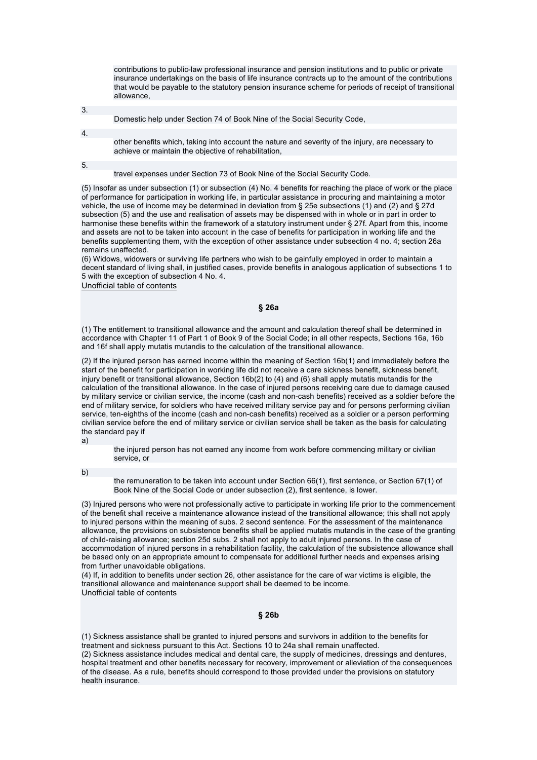contributions to public-law professional insurance and pension institutions and to public or private insurance undertakings on the basis of life insurance contracts up to the amount of the contributions that would be payable to the statutory pension insurance scheme for periods of receipt of transitional allowance,

3. Domestic help under Section 74 of Book Nine of the Social Security Code,

4. other benefits which, taking into account the nature and severity of the injury, are necessary to achieve or maintain the objective of rehabilitation,

5. travel expenses under Section 73 of Book Nine of the Social Security Code.

(5) Insofar as under subsection (1) or subsection (4) No. 4 benefits for reaching the place of work or the place of performance for participation in working life, in particular assistance in procuring and maintaining a motor vehicle, the use of income may be determined in deviation from § 25e subsections (1) and (2) and § 27d subsection (5) and the use and realisation of assets may be dispensed with in whole or in part in order to harmonise these benefits within the framework of a statutory instrument under § 27f. Apart from this, income and assets are not to be taken into account in the case of benefits for participation in working life and the benefits supplementing them, with the exception of other assistance under subsection 4 no. 4; section 26a remains unaffected.

(6) Widows, widowers or surviving life partners who wish to be gainfully employed in order to maintain a decent standard of living shall, in justified cases, provide benefits in analogous application of subsections 1 to 5 with the exception of subsection 4 No. 4.

Unofficial table of contents

### § 26a

(1) The entitlement to transitional allowance and the amount and calculation thereof shall be determined in accordance with Chapter 11 of Part 1 of Book 9 of the Social Code; in all other respects, Sections 16a, 16b and 16f shall apply mutatis mutandis to the calculation of the transitional allowance.

(2) If the injured person has earned income within the meaning of Section 16b(1) and immediately before the start of the benefit for participation in working life did not receive a care sickness benefit, sickness benefit, injury benefit or transitional allowance, Section 16b(2) to (4) and (6) shall apply mutatis mutandis for the calculation of the transitional allowance. In the case of injured persons receiving care due to damage caused by military service or civilian service, the income (cash and non-cash benefits) received as a soldier before the end of military service, for soldiers who have received military service pay and for persons performing civilian service, ten-eighths of the income (cash and non-cash benefits) received as a soldier or a person performing civilian service before the end of military service or civilian service shall be taken as the basis for calculating the standard pay if

a) the injured person has not earned any income from work before commencing military or civilian service, or

b) the remuneration to be taken into account under Section 66(1), first sentence, or Section 67(1) of Book Nine of the Social Code or under subsection (2), first sentence, is lower.

(3) Injured persons who were not professionally active to participate in working life prior to the commencement of the benefit shall receive a maintenance allowance instead of the transitional allowance; this shall not apply to injured persons within the meaning of subs. 2 second sentence. For the assessment of the maintenance allowance, the provisions on subsistence benefits shall be applied mutatis mutandis in the case of the granting of child-raising allowance; section 25d subs. 2 shall not apply to adult injured persons. In the case of accommodation of injured persons in a rehabilitation facility, the calculation of the subsistence allowance shall be based only on an appropriate amount to compensate for additional further needs and expenses arising from further unavoidable obligations.

(4) If, in addition to benefits under section 26, other assistance for the care of war victims is eligible, the transitional allowance and maintenance support shall be deemed to be income.

Unofficial table of contents

### § 26b

(1) Sickness assistance shall be granted to injured persons and survivors in addition to the benefits for treatment and sickness pursuant to this Act. Sections 10 to 24a shall remain unaffected.

(2) Sickness assistance includes medical and dental care, the supply of medicines, dressings and dentures, hospital treatment and other benefits necessary for recovery, improvement or alleviation of the consequences of the disease. As a rule, benefits should correspond to those provided under the provisions on statutory health insurance.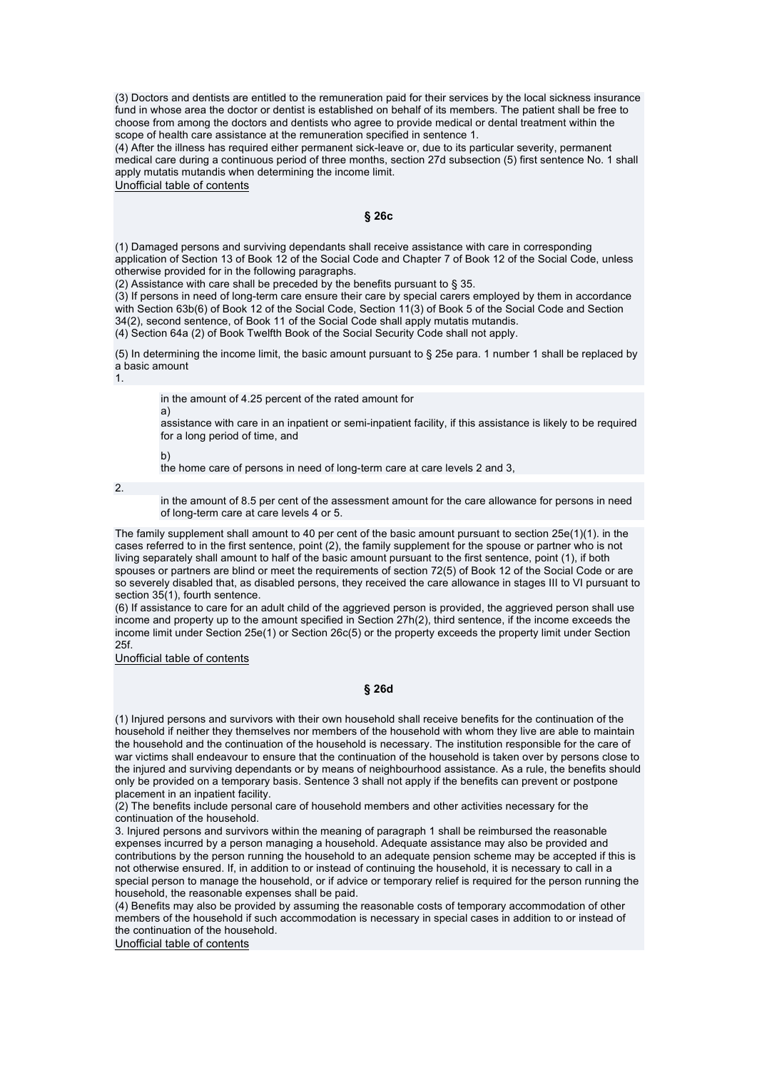(3) Doctors and dentists are entitled to the remuneration paid for their services by the local sickness insurance fund in whose area the doctor or dentist is established on behalf of its members. The patient shall be free to choose from among the doctors and dentists who agree to provide medical or dental treatment within the scope of health care assistance at the remuneration specified in sentence 1.
(4) After the illness has required either permanent sick-leave or, due to its particular severity, permanent medical care during a continuous period of three months, section 27d subsection (5) first sentence No. 1 shall apply mutatis mutandis when determining the income limit.
Unofficial table of contents

### § 26c

(1) Damaged persons and surviving dependants shall receive assistance with care in corresponding application of Section 13 of Book 12 of the Social Code and Chapter 7 of Book 12 of the Social Code, unless otherwise provided for in the following paragraphs.
(2) Assistance with care shall be preceded by the benefits pursuant to § 35.
(3) If persons in need of long-term care ensure their care by special carers employed by them in accordance with Section 63b(6) of Book 12 of the Social Code, Section 11(3) of Book 5 of the Social Code and Section 34(2), second sentence, of Book 11 of the Social Code shall apply mutatis mutandis.
(4) Section 64a (2) of Book Twelfth Book of the Social Security Code shall not apply.

(5) In determining the income limit, the basic amount pursuant to § 25e para. 1 number 1 shall be replaced by a basic amount

1.
   in the amount of 4.25 percent of the rated amount for
   a)
   assistance with care in an inpatient or semi-inpatient facility, if this assistance is likely to be required for a long period of time, and

   b)
   the home care of persons in need of long-term care at care levels 2 and 3,

2.
   in the amount of 8.5 per cent of the assessment amount for the care allowance for persons in need of long-term care at care levels 4 or 5.

The family supplement shall amount to 40 per cent of the basic amount pursuant to section 25e(1)(1). in the cases referred to in the first sentence, point (2), the family supplement for the spouse or partner who is not living separately shall amount to half of the basic amount pursuant to the first sentence, point (1), if both spouses or partners are blind or meet the requirements of section 72(5) of Book 12 of the Social Code or are so severely disabled that, as disabled persons, they received the care allowance in stages III to VI pursuant to section 35(1), fourth sentence.
(6) If assistance to care for an adult child of the aggrieved person is provided, the aggrieved person shall use income and property up to the amount specified in Section 27h(2), third sentence, if the income exceeds the income limit under Section 25e(1) or Section 26c(5) or the property exceeds the property limit under Section 25f.
Unofficial table of contents

### § 26d

(1) Injured persons and survivors with their own household shall receive benefits for the continuation of the household if neither they themselves nor members of the household with whom they live are able to maintain the household and the continuation of the household is necessary. The institution responsible for the care of war victims shall endeavour to ensure that the continuation of the household is taken over by persons close to the injured and surviving dependants or by means of neighbourhood assistance. As a rule, the benefits should only be provided on a temporary basis. Sentence 3 shall not apply if the benefits can prevent or postpone placement in an inpatient facility.
(2) The benefits include personal care of household members and other activities necessary for the continuation of the household.
3. Injured persons and survivors within the meaning of paragraph 1 shall be reimbursed the reasonable expenses incurred by a person managing a household. Adequate assistance may also be provided and contributions by the person running the household to an adequate pension scheme may be accepted if this is not otherwise ensured. If, in addition to or instead of continuing the household, it is necessary to call in a special person to manage the household, or if advice or temporary relief is required for the person running the household, the reasonable expenses shall be paid.
(4) Benefits may also be provided by assuming the reasonable costs of temporary accommodation of other members of the household if such accommodation is necessary in special cases in addition to or instead of the continuation of the household.
Unofficial table of contents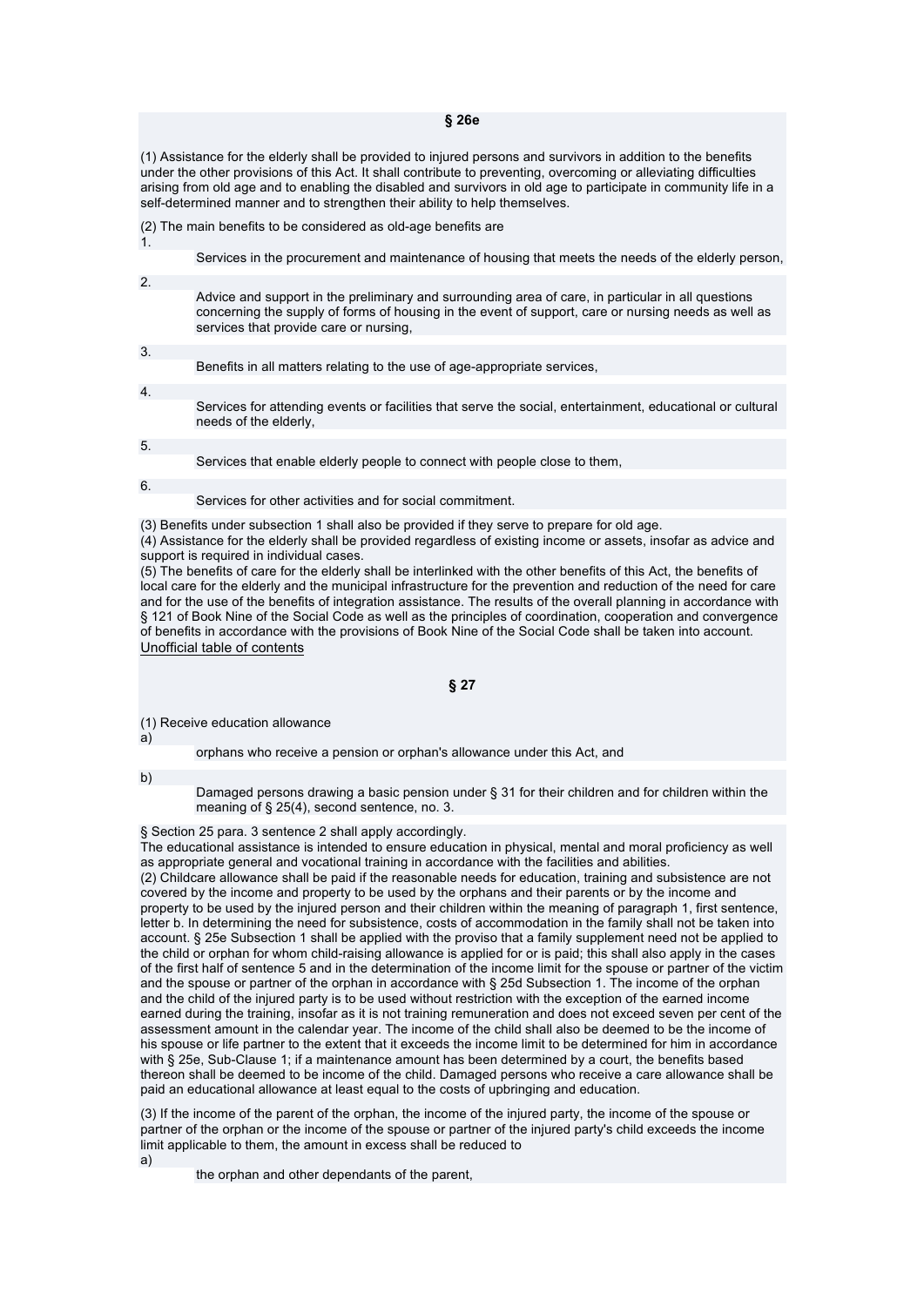## § 26e

(1) Assistance for the elderly shall be provided to injured persons and survivors in addition to the benefits under the other provisions of this Act. It shall contribute to preventing, overcoming or alleviating difficulties arising from old age and to enabling the disabled and survivors in old age to participate in community life in a self-determined manner and to strengthen their ability to help themselves.

(2) The main benefits to be considered as old-age benefits are

1. Services in the procurement and maintenance of housing that meets the needs of the elderly person,
2. Advice and support in the preliminary and surrounding area of care, in particular in all questions concerning the supply of forms of housing in the event of support, care or nursing needs as well as services that provide care or nursing,
3. Benefits in all matters relating to the use of age-appropriate services,
4. Services for attending events or facilities that serve the social, entertainment, educational or cultural needs of the elderly,
5. Services that enable elderly people to connect with people close to them,
6. Services for other activities and for social commitment.

(3) Benefits under subsection 1 shall also be provided if they serve to prepare for old age.

(4) Assistance for the elderly shall be provided regardless of existing income or assets, insofar as advice and support is required in individual cases.

(5) The benefits of care for the elderly shall be interlinked with the other benefits of this Act, the benefits of local care for the elderly and the municipal infrastructure for the prevention and reduction of the need for care and for the use of the benefits of integration assistance. The results of the overall planning in accordance with § 121 of Book Nine of the Social Code as well as the principles of coordination, cooperation and convergence of benefits in accordance with the provisions of Book Nine of the Social Code shall be taken into account.

Unofficial table of contents

## § 27

(1) Receive education allowance

a) orphans who receive a pension or orphan's allowance under this Act, and

b) Damaged persons drawing a basic pension under § 31 for their children and for children within the meaning of § 25(4), second sentence, no. 3.

§ Section 25 para. 3 sentence 2 shall apply accordingly.

The educational assistance is intended to ensure education in physical, mental and moral proficiency as well as appropriate general and vocational training in accordance with the facilities and abilities.

(2) Childcare allowance shall be paid if the reasonable needs for education, training and subsistence are not covered by the income and property to be used by the orphans and their parents or by the income and property to be used by the injured person and their children within the meaning of paragraph 1, first sentence, letter b. In determining the need for subsistence, costs of accommodation in the family shall not be taken into account. § 25e Subsection 1 shall be applied with the proviso that a family supplement need not be applied to the child or orphan for whom child-raising allowance is applied for or is paid; this shall also apply in the cases of the first half of sentence 5 and in the determination of the income limit for the spouse or partner of the victim and the spouse or partner of the orphan in accordance with § 25d Subsection 1. The income of the orphan and the child of the injured party is to be used without restriction with the exception of the earned income earned during the training, insofar as it is not training remuneration and does not exceed seven per cent of the assessment amount in the calendar year. The income of the child shall also be deemed to be the income of his spouse or life partner to the extent that it exceeds the income limit to be determined for him in accordance with § 25e, Sub-Clause 1; if a maintenance amount has been determined by a court, the benefits based thereon shall be deemed to be income of the child. Damaged persons who receive a care allowance shall be paid an educational allowance at least equal to the costs of upbringing and education.

(3) If the income of the parent of the orphan, the income of the injured party, the income of the spouse or partner of the orphan or the income of the spouse or partner of the injured party's child exceeds the income limit applicable to them, the amount in excess shall be reduced to

a) the orphan and other dependants of the parent,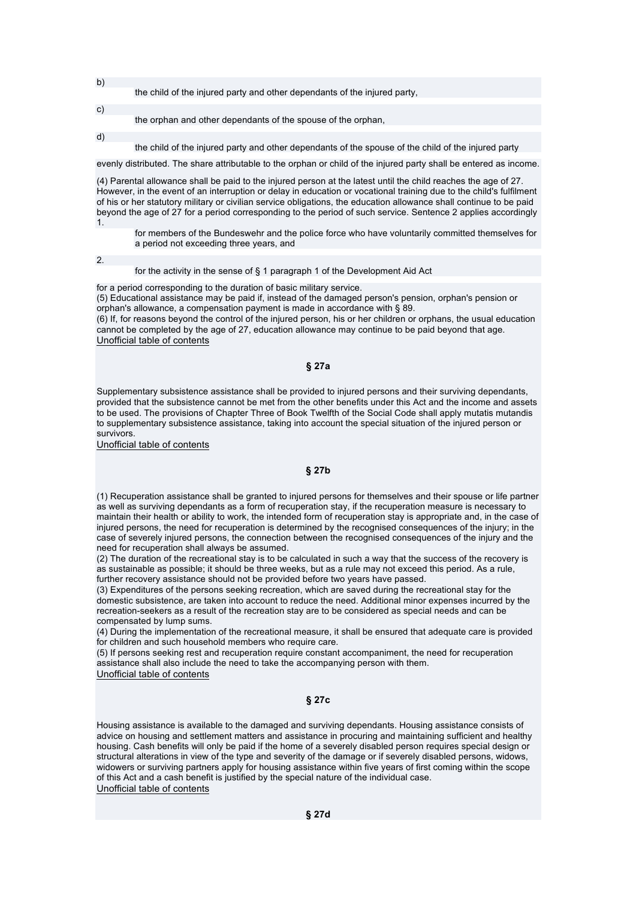b) the child of the injured party and other dependants of the injured party,

c) the orphan and other dependants of the spouse of the orphan,

d) the child of the injured party and other dependants of the spouse of the child of the injured party

evenly distributed. The share attributable to the orphan or child of the injured party shall be entered as income.

(4) Parental allowance shall be paid to the injured person at the latest until the child reaches the age of 27. However, in the event of an interruption or delay in education or vocational training due to the child's fulfilment of his or her statutory military or civilian service obligations, the education allowance shall continue to be paid beyond the age of 27 for a period corresponding to the period of such service. Sentence 2 applies accordingly

1. for members of the Bundeswehr and the police force who have voluntarily committed themselves for a period not exceeding three years, and

2. for the activity in the sense of § 1 paragraph 1 of the Development Aid Act

for a period corresponding to the duration of basic military service.

(5) Educational assistance may be paid if, instead of the damaged person's pension, orphan's pension or orphan's allowance, a compensation payment is made in accordance with § 89.

(6) If, for reasons beyond the control of the injured person, his or her children or orphans, the usual education cannot be completed by the age of 27, education allowance may continue to be paid beyond that age.

Unofficial table of contents

### § 27a

Supplementary subsistence assistance shall be provided to injured persons and their surviving dependants, provided that the subsistence cannot be met from the other benefits under this Act and the income and assets to be used. The provisions of Chapter Three of Book Twelfth of the Social Code shall apply mutatis mutandis to supplementary subsistence assistance, taking into account the special situation of the injured person or survivors.

Unofficial table of contents

### § 27b

(1) Recuperation assistance shall be granted to injured persons for themselves and their spouse or life partner as well as surviving dependants as a form of recuperation stay, if the recuperation measure is necessary to maintain their health or ability to work, the intended form of recuperation stay is appropriate and, in the case of injured persons, the need for recuperation is determined by the recognised consequences of the injury; in the case of severely injured persons, the connection between the recognised consequences of the injury and the need for recuperation shall always be assumed.

(2) The duration of the recreational stay is to be calculated in such a way that the success of the recovery is as sustainable as possible; it should be three weeks, but as a rule may not exceed this period. As a rule, further recovery assistance should not be provided before two years have passed.

(3) Expenditures of the persons seeking recreation, which are saved during the recreational stay for the domestic subsistence, are taken into account to reduce the need. Additional minor expenses incurred by the recreation-seekers as a result of the recreation stay are to be considered as special needs and can be compensated by lump sums.

(4) During the implementation of the recreational measure, it shall be ensured that adequate care is provided for children and such household members who require care.

(5) If persons seeking rest and recuperation require constant accompaniment, the need for recuperation assistance shall also include the need to take the accompanying person with them.

Unofficial table of contents

### § 27c

Housing assistance is available to the damaged and surviving dependants. Housing assistance consists of advice on housing and settlement matters and assistance in procuring and maintaining sufficient and healthy housing. Cash benefits will only be paid if the home of a severely disabled person requires special design or structural alterations in view of the type and severity of the damage or if severely disabled persons, widows, widowers or surviving partners apply for housing assistance within five years of first coming within the scope of this Act and a cash benefit is justified by the special nature of the individual case.

Unofficial table of contents

### § 27d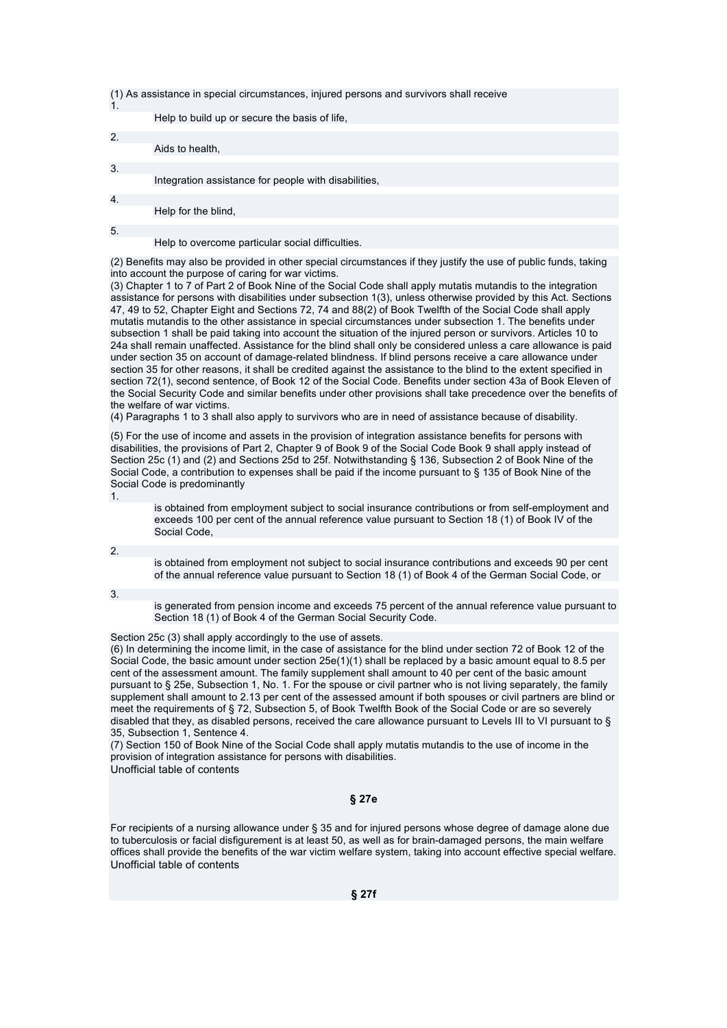(1) As assistance in special circumstances, injured persons and survivors shall receive

1. Help to build up or secure the basis of life,
2. Aids to health,
3. Integration assistance for people with disabilities,
4. Help for the blind,
5. Help to overcome particular social difficulties.

(2) Benefits may also be provided in other special circumstances if they justify the use of public funds, taking into account the purpose of caring for war victims.
(3) Chapter 1 to 7 of Part 2 of Book Nine of the Social Code shall apply mutatis mutandis to the integration assistance for persons with disabilities under subsection 1(3), unless otherwise provided by this Act. Sections 47, 49 to 52, Chapter Eight and Sections 72, 74 and 88(2) of Book Twelfth of the Social Code shall apply mutatis mutandis to the other assistance in special circumstances under subsection 1. The benefits under subsection 1 shall be paid taking into account the situation of the injured person or survivors. Articles 10 to 24a shall remain unaffected. Assistance for the blind shall only be considered unless a care allowance is paid under section 35 on account of damage-related blindness. If blind persons receive a care allowance under section 35 for other reasons, it shall be credited against the assistance to the blind to the extent specified in section 72(1), second sentence, of Book 12 of the Social Code. Benefits under section 43a of Book Eleven of the Social Security Code and similar benefits under other provisions shall take precedence over the benefits of the welfare of war victims.
(4) Paragraphs 1 to 3 shall also apply to survivors who are in need of assistance because of disability.

(5) For the use of income and assets in the provision of integration assistance benefits for persons with disabilities, the provisions of Part 2, Chapter 9 of Book 9 of the Social Code Book 9 shall apply instead of Section 25c (1) and (2) and Sections 25d to 25f. Notwithstanding § 136, Subsection 2 of Book Nine of the Social Code, a contribution to expenses shall be paid if the income pursuant to § 135 of Book Nine of the Social Code is predominantly

1. is obtained from employment subject to social insurance contributions or from self-employment and exceeds 100 per cent of the annual reference value pursuant to Section 18 (1) of Book IV of the Social Code,
2. is obtained from employment not subject to social insurance contributions and exceeds 90 per cent of the annual reference value pursuant to Section 18 (1) of Book 4 of the German Social Code, or
3. is generated from pension income and exceeds 75 percent of the annual reference value pursuant to Section 18 (1) of Book 4 of the German Social Security Code.

Section 25c (3) shall apply accordingly to the use of assets.
(6) In determining the income limit, in the case of assistance for the blind under section 72 of Book 12 of the Social Code, the basic amount under section 25e(1)(1) shall be replaced by a basic amount equal to 8.5 per cent of the assessment amount. The family supplement shall amount to 40 per cent of the basic amount pursuant to § 25e, Subsection 1, No. 1. For the spouse or civil partner who is not living separately, the family supplement shall amount to 2.13 per cent of the assessed amount if both spouses or civil partners are blind or meet the requirements of § 72, Subsection 5, of Book Twelfth Book of the Social Code or are so severely disabled that they, as disabled persons, received the care allowance pursuant to Levels III to VI pursuant to § 35, Subsection 1, Sentence 4.
(7) Section 150 of Book Nine of the Social Code shall apply mutatis mutandis to the use of income in the provision of integration assistance for persons with disabilities.
Unofficial table of contents

## § 27e

For recipients of a nursing allowance under § 35 and for injured persons whose degree of damage alone due to tuberculosis or facial disfigurement is at least 50, as well as for brain-damaged persons, the main welfare offices shall provide the benefits of the war victim welfare system, taking into account effective special welfare.
Unofficial table of contents

## § 27f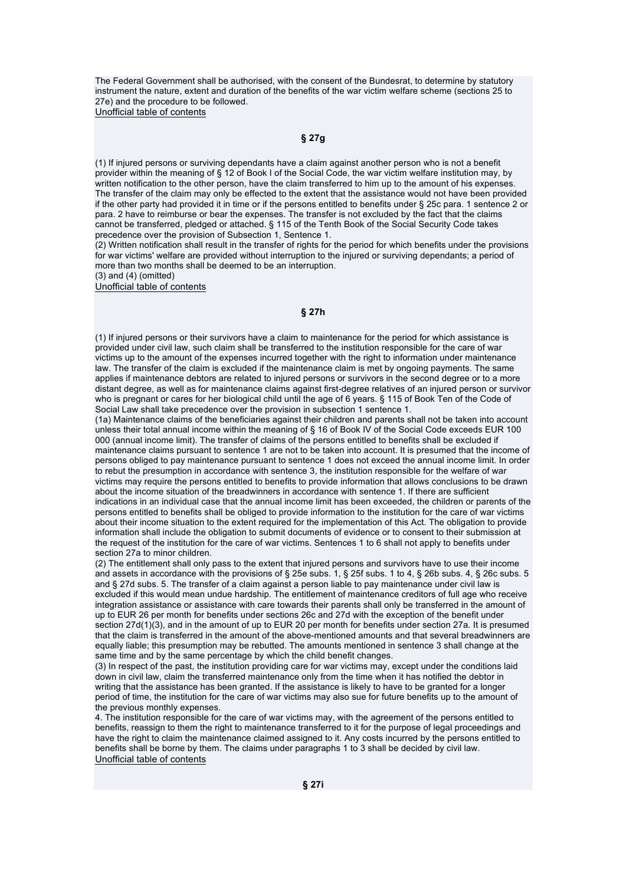The Federal Government shall be authorised, with the consent of the Bundesrat, to determine by statutory instrument the nature, extent and duration of the benefits of the war victim welfare scheme (sections 25 to 27e) and the procedure to be followed.
Unofficial table of contents

### § 27g

(1) If injured persons or surviving dependants have a claim against another person who is not a benefit provider within the meaning of § 12 of Book I of the Social Code, the war victim welfare institution may, by written notification to the other person, have the claim transferred to him up to the amount of his expenses. The transfer of the claim may only be effected to the extent that the assistance would not have been provided if the other party had provided it in time or if the persons entitled to benefits under § 25c para. 1 sentence 2 or para. 2 have to reimburse or bear the expenses. The transfer is not excluded by the fact that the claims cannot be transferred, pledged or attached. § 115 of the Tenth Book of the Social Security Code takes precedence over the provision of Subsection 1, Sentence 1.
(2) Written notification shall result in the transfer of rights for the period for which benefits under the provisions for war victims' welfare are provided without interruption to the injured or surviving dependants; a period of more than two months shall be deemed to be an interruption.
(3) and (4) (omitted)
Unofficial table of contents

### § 27h

(1) If injured persons or their survivors have a claim to maintenance for the period for which assistance is provided under civil law, such claim shall be transferred to the institution responsible for the care of war victims up to the amount of the expenses incurred together with the right to information under maintenance law. The transfer of the claim is excluded if the maintenance claim is met by ongoing payments. The same applies if maintenance debtors are related to injured persons or survivors in the second degree or to a more distant degree, as well as for maintenance claims against first-degree relatives of an injured person or survivor who is pregnant or cares for her biological child until the age of 6 years. § 115 of Book Ten of the Code of Social Law shall take precedence over the provision in subsection 1 sentence 1.
(1a) Maintenance claims of the beneficiaries against their children and parents shall not be taken into account unless their total annual income within the meaning of § 16 of Book IV of the Social Code exceeds EUR 100 000 (annual income limit). The transfer of claims of the persons entitled to benefits shall be excluded if maintenance claims pursuant to sentence 1 are not to be taken into account. It is presumed that the income of persons obliged to pay maintenance pursuant to sentence 1 does not exceed the annual income limit. In order to rebut the presumption in accordance with sentence 3, the institution responsible for the welfare of war victims may require the persons entitled to benefits to provide information that allows conclusions to be drawn about the income situation of the breadwinners in accordance with sentence 1. If there are sufficient indications in an individual case that the annual income limit has been exceeded, the children or parents of the persons entitled to benefits shall be obliged to provide information to the institution for the care of war victims about their income situation to the extent required for the implementation of this Act. The obligation to provide information shall include the obligation to submit documents of evidence or to consent to their submission at the request of the institution for the care of war victims. Sentences 1 to 6 shall not apply to benefits under section 27a to minor children.
(2) The entitlement shall only pass to the extent that injured persons and survivors have to use their income and assets in accordance with the provisions of § 25e subs. 1, § 25f subs. 1 to 4, § 26b subs. 4, § 26c subs. 5 and § 27d subs. 5. The transfer of a claim against a person liable to pay maintenance under civil law is excluded if this would mean undue hardship. The entitlement of maintenance creditors of full age who receive integration assistance or assistance with care towards their parents shall only be transferred in the amount of up to EUR 26 per month for benefits under sections 26c and 27d with the exception of the benefit under section 27d(1)(3), and in the amount of up to EUR 20 per month for benefits under section 27a. It is presumed that the claim is transferred in the amount of the above-mentioned amounts and that several breadwinners are equally liable; this presumption may be rebutted. The amounts mentioned in sentence 3 shall change at the same time and by the same percentage by which the child benefit changes.
(3) In respect of the past, the institution providing care for war victims may, except under the conditions laid down in civil law, claim the transferred maintenance only from the time when it has notified the debtor in writing that the assistance has been granted. If the assistance is likely to have to be granted for a longer period of time, the institution for the care of war victims may also sue for future benefits up to the amount of the previous monthly expenses.
4. The institution responsible for the care of war victims may, with the agreement of the persons entitled to benefits, reassign to them the right to maintenance transferred to it for the purpose of legal proceedings and have the right to claim the maintenance claimed assigned to it. Any costs incurred by the persons entitled to benefits shall be borne by them. The claims under paragraphs 1 to 3 shall be decided by civil law.
Unofficial table of contents

### § 27i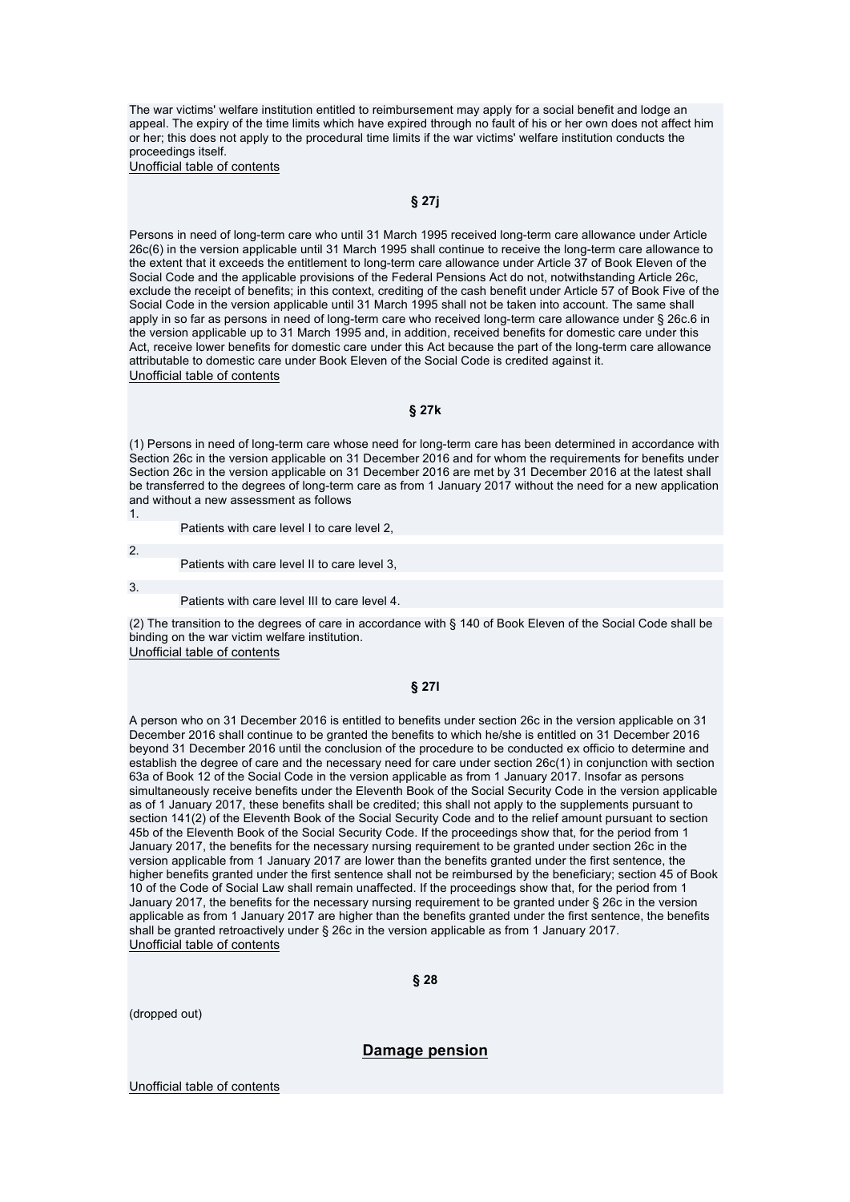The war victims' welfare institution entitled to reimbursement may apply for a social benefit and lodge an appeal. The expiry of the time limits which have expired through no fault of his or her own does not affect him or her; this does not apply to the procedural time limits if the war victims' welfare institution conducts the proceedings itself.

Unofficial table of contents

### § 27j

Persons in need of long-term care who until 31 March 1995 received long-term care allowance under Article 26c(6) in the version applicable until 31 March 1995 shall continue to receive the long-term care allowance to the extent that it exceeds the entitlement to long-term care allowance under Article 37 of Book Eleven of the Social Code and the applicable provisions of the Federal Pensions Act do not, notwithstanding Article 26c, exclude the receipt of benefits; in this context, crediting of the cash benefit under Article 57 of Book Five of the Social Code in the version applicable until 31 March 1995 shall not be taken into account. The same shall apply in so far as persons in need of long-term care who received long-term care allowance under § 26c.6 in the version applicable up to 31 March 1995 and, in addition, received benefits for domestic care under this Act, receive lower benefits for domestic care under this Act because the part of the long-term care allowance attributable to domestic care under Book Eleven of the Social Code is credited against it.

Unofficial table of contents

### § 27k

(1) Persons in need of long-term care whose need for long-term care has been determined in accordance with Section 26c in the version applicable on 31 December 2016 and for whom the requirements for benefits under Section 26c in the version applicable on 31 December 2016 are met by 31 December 2016 at the latest shall be transferred to the degrees of long-term care as from 1 January 2017 without the need for a new application and without a new assessment as follows

1. Patients with care level I to care level 2,
2. Patients with care level II to care level 3,
3. Patients with care level III to care level 4.

(2) The transition to the degrees of care in accordance with § 140 of Book Eleven of the Social Code shall be binding on the war victim welfare institution.

Unofficial table of contents

### § 27l

A person who on 31 December 2016 is entitled to benefits under section 26c in the version applicable on 31 December 2016 shall continue to be granted the benefits to which he/she is entitled on 31 December 2016 beyond 31 December 2016 until the conclusion of the procedure to be conducted ex officio to determine and establish the degree of care and the necessary need for care under section 26c(1) in conjunction with section 63a of Book 12 of the Social Code in the version applicable as from 1 January 2017. Insofar as persons simultaneously receive benefits under the Eleventh Book of the Social Security Code in the version applicable as of 1 January 2017, these benefits shall be credited; this shall not apply to the supplements pursuant to section 141(2) of the Eleventh Book of the Social Security Code and to the relief amount pursuant to section 45b of the Eleventh Book of the Social Security Code. If the proceedings show that, for the period from 1 January 2017, the benefits for the necessary nursing requirement to be granted under section 26c in the version applicable from 1 January 2017 are lower than the benefits granted under the first sentence, the higher benefits granted under the first sentence shall not be reimbursed by the beneficiary; section 45 of Book 10 of the Code of Social Law shall remain unaffected. If the proceedings show that, for the period from 1 January 2017, the benefits for the necessary nursing requirement to be granted under § 26c in the version applicable as from 1 January 2017 are higher than the benefits granted under the first sentence, the benefits shall be granted retroactively under § 26c in the version applicable as from 1 January 2017.

Unofficial table of contents

### § 28

(dropped out)

## Damage pension

Unofficial table of contents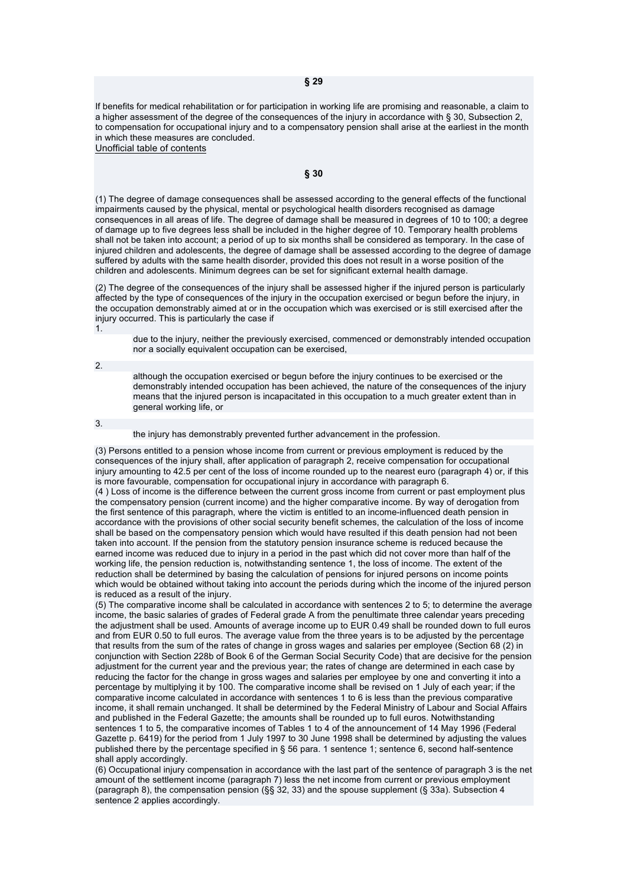**§ 29**

If benefits for medical rehabilitation or for participation in working life are promising and reasonable, a claim to a higher assessment of the degree of the consequences of the injury in accordance with § 30, Subsection 2, to compensation for occupational injury and to a compensatory pension shall arise at the earliest in the month in which these measures are concluded.

Unofficial table of contents

**§ 30**

(1) The degree of damage consequences shall be assessed according to the general effects of the functional impairments caused by the physical, mental or psychological health disorders recognised as damage consequences in all areas of life. The degree of damage shall be measured in degrees of 10 to 100; a degree of damage up to five degrees less shall be included in the higher degree of 10. Temporary health problems shall not be taken into account; a period of up to six months shall be considered as temporary. In the case of injured children and adolescents, the degree of damage shall be assessed according to the degree of damage suffered by adults with the same health disorder, provided this does not result in a worse position of the children and adolescents. Minimum degrees can be set for significant external health damage.

(2) The degree of the consequences of the injury shall be assessed higher if the injured person is particularly affected by the type of consequences of the injury in the occupation exercised or begun before the injury, in the occupation demonstrably aimed at or in the occupation which was exercised or is still exercised after the injury occurred. This is particularly the case if

1. due to the injury, neither the previously exercised, commenced or demonstrably intended occupation nor a socially equivalent occupation can be exercised,

2. although the occupation exercised or begun before the injury continues to be exercised or the demonstrably intended occupation has been achieved, the nature of the consequences of the injury means that the injured person is incapacitated in this occupation to a much greater extent than in general working life, or

3. the injury has demonstrably prevented further advancement in the profession.

(3) Persons entitled to a pension whose income from current or previous employment is reduced by the consequences of the injury shall, after application of paragraph 2, receive compensation for occupational injury amounting to 42.5 per cent of the loss of income rounded up to the nearest euro (paragraph 4) or, if this is more favourable, compensation for occupational injury in accordance with paragraph 6.

(4 ) Loss of income is the difference between the current gross income from current or past employment plus the compensatory pension (current income) and the higher comparative income. By way of derogation from the first sentence of this paragraph, where the victim is entitled to an income-influenced death pension in accordance with the provisions of other social security benefit schemes, the calculation of the loss of income shall be based on the compensatory pension which would have resulted if this death pension had not been taken into account. If the pension from the statutory pension insurance scheme is reduced because the earned income was reduced due to injury in a period in the past which did not cover more than half of the working life, the pension reduction is, notwithstanding sentence 1, the loss of income. The extent of the reduction shall be determined by basing the calculation of pensions for injured persons on income points which would be obtained without taking into account the periods during which the income of the injured person is reduced as a result of the injury.

(5) The comparative income shall be calculated in accordance with sentences 2 to 5; to determine the average income, the basic salaries of grades of Federal grade A from the penultimate three calendar years preceding the adjustment shall be used. Amounts of average income up to EUR 0.49 shall be rounded down to full euros and from EUR 0.50 to full euros. The average value from the three years is to be adjusted by the percentage that results from the sum of the rates of change in gross wages and salaries per employee (Section 68 (2) in conjunction with Section 228b of Book 6 of the German Social Security Code) that are decisive for the pension adjustment for the current year and the previous year; the rates of change are determined in each case by reducing the factor for the change in gross wages and salaries per employee by one and converting it into a percentage by multiplying it by 100. The comparative income shall be revised on 1 July of each year; if the comparative income calculated in accordance with sentences 1 to 6 is less than the previous comparative income, it shall remain unchanged. It shall be determined by the Federal Ministry of Labour and Social Affairs and published in the Federal Gazette; the amounts shall be rounded up to full euros. Notwithstanding sentences 1 to 5, the comparative incomes of Tables 1 to 4 of the announcement of 14 May 1996 (Federal Gazette p. 6419) for the period from 1 July 1997 to 30 June 1998 shall be determined by adjusting the values published there by the percentage specified in § 56 para. 1 sentence 1; sentence 6, second half-sentence shall apply accordingly.

(6) Occupational injury compensation in accordance with the last part of the sentence of paragraph 3 is the net amount of the settlement income (paragraph 7) less the net income from current or previous employment (paragraph 8), the compensation pension (§§ 32, 33) and the spouse supplement (§ 33a). Subsection 4 sentence 2 applies accordingly.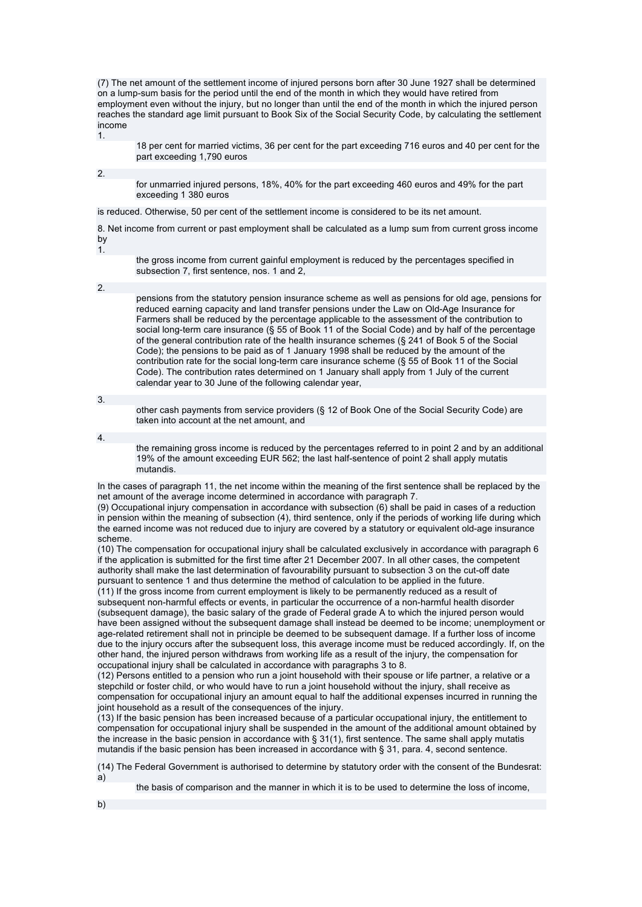(7) The net amount of the settlement income of injured persons born after 30 June 1927 shall be determined on a lump-sum basis for the period until the end of the month in which they would have retired from employment even without the injury, but no longer than until the end of the month in which the injured person reaches the standard age limit pursuant to Book Six of the Social Security Code, by calculating the settlement income

1. 18 per cent for married victims, 36 per cent for the part exceeding 716 euros and 40 per cent for the part exceeding 1,790 euros
2. for unmarried injured persons, 18%, 40% for the part exceeding 460 euros and 49% for the part exceeding 1 380 euros

is reduced. Otherwise, 50 per cent of the settlement income is considered to be its net amount.

8. Net income from current or past employment shall be calculated as a lump sum from current gross income by

1. the gross income from current gainful employment is reduced by the percentages specified in subsection 7, first sentence, nos. 1 and 2,
2. pensions from the statutory pension insurance scheme as well as pensions for old age, pensions for reduced earning capacity and land transfer pensions under the Law on Old-Age Insurance for Farmers shall be reduced by the percentage applicable to the assessment of the contribution to social long-term care insurance (§ 55 of Book 11 of the Social Code) and by half of the percentage of the general contribution rate of the health insurance schemes (§ 241 of Book 5 of the Social Code); the pensions to be paid as of 1 January 1998 shall be reduced by the amount of the contribution rate for the social long-term care insurance scheme (§ 55 of Book 11 of the Social Code). The contribution rates determined on 1 January shall apply from 1 July of the current calendar year to 30 June of the following calendar year,
3. other cash payments from service providers (§ 12 of Book One of the Social Security Code) are taken into account at the net amount, and
4. the remaining gross income is reduced by the percentages referred to in point 2 and by an additional 19% of the amount exceeding EUR 562; the last half-sentence of point 2 shall apply mutatis mutandis.

In the cases of paragraph 11, the net income within the meaning of the first sentence shall be replaced by the net amount of the average income determined in accordance with paragraph 7.

(9) Occupational injury compensation in accordance with subsection (6) shall be paid in cases of a reduction in pension within the meaning of subsection (4), third sentence, only if the periods of working life during which the earned income was not reduced due to injury are covered by a statutory or equivalent old-age insurance scheme.

(10) The compensation for occupational injury shall be calculated exclusively in accordance with paragraph 6 if the application is submitted for the first time after 21 December 2007. In all other cases, the competent authority shall make the last determination of favourability pursuant to subsection 3 on the cut-off date pursuant to sentence 1 and thus determine the method of calculation to be applied in the future.

(11) If the gross income from current employment is likely to be permanently reduced as a result of subsequent non-harmful effects or events, in particular the occurrence of a non-harmful health disorder (subsequent damage), the basic salary of the grade of Federal grade A to which the injured person would have been assigned without the subsequent damage shall instead be deemed to be income; unemployment or age-related retirement shall not in principle be deemed to be subsequent damage. If a further loss of income due to the injury occurs after the subsequent loss, this average income must be reduced accordingly. If, on the other hand, the injured person withdraws from working life as a result of the injury, the compensation for occupational injury shall be calculated in accordance with paragraphs 3 to 8.

(12) Persons entitled to a pension who run a joint household with their spouse or life partner, a relative or a stepchild or foster child, or who would have to run a joint household without the injury, shall receive as compensation for occupational injury an amount equal to half the additional expenses incurred in running the joint household as a result of the consequences of the injury.

(13) If the basic pension has been increased because of a particular occupational injury, the entitlement to compensation for occupational injury shall be suspended in the amount of the additional amount obtained by the increase in the basic pension in accordance with § 31(1), first sentence. The same shall apply mutatis mutandis if the basic pension has been increased in accordance with § 31, para. 4, second sentence.

(14) The Federal Government is authorised to determine by statutory order with the consent of the Bundesrat:

a) the basis of comparison and the manner in which it is to be used to determine the loss of income,

b)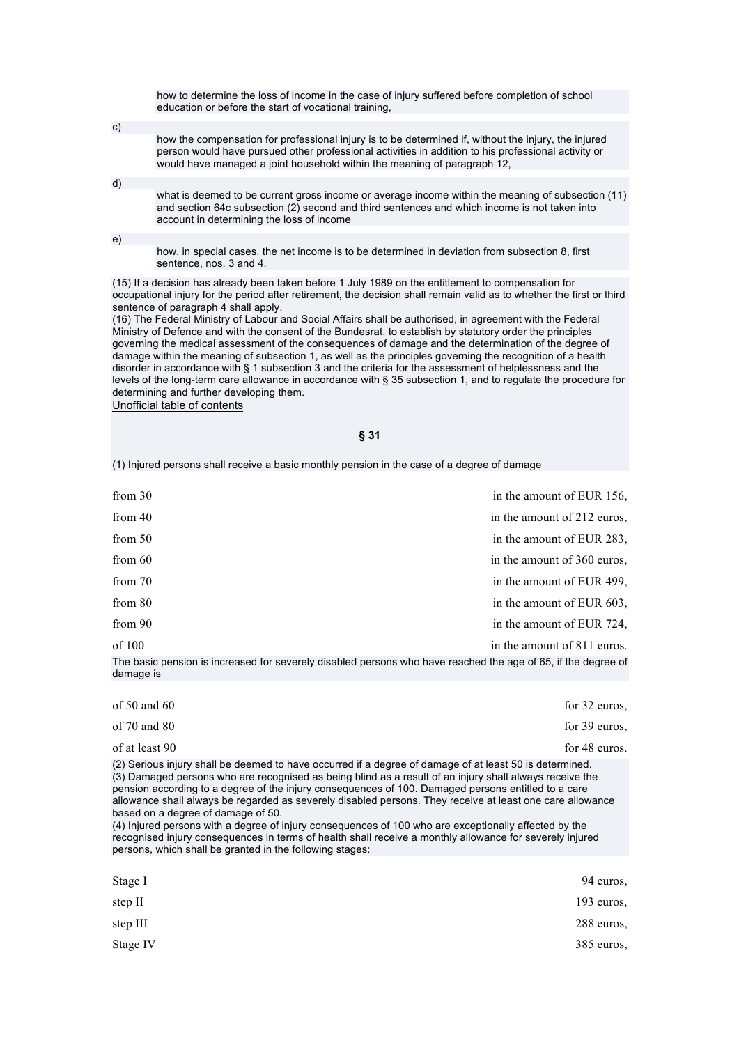how to determine the loss of income in the case of injury suffered before completion of school education or before the start of vocational training,

c)

how the compensation for professional injury is to be determined if, without the injury, the injured person would have pursued other professional activities in addition to his professional activity or would have managed a joint household within the meaning of paragraph 12,

d)

what is deemed to be current gross income or average income within the meaning of subsection (11) and section 64c subsection (2) second and third sentences and which income is not taken into account in determining the loss of income

e)

how, in special cases, the net income is to be determined in deviation from subsection 8, first sentence, nos. 3 and 4.

(15) If a decision has already been taken before 1 July 1989 on the entitlement to compensation for occupational injury for the period after retirement, the decision shall remain valid as to whether the first or third sentence of paragraph 4 shall apply.
(16) The Federal Ministry of Labour and Social Affairs shall be authorised, in agreement with the Federal Ministry of Defence and with the consent of the Bundesrat, to establish by statutory order the principles governing the medical assessment of the consequences of damage and the determination of the degree of damage within the meaning of subsection 1, as well as the principles governing the recognition of a health disorder in accordance with § 1 subsection 3 and the criteria for the assessment of helplessness and the levels of the long-term care allowance in accordance with § 35 subsection 1, and to regulate the procedure for determining and further developing them.
Unofficial table of contents

## § 31

(1) Injured persons shall receive a basic monthly pension in the case of a degree of damage

| | |
|---|---|
| from 30 | in the amount of EUR 156, |
| from 40 | in the amount of 212 euros, |
| from 50 | in the amount of EUR 283, |
| from 60 | in the amount of 360 euros, |
| from 70 | in the amount of EUR 499, |
| from 80 | in the amount of EUR 603, |
| from 90 | in the amount of EUR 724, |
| of 100 | in the amount of 811 euros. |

The basic pension is increased for severely disabled persons who have reached the age of 65, if the degree of damage is

| | |
|---|---|
| of 50 and 60 | for 32 euros, |
| of 70 and 80 | for 39 euros, |
| of at least 90 | for 48 euros. |

(2) Serious injury shall be deemed to have occurred if a degree of damage of at least 50 is determined.
(3) Damaged persons who are recognised as being blind as a result of an injury shall always receive the pension according to a degree of the injury consequences of 100. Damaged persons entitled to a care allowance shall always be regarded as severely disabled persons. They receive at least one care allowance based on a degree of damage of 50.
(4) Injured persons with a degree of injury consequences of 100 who are exceptionally affected by the recognised injury consequences in terms of health shall receive a monthly allowance for severely injured persons, which shall be granted in the following stages:

| | |
|---|---|
| Stage I | 94 euros, |
| step II | 193 euros, |
| step III | 288 euros, |
| Stage IV | 385 euros, |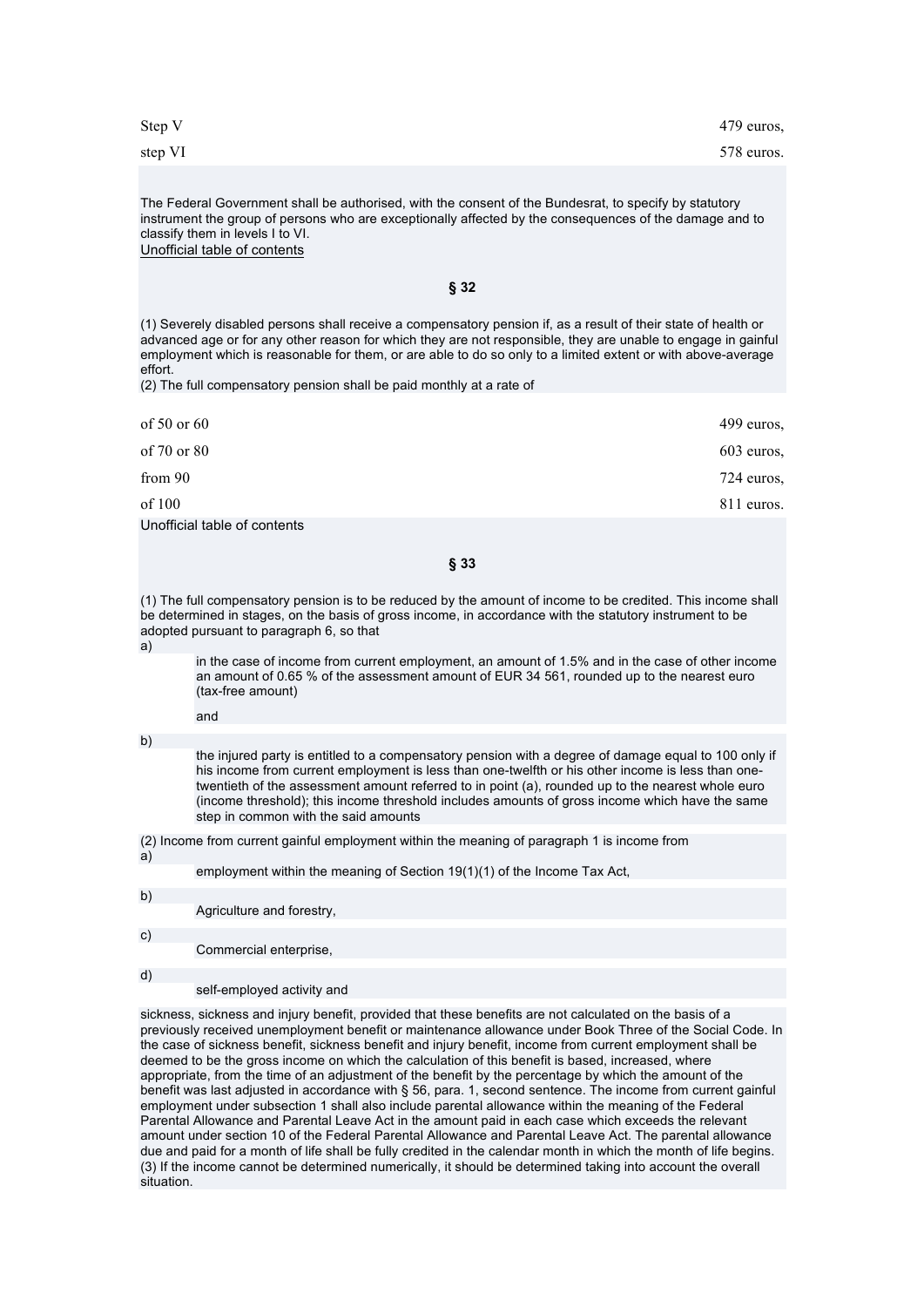| | |
|---|---|
| Step V | 479 euros, |
| step VI | 578 euros. |

The Federal Government shall be authorised, with the consent of the Bundesrat, to specify by statutory instrument the group of persons who are exceptionally affected by the consequences of the damage and to classify them in levels I to VI.

Unofficial table of contents

## § 32

(1) Severely disabled persons shall receive a compensatory pension if, as a result of their state of health or advanced age or for any other reason for which they are not responsible, they are unable to engage in gainful employment which is reasonable for them, or are able to do so only to a limited extent or with above-average effort.

(2) The full compensatory pension shall be paid monthly at a rate of

| | |
|---|---|
| of 50 or 60 | 499 euros, |
| of 70 or 80 | 603 euros, |
| from 90 | 724 euros, |
| of 100 | 811 euros. |

Unofficial table of contents

## § 33

(1) The full compensatory pension is to be reduced by the amount of income to be credited. This income shall be determined in stages, on the basis of gross income, in accordance with the statutory instrument to be adopted pursuant to paragraph 6, so that

a) in the case of income from current employment, an amount of 1.5% and in the case of other income an amount of 0.65 % of the assessment amount of EUR 34 561, rounded up to the nearest euro (tax-free amount)

and

b) the injured party is entitled to a compensatory pension with a degree of damage equal to 100 only if his income from current employment is less than one-twelfth or his other income is less than one-twentieth of the assessment amount referred to in point (a), rounded up to the nearest whole euro (income threshold); this income threshold includes amounts of gross income which have the same step in common with the said amounts

(2) Income from current gainful employment within the meaning of paragraph 1 is income from

a) employment within the meaning of Section 19(1)(1) of the Income Tax Act,

b) Agriculture and forestry,

c) Commercial enterprise,

d) self-employed activity and

sickness, sickness and injury benefit, provided that these benefits are not calculated on the basis of a previously received unemployment benefit or maintenance allowance under Book Three of the Social Code. In the case of sickness benefit, sickness benefit and injury benefit, income from current employment shall be deemed to be the gross income on which the calculation of this benefit is based, increased, where appropriate, from the time of an adjustment of the benefit by the percentage by which the amount of the benefit was last adjusted in accordance with § 56, para. 1, second sentence. The income from current gainful employment under subsection 1 shall also include parental allowance within the meaning of the Federal Parental Allowance and Parental Leave Act in the amount paid in each case which exceeds the relevant amount under section 10 of the Federal Parental Allowance and Parental Leave Act. The parental allowance due and paid for a month of life shall be fully credited in the calendar month in which the month of life begins.

(3) If the income cannot be determined numerically, it should be determined taking into account the overall situation.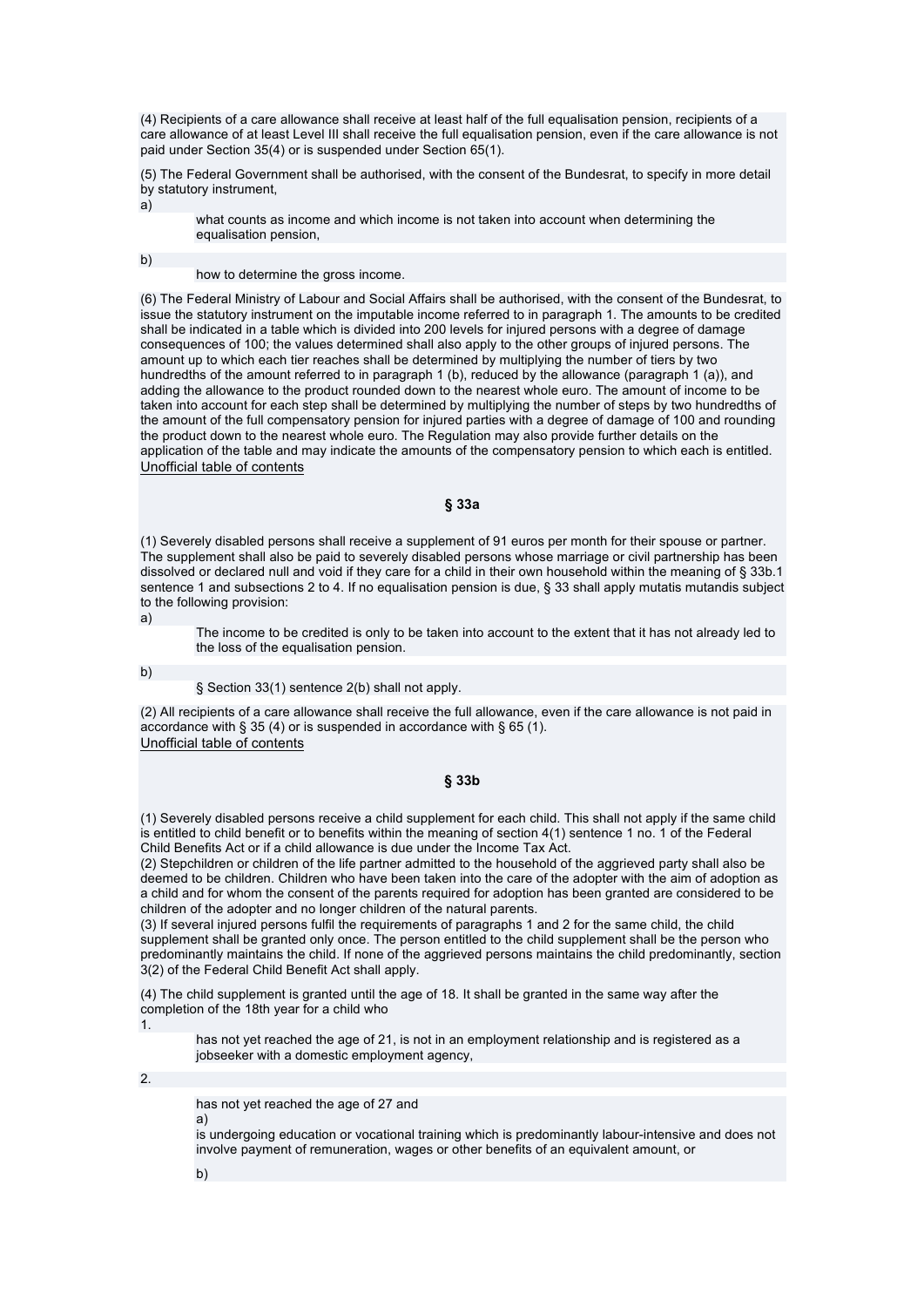(4) Recipients of a care allowance shall receive at least half of the full equalisation pension, recipients of a care allowance of at least Level III shall receive the full equalisation pension, even if the care allowance is not paid under Section 35(4) or is suspended under Section 65(1).

(5) The Federal Government shall be authorised, with the consent of the Bundesrat, to specify in more detail by statutory instrument,

a)
: what counts as income and which income is not taken into account when determining the equalisation pension,

b)
: how to determine the gross income.

(6) The Federal Ministry of Labour and Social Affairs shall be authorised, with the consent of the Bundesrat, to issue the statutory instrument on the imputable income referred to in paragraph 1. The amounts to be credited shall be indicated in a table which is divided into 200 levels for injured persons with a degree of damage consequences of 100; the values determined shall also apply to the other groups of injured persons. The amount up to which each tier reaches shall be determined by multiplying the number of tiers by two hundredths of the amount referred to in paragraph 1 (b), reduced by the allowance (paragraph 1 (a)), and adding the allowance to the product rounded down to the nearest whole euro. The amount of income to be taken into account for each step shall be determined by multiplying the number of steps by two hundredths of the amount of the full compensatory pension for injured parties with a degree of damage of 100 and rounding the product down to the nearest whole euro. The Regulation may also provide further details on the application of the table and may indicate the amounts of the compensatory pension to which each is entitled.

Unofficial table of contents

### § 33a

(1) Severely disabled persons shall receive a supplement of 91 euros per month for their spouse or partner. The supplement shall also be paid to severely disabled persons whose marriage or civil partnership has been dissolved or declared null and void if they care for a child in their own household within the meaning of § 33b.1 sentence 1 and subsections 2 to 4. If no equalisation pension is due, § 33 shall apply mutatis mutandis subject to the following provision:

a)
: The income to be credited is only to be taken into account to the extent that it has not already led to the loss of the equalisation pension.

b)
: § Section 33(1) sentence 2(b) shall not apply.

(2) All recipients of a care allowance shall receive the full allowance, even if the care allowance is not paid in accordance with § 35 (4) or is suspended in accordance with § 65 (1).

Unofficial table of contents

### § 33b

(1) Severely disabled persons receive a child supplement for each child. This shall not apply if the same child is entitled to child benefit or to benefits within the meaning of section 4(1) sentence 1 no. 1 of the Federal Child Benefits Act or if a child allowance is due under the Income Tax Act.
(2) Stepchildren or children of the life partner admitted to the household of the aggrieved party shall also be deemed to be children. Children who have been taken into the care of the adopter with the aim of adoption as a child and for whom the consent of the parents required for adoption has been granted are considered to be children of the adopter and no longer children of the natural parents.
(3) If several injured persons fulfil the requirements of paragraphs 1 and 2 for the same child, the child supplement shall be granted only once. The person entitled to the child supplement shall be the person who predominantly maintains the child. If none of the aggrieved persons maintains the child predominantly, section 3(2) of the Federal Child Benefit Act shall apply.

(4) The child supplement is granted until the age of 18. It shall be granted in the same way after the completion of the 18th year for a child who

1.
: has not yet reached the age of 21, is not in an employment relationship and is registered as a jobseeker with a domestic employment agency,

2.
: has not yet reached the age of 27 and

  a)
  : is undergoing education or vocational training which is predominantly labour-intensive and does not involve payment of remuneration, wages or other benefits of an equivalent amount, or

  b)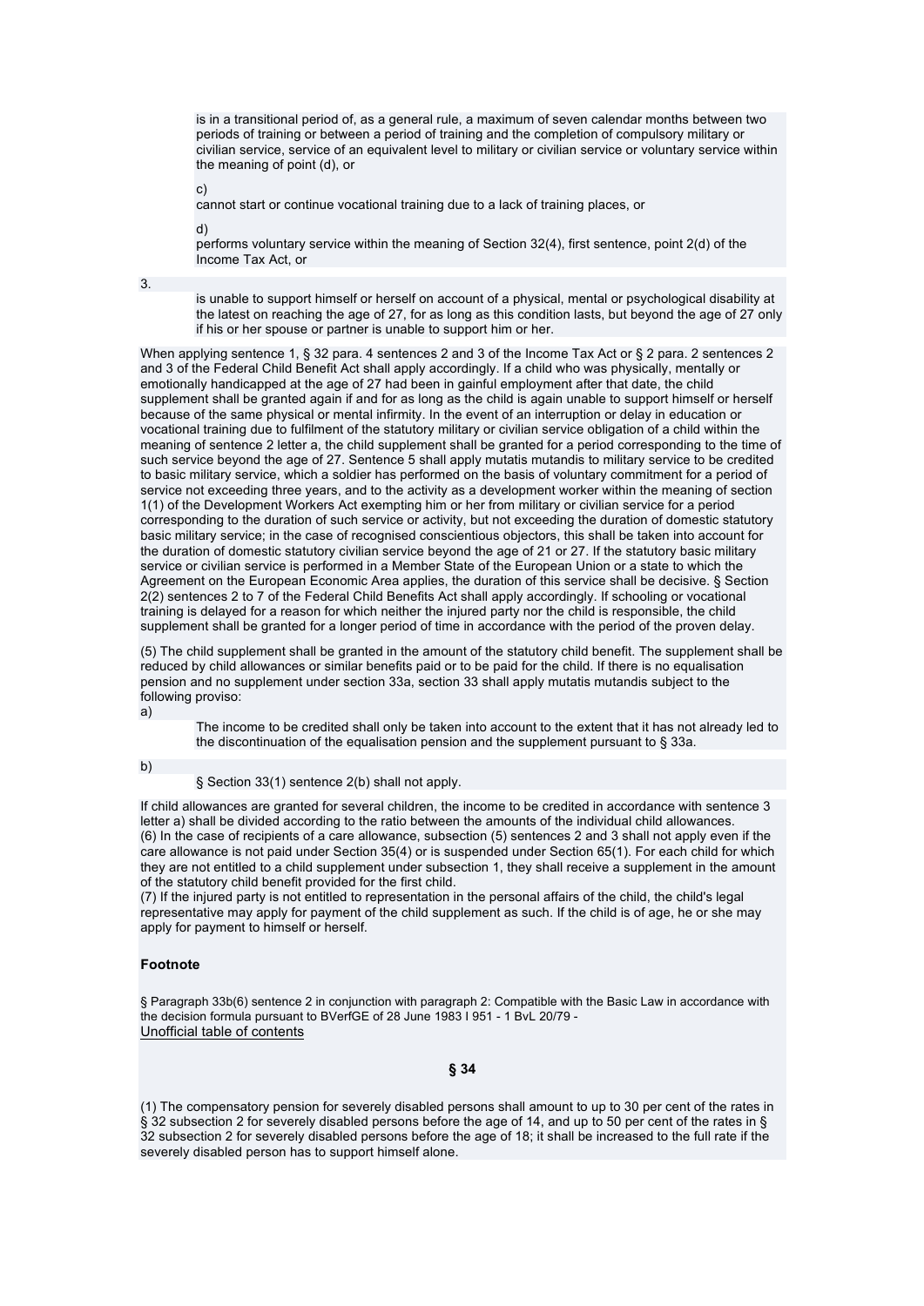is in a transitional period of, as a general rule, a maximum of seven calendar months between two periods of training or between a period of training and the completion of compulsory military or civilian service, service of an equivalent level to military or civilian service or voluntary service within the meaning of point (d), or

c)

cannot start or continue vocational training due to a lack of training places, or

d)

performs voluntary service within the meaning of Section 32(4), first sentence, point 2(d) of the Income Tax Act, or

3.

is unable to support himself or herself on account of a physical, mental or psychological disability at the latest on reaching the age of 27, for as long as this condition lasts, but beyond the age of 27 only if his or her spouse or partner is unable to support him or her.

When applying sentence 1, § 32 para. 4 sentences 2 and 3 of the Income Tax Act or § 2 para. 2 sentences 2 and 3 of the Federal Child Benefit Act shall apply accordingly. If a child who was physically, mentally or emotionally handicapped at the age of 27 had been in gainful employment after that date, the child supplement shall be granted again if and for as long as the child is again unable to support himself or herself because of the same physical or mental infirmity. In the event of an interruption or delay in education or vocational training due to fulfilment of the statutory military or civilian service obligation of a child within the meaning of sentence 2 letter a, the child supplement shall be granted for a period corresponding to the time of such service beyond the age of 27. Sentence 5 shall apply mutatis mutandis to military service to be credited to basic military service, which a soldier has performed on the basis of voluntary commitment for a period of service not exceeding three years, and to the activity as a development worker within the meaning of section 1(1) of the Development Workers Act exempting him or her from military or civilian service for a period corresponding to the duration of such service or activity, but not exceeding the duration of domestic statutory basic military service; in the case of recognised conscientious objectors, this shall be taken into account for the duration of domestic statutory civilian service beyond the age of 21 or 27. If the statutory basic military service or civilian service is performed in a Member State of the European Union or a state to which the Agreement on the European Economic Area applies, the duration of this service shall be decisive. § Section 2(2) sentences 2 to 7 of the Federal Child Benefits Act shall apply accordingly. If schooling or vocational training is delayed for a reason for which neither the injured party nor the child is responsible, the child supplement shall be granted for a longer period of time in accordance with the period of the proven delay.

(5) The child supplement shall be granted in the amount of the statutory child benefit. The supplement shall be reduced by child allowances or similar benefits paid or to be paid for the child. If there is no equalisation pension and no supplement under section 33a, section 33 shall apply mutatis mutandis subject to the following proviso:

a)

The income to be credited shall only be taken into account to the extent that it has not already led to the discontinuation of the equalisation pension and the supplement pursuant to § 33a.

b)

§ Section 33(1) sentence 2(b) shall not apply.

If child allowances are granted for several children, the income to be credited in accordance with sentence 3 letter a) shall be divided according to the ratio between the amounts of the individual child allowances.

(6) In the case of recipients of a care allowance, subsection (5) sentences 2 and 3 shall not apply even if the care allowance is not paid under Section 35(4) or is suspended under Section 65(1). For each child for which they are not entitled to a child supplement under subsection 1, they shall receive a supplement in the amount of the statutory child benefit provided for the first child.

(7) If the injured party is not entitled to representation in the personal affairs of the child, the child's legal representative may apply for payment of the child supplement as such. If the child is of age, he or she may apply for payment to himself or herself.

**Footnote**

§ Paragraph 33b(6) sentence 2 in conjunction with paragraph 2: Compatible with the Basic Law in accordance with the decision formula pursuant to BVerfGE of 28 June 1983 I 951 - 1 BvL 20/79 -

Unofficial table of contents

**§ 34**

(1) The compensatory pension for severely disabled persons shall amount to up to 30 per cent of the rates in § 32 subsection 2 for severely disabled persons before the age of 14, and up to 50 per cent of the rates in § 32 subsection 2 for severely disabled persons before the age of 18; it shall be increased to the full rate if the severely disabled person has to support himself alone.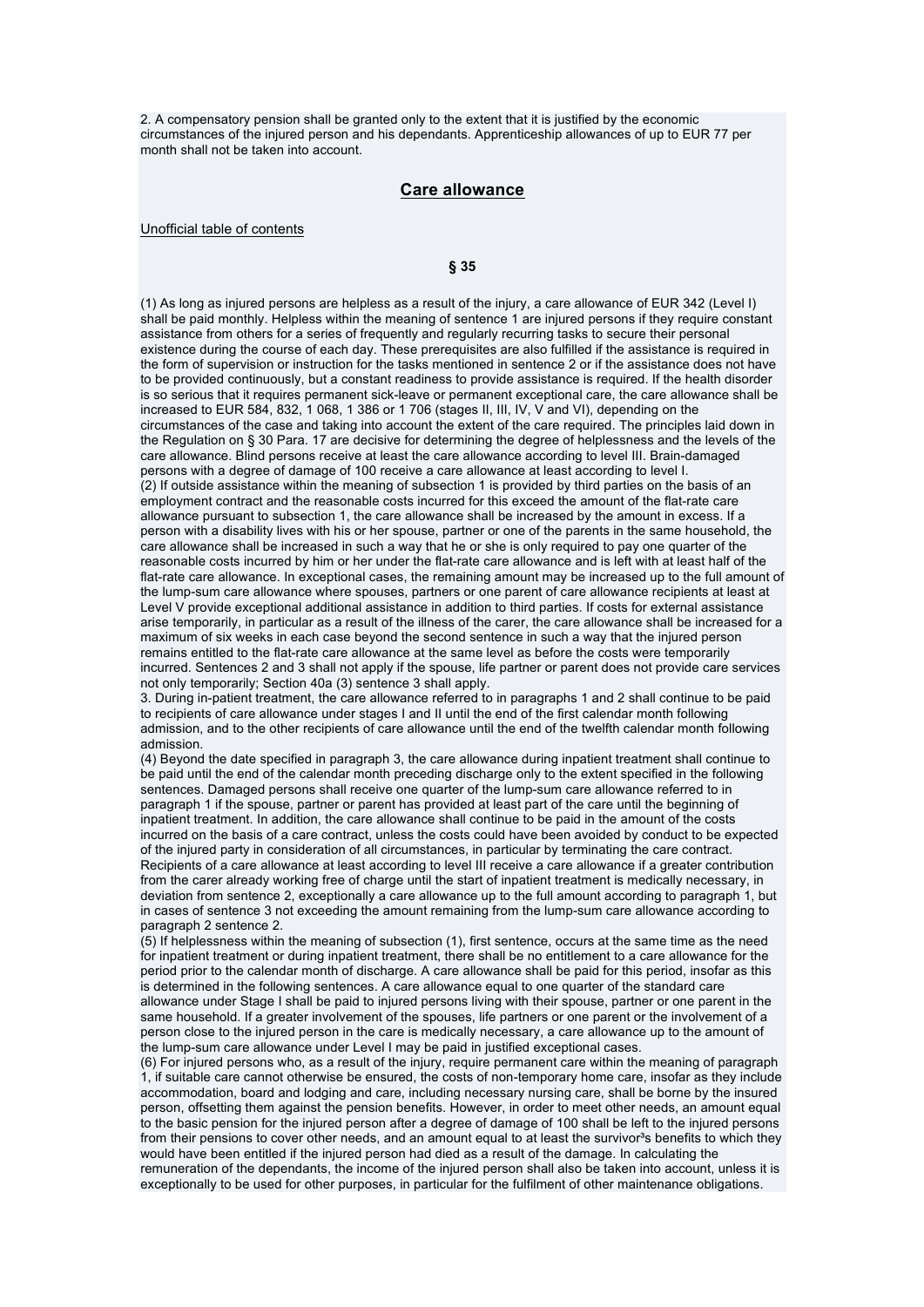2. A compensatory pension shall be granted only to the extent that it is justified by the economic circumstances of the injured person and his dependants. Apprenticeship allowances of up to EUR 77 per month shall not be taken into account.

## Care allowance

Unofficial table of contents

### § 35

(1) As long as injured persons are helpless as a result of the injury, a care allowance of EUR 342 (Level I) shall be paid monthly. Helpless within the meaning of sentence 1 are injured persons if they require constant assistance from others for a series of frequently and regularly recurring tasks to secure their personal existence during the course of each day. These prerequisites are also fulfilled if the assistance is required in the form of supervision or instruction for the tasks mentioned in sentence 2 or if the assistance does not have to be provided continuously, but a constant readiness to provide assistance is required. If the health disorder is so serious that it requires permanent sick-leave or permanent exceptional care, the care allowance shall be increased to EUR 584, 832, 1 068, 1 386 or 1 706 (stages II, III, IV, V and VI), depending on the circumstances of the case and taking into account the extent of the care required. The principles laid down in the Regulation on § 30 Para. 17 are decisive for determining the degree of helplessness and the levels of the care allowance. Blind persons receive at least the care allowance according to level III. Brain-damaged persons with a degree of damage of 100 receive a care allowance at least according to level I.
(2) If outside assistance within the meaning of subsection 1 is provided by third parties on the basis of an employment contract and the reasonable costs incurred for this exceed the amount of the flat-rate care allowance pursuant to subsection 1, the care allowance shall be increased by the amount in excess. If a person with a disability lives with his or her spouse, partner or one of the parents in the same household, the care allowance shall be increased in such a way that he or she is only required to pay one quarter of the reasonable costs incurred by him or her under the flat-rate care allowance and is left with at least half of the flat-rate care allowance. In exceptional cases, the remaining amount may be increased up to the full amount of the lump-sum care allowance where spouses, partners or one parent of care allowance recipients at least at Level V provide exceptional additional assistance in addition to third parties. If costs for external assistance arise temporarily, in particular as a result of the illness of the carer, the care allowance shall be increased for a maximum of six weeks in each case beyond the second sentence in such a way that the injured person remains entitled to the flat-rate care allowance at the same level as before the costs were temporarily incurred. Sentences 2 and 3 shall not apply if the spouse, life partner or parent does not provide care services not only temporarily; Section 40a (3) sentence 3 shall apply.
3. During in-patient treatment, the care allowance referred to in paragraphs 1 and 2 shall continue to be paid to recipients of care allowance under stages I and II until the end of the first calendar month following admission, and to the other recipients of care allowance until the end of the twelfth calendar month following admission.
(4) Beyond the date specified in paragraph 3, the care allowance during inpatient treatment shall continue to be paid until the end of the calendar month preceding discharge only to the extent specified in the following sentences. Damaged persons shall receive one quarter of the lump-sum care allowance referred to in paragraph 1 if the spouse, partner or parent has provided at least part of the care until the beginning of inpatient treatment. In addition, the care allowance shall continue to be paid in the amount of the costs incurred on the basis of a care contract, unless the costs could have been avoided by conduct to be expected of the injured party in consideration of all circumstances, in particular by terminating the care contract. Recipients of a care allowance at least according to level III receive a care allowance if a greater contribution from the carer already working free of charge until the start of inpatient treatment is medically necessary, in deviation from sentence 2, exceptionally a care allowance up to the full amount according to paragraph 1, but in cases of sentence 3 not exceeding the amount remaining from the lump-sum care allowance according to paragraph 2 sentence 2.
(5) If helplessness within the meaning of subsection (1), first sentence, occurs at the same time as the need for inpatient treatment or during inpatient treatment, there shall be no entitlement to a care allowance for the period prior to the calendar month of discharge. A care allowance shall be paid for this period, insofar as this is determined in the following sentences. A care allowance equal to one quarter of the standard care allowance under Stage I shall be paid to injured persons living with their spouse, partner or one parent in the same household. If a greater involvement of the spouses, life partners or one parent or the involvement of a person close to the injured person in the care is medically necessary, a care allowance up to the amount of the lump-sum care allowance under Level I may be paid in justified exceptional cases.
(6) For injured persons who, as a result of the injury, require permanent care within the meaning of paragraph 1, if suitable care cannot otherwise be ensured, the costs of non-temporary home care, insofar as they include accommodation, board and lodging and care, including necessary nursing care, shall be borne by the insured person, offsetting them against the pension benefits. However, in order to meet other needs, an amount equal to the basic pension for the injured person after a degree of damage of 100 shall be left to the injured persons from their pensions to cover other needs, and an amount equal to at least the survivor³s benefits to which they would have been entitled if the injured person had died as a result of the damage. In calculating the remuneration of the dependants, the income of the injured person shall also be taken into account, unless it is exceptionally to be used for other purposes, in particular for the fulfilment of other maintenance obligations.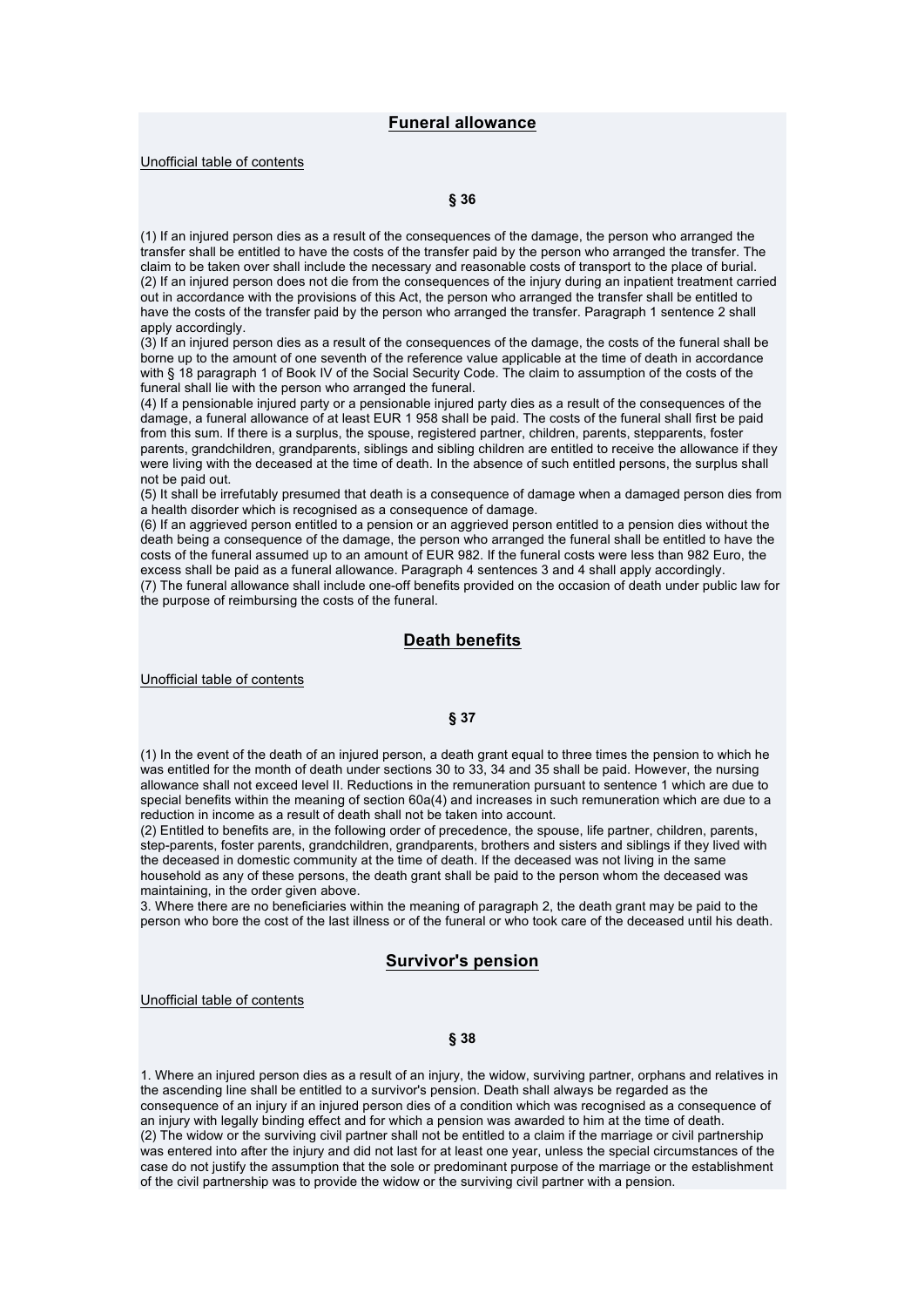## Funeral allowance

Unofficial table of contents

**§ 36**

(1) If an injured person dies as a result of the consequences of the damage, the person who arranged the transfer shall be entitled to have the costs of the transfer paid by the person who arranged the transfer. The claim to be taken over shall include the necessary and reasonable costs of transport to the place of burial.
(2) If an injured person does not die from the consequences of the injury during an inpatient treatment carried out in accordance with the provisions of this Act, the person who arranged the transfer shall be entitled to have the costs of the transfer paid by the person who arranged the transfer. Paragraph 1 sentence 2 shall apply accordingly.
(3) If an injured person dies as a result of the consequences of the damage, the costs of the funeral shall be borne up to the amount of one seventh of the reference value applicable at the time of death in accordance with § 18 paragraph 1 of Book IV of the Social Security Code. The claim to assumption of the costs of the funeral shall lie with the person who arranged the funeral.
(4) If a pensionable injured party or a pensionable injured party dies as a result of the consequences of the damage, a funeral allowance of at least EUR 1 958 shall be paid. The costs of the funeral shall first be paid from this sum. If there is a surplus, the spouse, registered partner, children, parents, stepparents, foster parents, grandchildren, grandparents, siblings and sibling children are entitled to receive the allowance if they were living with the deceased at the time of death. In the absence of such entitled persons, the surplus shall not be paid out.
(5) It shall be irrefutably presumed that death is a consequence of damage when a damaged person dies from a health disorder which is recognised as a consequence of damage.
(6) If an aggrieved person entitled to a pension or an aggrieved person entitled to a pension dies without the death being a consequence of the damage, the person who arranged the funeral shall be entitled to have the costs of the funeral assumed up to an amount of EUR 982. If the funeral costs were less than 982 Euro, the excess shall be paid as a funeral allowance. Paragraph 4 sentences 3 and 4 shall apply accordingly.
(7) The funeral allowance shall include one-off benefits provided on the occasion of death under public law for the purpose of reimbursing the costs of the funeral.

## Death benefits

Unofficial table of contents

**§ 37**

(1) In the event of the death of an injured person, a death grant equal to three times the pension to which he was entitled for the month of death under sections 30 to 33, 34 and 35 shall be paid. However, the nursing allowance shall not exceed level II. Reductions in the remuneration pursuant to sentence 1 which are due to special benefits within the meaning of section 60a(4) and increases in such remuneration which are due to a reduction in income as a result of death shall not be taken into account.
(2) Entitled to benefits are, in the following order of precedence, the spouse, life partner, children, parents, step-parents, foster parents, grandchildren, grandparents, brothers and sisters and siblings if they lived with the deceased in domestic community at the time of death. If the deceased was not living in the same household as any of these persons, the death grant shall be paid to the person whom the deceased was maintaining, in the order given above.
3. Where there are no beneficiaries within the meaning of paragraph 2, the death grant may be paid to the person who bore the cost of the last illness or of the funeral or who took care of the deceased until his death.

## Survivor's pension

Unofficial table of contents

**§ 38**

1. Where an injured person dies as a result of an injury, the widow, surviving partner, orphans and relatives in the ascending line shall be entitled to a survivor's pension. Death shall always be regarded as the consequence of an injury if an injured person dies of a condition which was recognised as a consequence of an injury with legally binding effect and for which a pension was awarded to him at the time of death.
(2) The widow or the surviving civil partner shall not be entitled to a claim if the marriage or civil partnership was entered into after the injury and did not last for at least one year, unless the special circumstances of the case do not justify the assumption that the sole or predominant purpose of the marriage or the establishment of the civil partnership was to provide the widow or the surviving civil partner with a pension.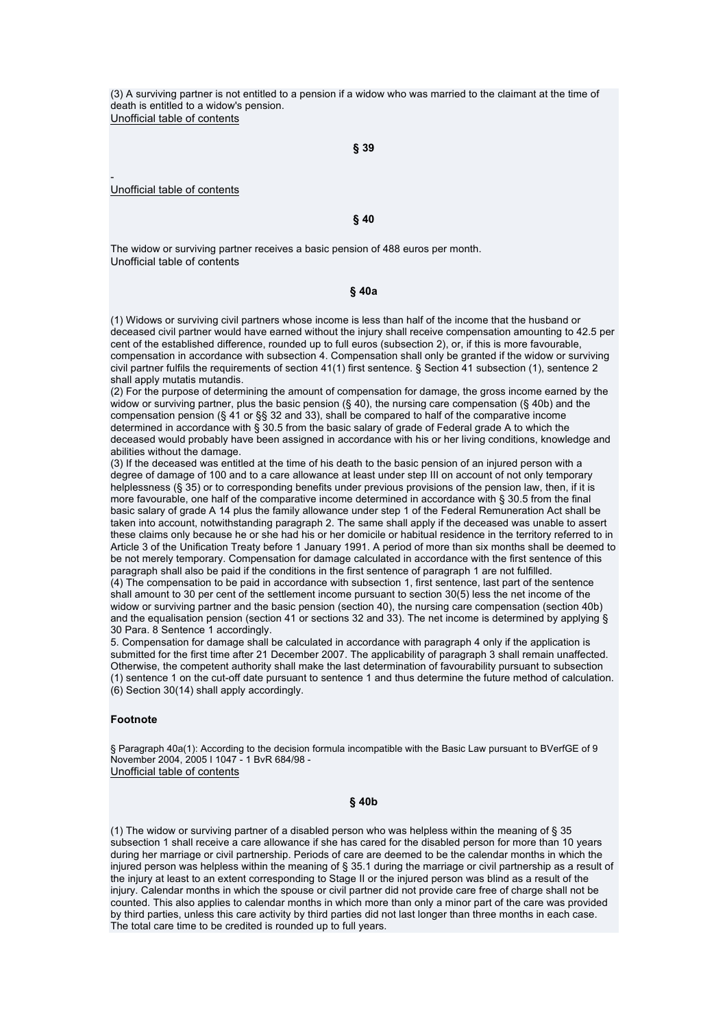(3) A surviving partner is not entitled to a pension if a widow who was married to the claimant at the time of death is entitled to a widow's pension.
Unofficial table of contents

**§ 39**

-
Unofficial table of contents

**§ 40**

The widow or surviving partner receives a basic pension of 488 euros per month.
Unofficial table of contents

**§ 40a**

(1) Widows or surviving civil partners whose income is less than half of the income that the husband or deceased civil partner would have earned without the injury shall receive compensation amounting to 42.5 per cent of the established difference, rounded up to full euros (subsection 2), or, if this is more favourable, compensation in accordance with subsection 4. Compensation shall only be granted if the widow or surviving civil partner fulfils the requirements of section 41(1) first sentence. § Section 41 subsection (1), sentence 2 shall apply mutatis mutandis.
(2) For the purpose of determining the amount of compensation for damage, the gross income earned by the widow or surviving partner, plus the basic pension (§ 40), the nursing care compensation (§ 40b) and the compensation pension (§ 41 or §§ 32 and 33), shall be compared to half of the comparative income determined in accordance with § 30.5 from the basic salary of grade of Federal grade A to which the deceased would probably have been assigned in accordance with his or her living conditions, knowledge and abilities without the damage.
(3) If the deceased was entitled at the time of his death to the basic pension of an injured person with a degree of damage of 100 and to a care allowance at least under step III on account of not only temporary helplessness (§ 35) or to corresponding benefits under previous provisions of the pension law, then, if it is more favourable, one half of the comparative income determined in accordance with § 30.5 from the final basic salary of grade A 14 plus the family allowance under step 1 of the Federal Remuneration Act shall be taken into account, notwithstanding paragraph 2. The same shall apply if the deceased was unable to assert these claims only because he or she had his or her domicile or habitual residence in the territory referred to in Article 3 of the Unification Treaty before 1 January 1991. A period of more than six months shall be deemed to be not merely temporary. Compensation for damage calculated in accordance with the first sentence of this paragraph shall also be paid if the conditions in the first sentence of paragraph 1 are not fulfilled.
(4) The compensation to be paid in accordance with subsection 1, first sentence, last part of the sentence shall amount to 30 per cent of the settlement income pursuant to section 30(5) less the net income of the widow or surviving partner and the basic pension (section 40), the nursing care compensation (section 40b) and the equalisation pension (section 41 or sections 32 and 33). The net income is determined by applying § 30 Para. 8 Sentence 1 accordingly.
5. Compensation for damage shall be calculated in accordance with paragraph 4 only if the application is submitted for the first time after 21 December 2007. The applicability of paragraph 3 shall remain unaffected. Otherwise, the competent authority shall make the last determination of favourability pursuant to subsection (1) sentence 1 on the cut-off date pursuant to sentence 1 and thus determine the future method of calculation.
(6) Section 30(14) shall apply accordingly.

**Footnote**

§ Paragraph 40a(1): According to the decision formula incompatible with the Basic Law pursuant to BVerfGE of 9 November 2004, 2005 I 1047 - 1 BvR 684/98 -
Unofficial table of contents

**§ 40b**

(1) The widow or surviving partner of a disabled person who was helpless within the meaning of § 35 subsection 1 shall receive a care allowance if she has cared for the disabled person for more than 10 years during her marriage or civil partnership. Periods of care are deemed to be the calendar months in which the injured person was helpless within the meaning of § 35.1 during the marriage or civil partnership as a result of the injury at least to an extent corresponding to Stage II or the injured person was blind as a result of the injury. Calendar months in which the spouse or civil partner did not provide care free of charge shall not be counted. This also applies to calendar months in which more than only a minor part of the care was provided by third parties, unless this care activity by third parties did not last longer than three months in each case. The total care time to be credited is rounded up to full years.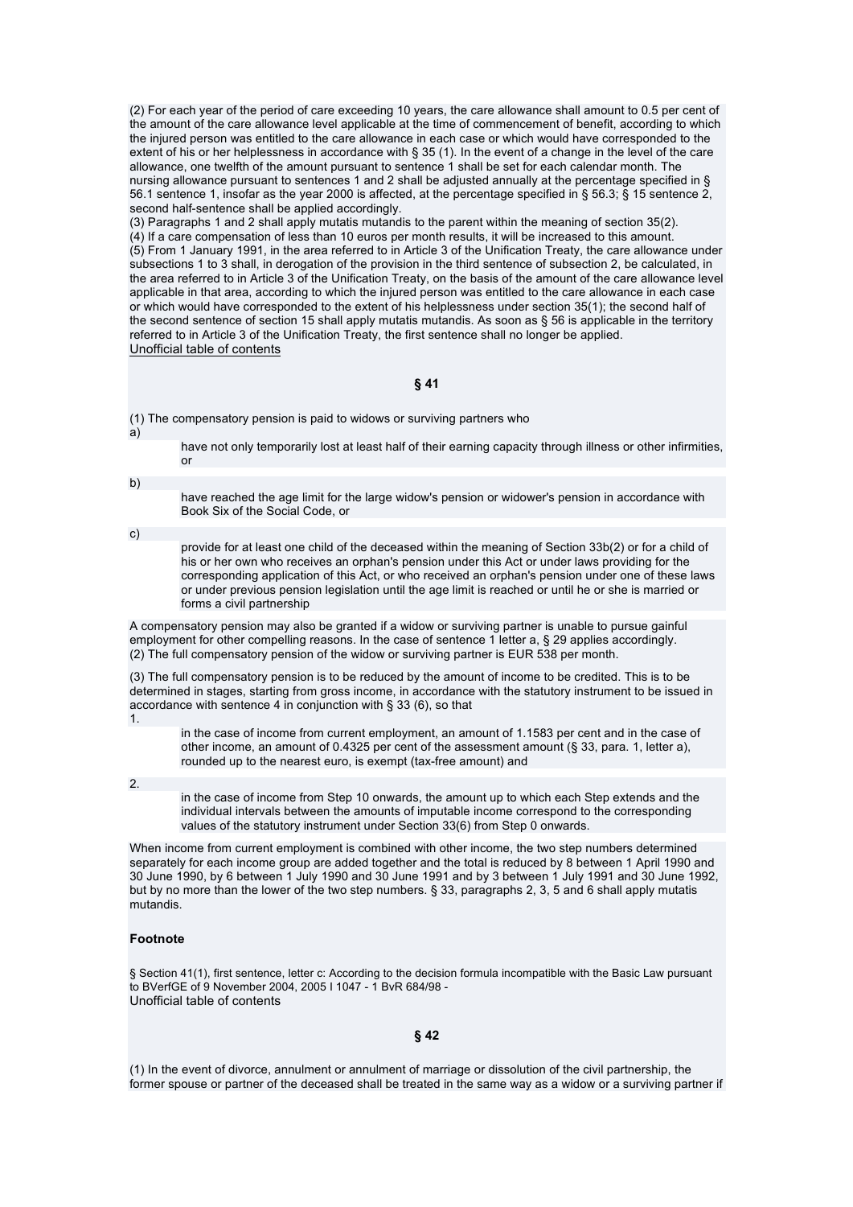(2) For each year of the period of care exceeding 10 years, the care allowance shall amount to 0.5 per cent of the amount of the care allowance level applicable at the time of commencement of benefit, according to which the injured person was entitled to the care allowance in each case or which would have corresponded to the extent of his or her helplessness in accordance with § 35 (1). In the event of a change in the level of the care allowance, one twelfth of the amount pursuant to sentence 1 shall be set for each calendar month. The nursing allowance pursuant to sentences 1 and 2 shall be adjusted annually at the percentage specified in § 56.1 sentence 1, insofar as the year 2000 is affected, at the percentage specified in § 56.3; § 15 sentence 2, second half-sentence shall be applied accordingly.
(3) Paragraphs 1 and 2 shall apply mutatis mutandis to the parent within the meaning of section 35(2).
(4) If a care compensation of less than 10 euros per month results, it will be increased to this amount.
(5) From 1 January 1991, in the area referred to in Article 3 of the Unification Treaty, the care allowance under subsections 1 to 3 shall, in derogation of the provision in the third sentence of subsection 2, be calculated, in the area referred to in Article 3 of the Unification Treaty, on the basis of the amount of the care allowance level applicable in that area, according to which the injured person was entitled to the care allowance in each case or which would have corresponded to the extent of his helplessness under section 35(1); the second half of the second sentence of section 15 shall apply mutatis mutandis. As soon as § 56 is applicable in the territory referred to in Article 3 of the Unification Treaty, the first sentence shall no longer be applied.
Unofficial table of contents

**§ 41**

(1) The compensatory pension is paid to widows or surviving partners who

a) have not only temporarily lost at least half of their earning capacity through illness or other infirmities, or

b) have reached the age limit for the large widow's pension or widower's pension in accordance with Book Six of the Social Code, or

c) provide for at least one child of the deceased within the meaning of Section 33b(2) or for a child of his or her own who receives an orphan's pension under this Act or under laws providing for the corresponding application of this Act, or who received an orphan's pension under one of these laws or under previous pension legislation until the age limit is reached or until he or she is married or forms a civil partnership

A compensatory pension may also be granted if a widow or surviving partner is unable to pursue gainful employment for other compelling reasons. In the case of sentence 1 letter a, § 29 applies accordingly.
(2) The full compensatory pension of the widow or surviving partner is EUR 538 per month.

(3) The full compensatory pension is to be reduced by the amount of income to be credited. This is to be determined in stages, starting from gross income, in accordance with the statutory instrument to be issued in accordance with sentence 4 in conjunction with § 33 (6), so that

1. in the case of income from current employment, an amount of 1.1583 per cent and in the case of other income, an amount of 0.4325 per cent of the assessment amount (§ 33, para. 1, letter a), rounded up to the nearest euro, is exempt (tax-free amount) and

2. in the case of income from Step 10 onwards, the amount up to which each Step extends and the individual intervals between the amounts of imputable income correspond to the corresponding values of the statutory instrument under Section 33(6) from Step 0 onwards.

When income from current employment is combined with other income, the two step numbers determined separately for each income group are added together and the total is reduced by 8 between 1 April 1990 and 30 June 1990, by 6 between 1 July 1990 and 30 June 1991 and by 3 between 1 July 1991 and 30 June 1992, but by no more than the lower of the two step numbers. § 33, paragraphs 2, 3, 5 and 6 shall apply mutatis mutandis.

**Footnote**

§ Section 41(1), first sentence, letter c: According to the decision formula incompatible with the Basic Law pursuant to BVerfGE of 9 November 2004, 2005 I 1047 - 1 BvR 684/98 -
Unofficial table of contents

**§ 42**

(1) In the event of divorce, annulment or annulment of marriage or dissolution of the civil partnership, the former spouse or partner of the deceased shall be treated in the same way as a widow or a surviving partner if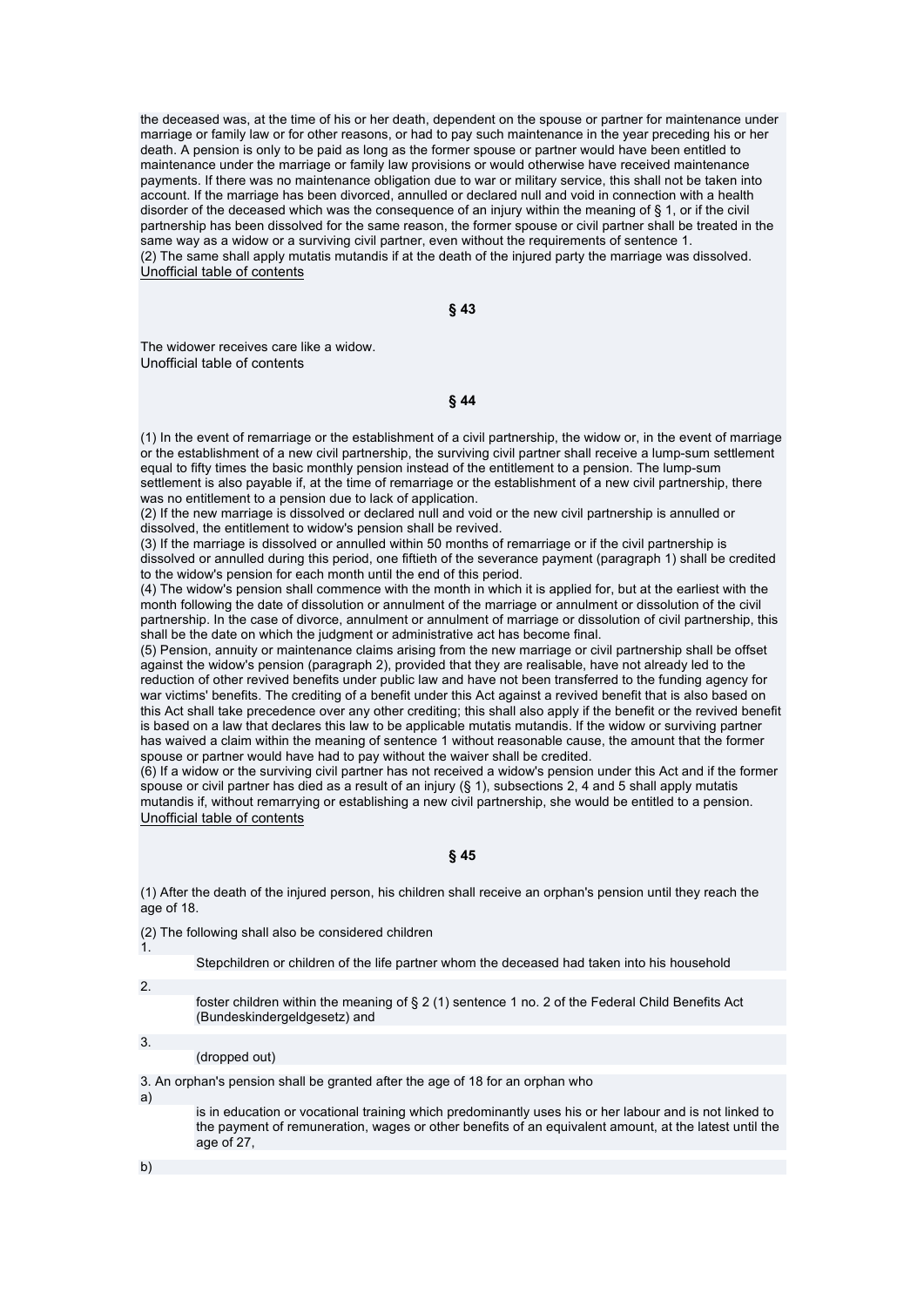the deceased was, at the time of his or her death, dependent on the spouse or partner for maintenance under marriage or family law or for other reasons, or had to pay such maintenance in the year preceding his or her death. A pension is only to be paid as long as the former spouse or partner would have been entitled to maintenance under the marriage or family law provisions or would otherwise have received maintenance payments. If there was no maintenance obligation due to war or military service, this shall not be taken into account. If the marriage has been divorced, annulled or declared null and void in connection with a health disorder of the deceased which was the consequence of an injury within the meaning of § 1, or if the civil partnership has been dissolved for the same reason, the former spouse or civil partner shall be treated in the same way as a widow or a surviving civil partner, even without the requirements of sentence 1.
(2) The same shall apply mutatis mutandis if at the death of the injured party the marriage was dissolved.
Unofficial table of contents

**§ 43**

The widower receives care like a widow.
Unofficial table of contents

**§ 44**

(1) In the event of remarriage or the establishment of a civil partnership, the widow or, in the event of marriage or the establishment of a new civil partnership, the surviving civil partner shall receive a lump-sum settlement equal to fifty times the basic monthly pension instead of the entitlement to a pension. The lump-sum settlement is also payable if, at the time of remarriage or the establishment of a new civil partnership, there was no entitlement to a pension due to lack of application.
(2) If the new marriage is dissolved or declared null and void or the new civil partnership is annulled or dissolved, the entitlement to widow's pension shall be revived.
(3) If the marriage is dissolved or annulled within 50 months of remarriage or if the civil partnership is dissolved or annulled during this period, one fiftieth of the severance payment (paragraph 1) shall be credited to the widow's pension for each month until the end of this period.
(4) The widow's pension shall commence with the month in which it is applied for, but at the earliest with the month following the date of dissolution or annulment of the marriage or annulment or dissolution of the civil partnership. In the case of divorce, annulment or annulment of marriage or dissolution of civil partnership, this shall be the date on which the judgment or administrative act has become final.
(5) Pension, annuity or maintenance claims arising from the new marriage or civil partnership shall be offset against the widow's pension (paragraph 2), provided that they are realisable, have not already led to the reduction of other revived benefits under public law and have not been transferred to the funding agency for war victims' benefits. The crediting of a benefit under this Act against a revived benefit that is also based on this Act shall take precedence over any other crediting; this shall also apply if the benefit or the revived benefit is based on a law that declares this law to be applicable mutatis mutandis. If the widow or surviving partner has waived a claim within the meaning of sentence 1 without reasonable cause, the amount that the former spouse or partner would have had to pay without the waiver shall be credited.
(6) If a widow or the surviving civil partner has not received a widow's pension under this Act and if the former spouse or civil partner has died as a result of an injury (§ 1), subsections 2, 4 and 5 shall apply mutatis mutandis if, without remarrying or establishing a new civil partnership, she would be entitled to a pension.
Unofficial table of contents

**§ 45**

(1) After the death of the injured person, his children shall receive an orphan's pension until they reach the age of 18.

(2) The following shall also be considered children

1. Stepchildren or children of the life partner whom the deceased had taken into his household
2. foster children within the meaning of § 2 (1) sentence 1 no. 2 of the Federal Child Benefits Act (Bundeskindergeldgesetz) and
3. (dropped out)

3. An orphan's pension shall be granted after the age of 18 for an orphan who

a) is in education or vocational training which predominantly uses his or her labour and is not linked to the payment of remuneration, wages or other benefits of an equivalent amount, at the latest until the age of 27,

b)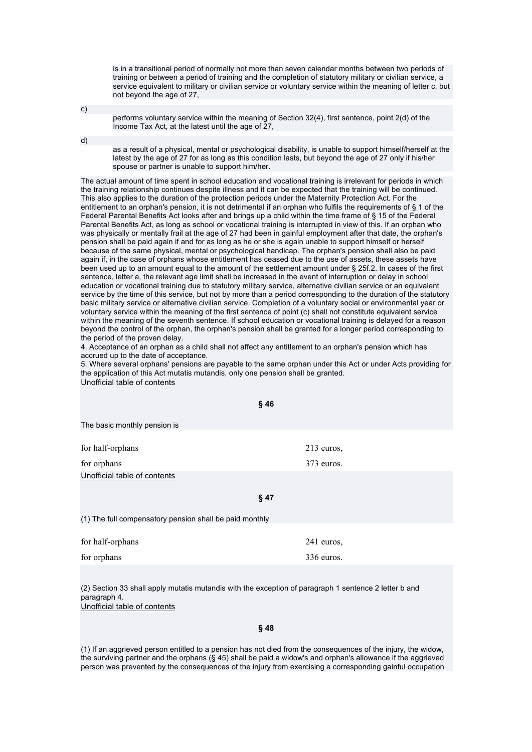is in a transitional period of normally not more than seven calendar months between two periods of training or between a period of training and the completion of statutory military or civilian service, a service equivalent to military or civilian service or voluntary service within the meaning of letter c, but not beyond the age of 27,

c) performs voluntary service within the meaning of Section 32(4), first sentence, point 2(d) of the Income Tax Act, at the latest until the age of 27,

d) as a result of a physical, mental or psychological disability, is unable to support himself/herself at the latest by the age of 27 for as long as this condition lasts, but beyond the age of 27 only if his/her spouse or partner is unable to support him/her.

The actual amount of time spent in school education and vocational training is irrelevant for periods in which the training relationship continues despite illness and it can be expected that the training will be continued. This also applies to the duration of the protection periods under the Maternity Protection Act. For the entitlement to an orphan's pension, it is not detrimental if an orphan who fulfils the requirements of § 1 of the Federal Parental Benefits Act looks after and brings up a child within the time frame of § 15 of the Federal Parental Benefits Act, as long as school or vocational training is interrupted in view of this. If an orphan who was physically or mentally frail at the age of 27 had been in gainful employment after that date, the orphan's pension shall be paid again if and for as long as he or she is again unable to support himself or herself because of the same physical, mental or psychological handicap. The orphan's pension shall also be paid again if, in the case of orphans whose entitlement has ceased due to the use of assets, these assets have been used up to an amount equal to the amount of the settlement amount under § 25f.2. In cases of the first sentence, letter a, the relevant age limit shall be increased in the event of interruption or delay in school education or vocational training due to statutory military service, alternative civilian service or an equivalent service by the time of this service, but not by more than a period corresponding to the duration of the statutory basic military service or alternative civilian service. Completion of a voluntary social or environmental year or voluntary service within the meaning of the first sentence of point (c) shall not constitute equivalent service within the meaning of the seventh sentence. If school education or vocational training is delayed for a reason beyond the control of the orphan, the orphan's pension shall be granted for a longer period corresponding to the period of the proven delay.

4. Acceptance of an orphan as a child shall not affect any entitlement to an orphan's pension which has accrued up to the date of acceptance.

5. Where several orphans' pensions are payable to the same orphan under this Act or under Acts providing for the application of this Act mutatis mutandis, only one pension shall be granted.

Unofficial table of contents

## § 46

The basic monthly pension is

| | |
|---|---|
| for half-orphans | 213 euros, |
| for orphans | 373 euros. |

Unofficial table of contents

## § 47

(1) The full compensatory pension shall be paid monthly

| | |
|---|---|
| for half-orphans | 241 euros, |
| for orphans | 336 euros. |

(2) Section 33 shall apply mutatis mutandis with the exception of paragraph 1 sentence 2 letter b and paragraph 4.

Unofficial table of contents

## § 48

(1) If an aggrieved person entitled to a pension has not died from the consequences of the injury, the widow, the surviving partner and the orphans (§ 45) shall be paid a widow's and orphan's allowance if the aggrieved person was prevented by the consequences of the injury from exercising a corresponding gainful occupation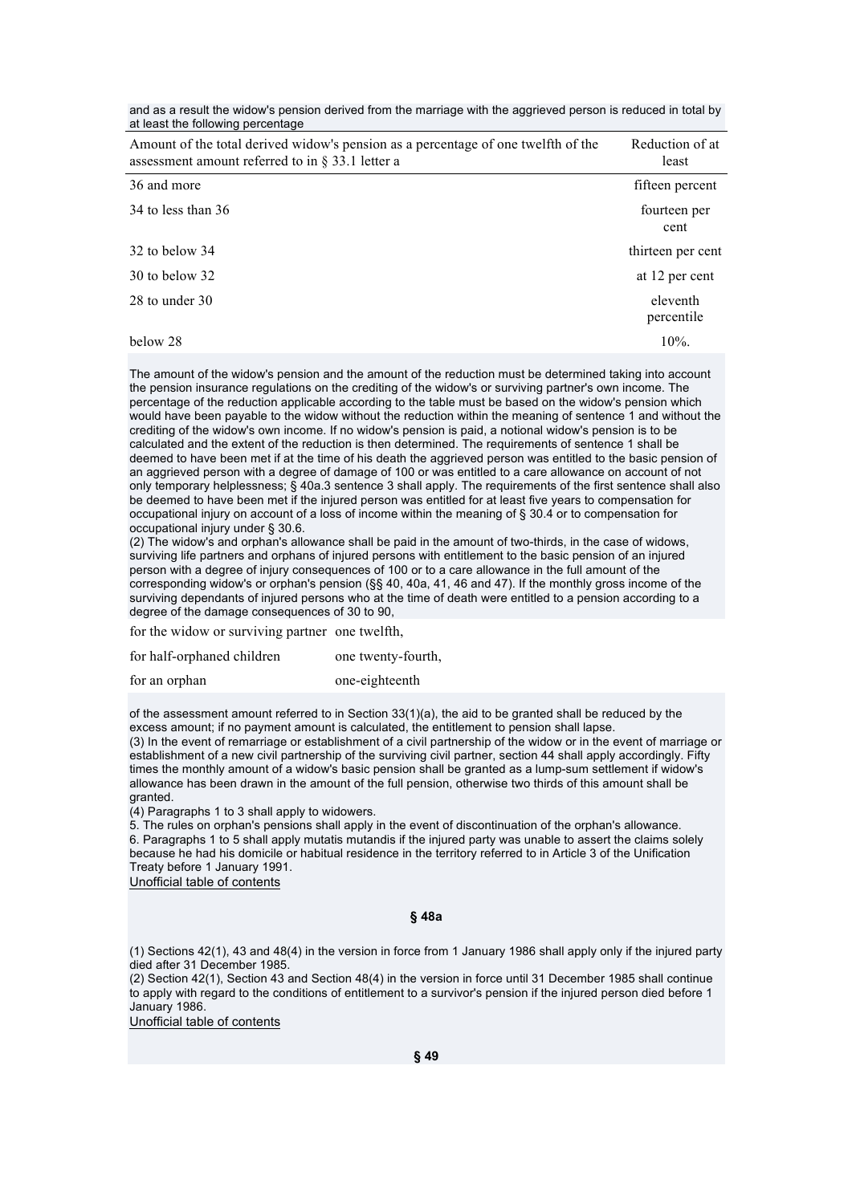and as a result the widow's pension derived from the marriage with the aggrieved person is reduced in total by at least the following percentage

| Amount of the total derived widow's pension as a percentage of one twelfth of the assessment amount referred to in § 33.1 letter a | Reduction of at least |
|---|---|
| 36 and more | fifteen percent |
| 34 to less than 36 | fourteen per cent |
| 32 to below 34 | thirteen per cent |
| 30 to below 32 | at 12 per cent |
| 28 to under 30 | eleventh percentile |
| below 28 | 10%. |

The amount of the widow's pension and the amount of the reduction must be determined taking into account the pension insurance regulations on the crediting of the widow's or surviving partner's own income. The percentage of the reduction applicable according to the table must be based on the widow's pension which would have been payable to the widow without the reduction within the meaning of sentence 1 and without the crediting of the widow's own income. If no widow's pension is paid, a notional widow's pension is to be calculated and the extent of the reduction is then determined. The requirements of sentence 1 shall be deemed to have been met if at the time of his death the aggrieved person was entitled to the basic pension of an aggrieved person with a degree of damage of 100 or was entitled to a care allowance on account of not only temporary helplessness; § 40a.3 sentence 3 shall apply. The requirements of the first sentence shall also be deemed to have been met if the injured person was entitled for at least five years to compensation for occupational injury on account of a loss of income within the meaning of § 30.4 or to compensation for occupational injury under § 30.6.

(2) The widow's and orphan's allowance shall be paid in the amount of two-thirds, in the case of widows, surviving life partners and orphans of injured persons with entitlement to the basic pension of an injured person with a degree of injury consequences of 100 or to a care allowance in the full amount of the corresponding widow's or orphan's pension (§§ 40, 40a, 41, 46 and 47). If the monthly gross income of the surviving dependants of injured persons who at the time of death were entitled to a pension according to a degree of the damage consequences of 30 to 90,

| | |
|---|---|
| for the widow or surviving partner | one twelfth, |
| for half-orphaned children | one twenty-fourth, |
| for an orphan | one-eighteenth |

of the assessment amount referred to in Section 33(1)(a), the aid to be granted shall be reduced by the excess amount; if no payment amount is calculated, the entitlement to pension shall lapse.

(3) In the event of remarriage or establishment of a civil partnership of the widow or in the event of marriage or establishment of a new civil partnership of the surviving civil partner, section 44 shall apply accordingly. Fifty times the monthly amount of a widow's basic pension shall be granted as a lump-sum settlement if widow's allowance has been drawn in the amount of the full pension, otherwise two thirds of this amount shall be granted.

(4) Paragraphs 1 to 3 shall apply to widowers.

5. The rules on orphan's pensions shall apply in the event of discontinuation of the orphan's allowance.

6. Paragraphs 1 to 5 shall apply mutatis mutandis if the injured party was unable to assert the claims solely because he had his domicile or habitual residence in the territory referred to in Article 3 of the Unification Treaty before 1 January 1991.

Unofficial table of contents

## § 48a

(1) Sections 42(1), 43 and 48(4) in the version in force from 1 January 1986 shall apply only if the injured party died after 31 December 1985.

(2) Section 42(1), Section 43 and Section 48(4) in the version in force until 31 December 1985 shall continue to apply with regard to the conditions of entitlement to a survivor's pension if the injured person died before 1 January 1986.

Unofficial table of contents

## § 49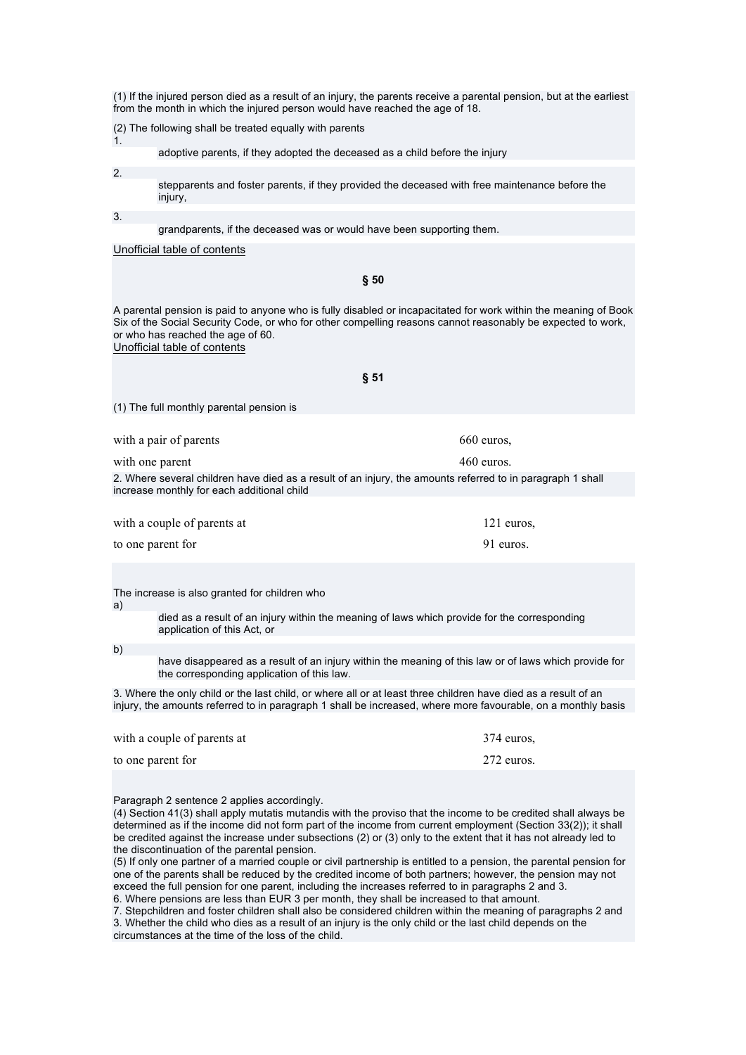(1) If the injured person died as a result of an injury, the parents receive a parental pension, but at the earliest from the month in which the injured person would have reached the age of 18.

(2) The following shall be treated equally with parents

1. adoptive parents, if they adopted the deceased as a child before the injury
2. stepparents and foster parents, if they provided the deceased with free maintenance before the injury,
3. grandparents, if the deceased was or would have been supporting them.

Unofficial table of contents

## § 50

A parental pension is paid to anyone who is fully disabled or incapacitated for work within the meaning of Book Six of the Social Security Code, or who for other compelling reasons cannot reasonably be expected to work, or who has reached the age of 60.

Unofficial table of contents

## § 51

(1) The full monthly parental pension is

| | |
|---|---|
| with a pair of parents | 660 euros, |
| with one parent | 460 euros. |

2. Where several children have died as a result of an injury, the amounts referred to in paragraph 1 shall increase monthly for each additional child

| | |
|---|---|
| with a couple of parents at | 121 euros, |
| to one parent for | 91 euros. |

The increase is also granted for children who

a) died as a result of an injury within the meaning of laws which provide for the corresponding application of this Act, or

b) have disappeared as a result of an injury within the meaning of this law or of laws which provide for the corresponding application of this law.

3. Where the only child or the last child, or where all or at least three children have died as a result of an injury, the amounts referred to in paragraph 1 shall be increased, where more favourable, on a monthly basis

| | |
|---|---|
| with a couple of parents at | 374 euros, |
| to one parent for | 272 euros. |

Paragraph 2 sentence 2 applies accordingly.

(4) Section 41(3) shall apply mutatis mutandis with the proviso that the income to be credited shall always be determined as if the income did not form part of the income from current employment (Section 33(2)); it shall be credited against the increase under subsections (2) or (3) only to the extent that it has not already led to the discontinuation of the parental pension.

(5) If only one partner of a married couple or civil partnership is entitled to a pension, the parental pension for one of the parents shall be reduced by the credited income of both partners; however, the pension may not exceed the full pension for one parent, including the increases referred to in paragraphs 2 and 3.

6. Where pensions are less than EUR 3 per month, they shall be increased to that amount.

7. Stepchildren and foster children shall also be considered children within the meaning of paragraphs 2 and 3. Whether the child who dies as a result of an injury is the only child or the last child depends on the circumstances at the time of the loss of the child.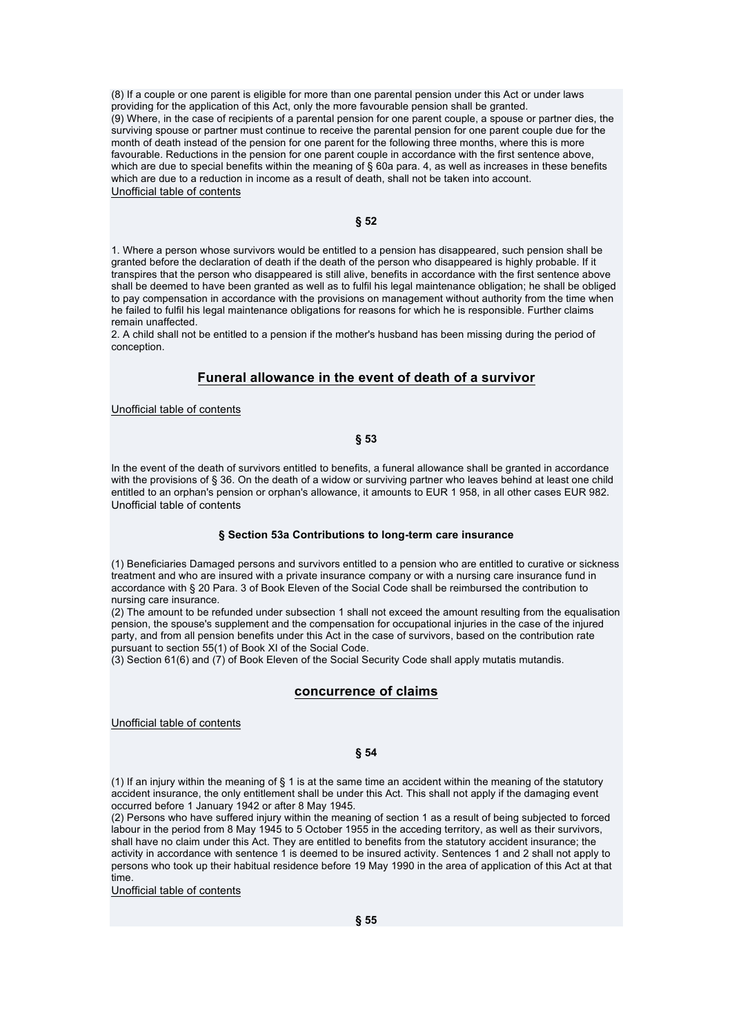(8) If a couple or one parent is eligible for more than one parental pension under this Act or under laws providing for the application of this Act, only the more favourable pension shall be granted.
(9) Where, in the case of recipients of a parental pension for one parent couple, a spouse or partner dies, the surviving spouse or partner must continue to receive the parental pension for one parent couple due for the month of death instead of the pension for one parent for the following three months, where this is more favourable. Reductions in the pension for one parent couple in accordance with the first sentence above, which are due to special benefits within the meaning of § 60a para. 4, as well as increases in these benefits which are due to a reduction in income as a result of death, shall not be taken into account.
Unofficial table of contents

**§ 52**

1. Where a person whose survivors would be entitled to a pension has disappeared, such pension shall be granted before the declaration of death if the death of the person who disappeared is highly probable. If it transpires that the person who disappeared is still alive, benefits in accordance with the first sentence above shall be deemed to have been granted as well as to fulfil his legal maintenance obligation; he shall be obliged to pay compensation in accordance with the provisions on management without authority from the time when he failed to fulfil his legal maintenance obligations for reasons for which he is responsible. Further claims remain unaffected.
2. A child shall not be entitled to a pension if the mother's husband has been missing during the period of conception.

## Funeral allowance in the event of death of a survivor

Unofficial table of contents

**§ 53**

In the event of the death of survivors entitled to benefits, a funeral allowance shall be granted in accordance with the provisions of § 36. On the death of a widow or surviving partner who leaves behind at least one child entitled to an orphan's pension or orphan's allowance, it amounts to EUR 1 958, in all other cases EUR 982.
Unofficial table of contents

**§ Section 53a Contributions to long-term care insurance**

(1) Beneficiaries Damaged persons and survivors entitled to a pension who are entitled to curative or sickness treatment and who are insured with a private insurance company or with a nursing care insurance fund in accordance with § 20 Para. 3 of Book Eleven of the Social Code shall be reimbursed the contribution to nursing care insurance.
(2) The amount to be refunded under subsection 1 shall not exceed the amount resulting from the equalisation pension, the spouse's supplement and the compensation for occupational injuries in the case of the injured party, and from all pension benefits under this Act in the case of survivors, based on the contribution rate pursuant to section 55(1) of Book XI of the Social Code.
(3) Section 61(6) and (7) of Book Eleven of the Social Security Code shall apply mutatis mutandis.

## concurrence of claims

Unofficial table of contents

**§ 54**

(1) If an injury within the meaning of § 1 is at the same time an accident within the meaning of the statutory accident insurance, the only entitlement shall be under this Act. This shall not apply if the damaging event occurred before 1 January 1942 or after 8 May 1945.
(2) Persons who have suffered injury within the meaning of section 1 as a result of being subjected to forced labour in the period from 8 May 1945 to 5 October 1955 in the acceding territory, as well as their survivors, shall have no claim under this Act. They are entitled to benefits from the statutory accident insurance; the activity in accordance with sentence 1 is deemed to be insured activity. Sentences 1 and 2 shall not apply to persons who took up their habitual residence before 19 May 1990 in the area of application of this Act at that time.
Unofficial table of contents

**§ 55**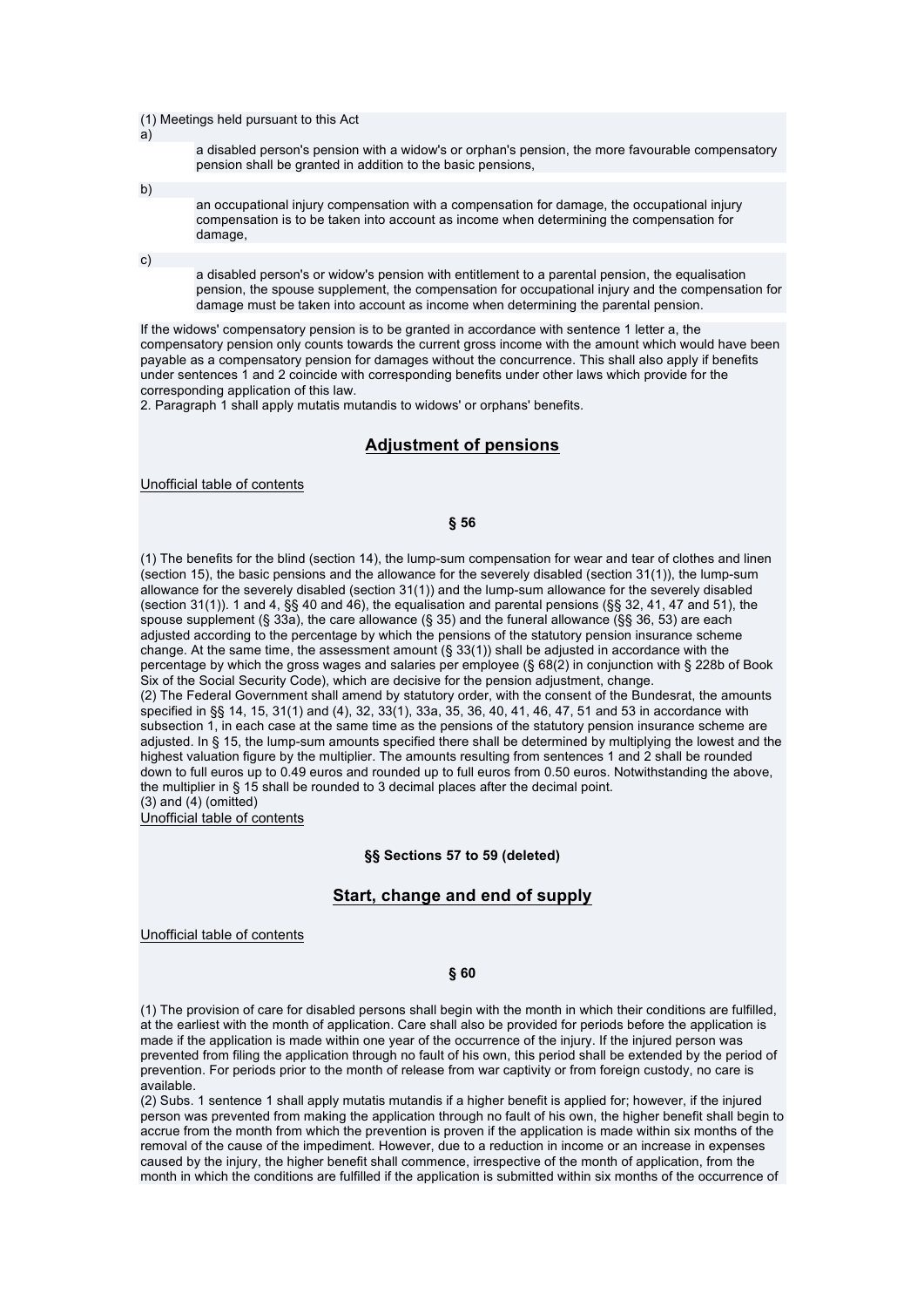(1) Meetings held pursuant to this Act

a) a disabled person's pension with a widow's or orphan's pension, the more favourable compensatory pension shall be granted in addition to the basic pensions,

b) an occupational injury compensation with a compensation for damage, the occupational injury compensation is to be taken into account as income when determining the compensation for damage,

c) a disabled person's or widow's pension with entitlement to a parental pension, the equalisation pension, the spouse supplement, the compensation for occupational injury and the compensation for damage must be taken into account as income when determining the parental pension.

If the widows' compensatory pension is to be granted in accordance with sentence 1 letter a, the compensatory pension only counts towards the current gross income with the amount which would have been payable as a compensatory pension for damages without the concurrence. This shall also apply if benefits under sentences 1 and 2 coincide with corresponding benefits under other laws which provide for the corresponding application of this law.
2. Paragraph 1 shall apply mutatis mutandis to widows' or orphans' benefits.

## Adjustment of pensions

Unofficial table of contents

### § 56

(1) The benefits for the blind (section 14), the lump-sum compensation for wear and tear of clothes and linen (section 15), the basic pensions and the allowance for the severely disabled (section 31(1)), the lump-sum allowance for the severely disabled (section 31(1)) and the lump-sum allowance for the severely disabled (section 31(1)). 1 and 4, §§ 40 and 46), the equalisation and parental pensions (§§ 32, 41, 47 and 51), the spouse supplement (§ 33a), the care allowance (§ 35) and the funeral allowance (§§ 36, 53) are each adjusted according to the percentage by which the pensions of the statutory pension insurance scheme change. At the same time, the assessment amount (§ 33(1)) shall be adjusted in accordance with the percentage by which the gross wages and salaries per employee (§ 68(2) in conjunction with § 228b of Book Six of the Social Security Code), which are decisive for the pension adjustment, change.
(2) The Federal Government shall amend by statutory order, with the consent of the Bundesrat, the amounts specified in §§ 14, 15, 31(1) and (4), 32, 33(1), 33a, 35, 36, 40, 41, 46, 47, 51 and 53 in accordance with subsection 1, in each case at the same time as the pensions of the statutory pension insurance scheme are adjusted. In § 15, the lump-sum amounts specified there shall be determined by multiplying the lowest and the highest valuation figure by the multiplier. The amounts resulting from sentences 1 and 2 shall be rounded down to full euros up to 0.49 euros and rounded up to full euros from 0.50 euros. Notwithstanding the above, the multiplier in § 15 shall be rounded to 3 decimal places after the decimal point.
(3) and (4) (omitted)

Unofficial table of contents

### §§ Sections 57 to 59 (deleted)

## Start, change and end of supply

Unofficial table of contents

### § 60

(1) The provision of care for disabled persons shall begin with the month in which their conditions are fulfilled, at the earliest with the month of application. Care shall also be provided for periods before the application is made if the application is made within one year of the occurrence of the injury. If the injured person was prevented from filing the application through no fault of his own, this period shall be extended by the period of prevention. For periods prior to the month of release from war captivity or from foreign custody, no care is available.
(2) Subs. 1 sentence 1 shall apply mutatis mutandis if a higher benefit is applied for; however, if the injured person was prevented from making the application through no fault of his own, the higher benefit shall begin to accrue from the month from which the prevention is proven if the application is made within six months of the removal of the cause of the impediment. However, due to a reduction in income or an increase in expenses caused by the injury, the higher benefit shall commence, irrespective of the month of application, from the month in which the conditions are fulfilled if the application is submitted within six months of the occurrence of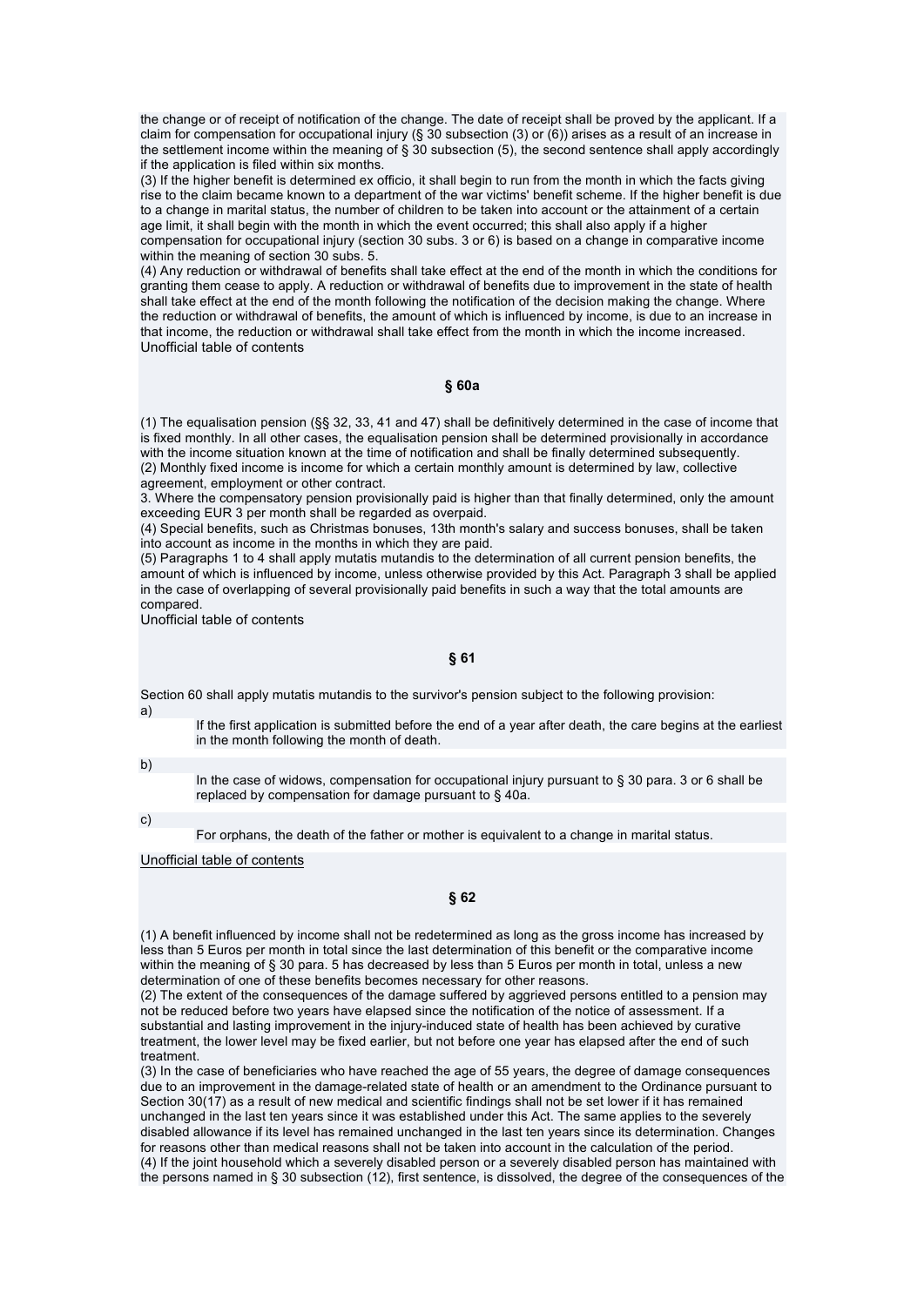the change or of receipt of notification of the change. The date of receipt shall be proved by the applicant. If a claim for compensation for occupational injury (§ 30 subsection (3) or (6)) arises as a result of an increase in the settlement income within the meaning of § 30 subsection (5), the second sentence shall apply accordingly if the application is filed within six months.
(3) If the higher benefit is determined ex officio, it shall begin to run from the month in which the facts giving rise to the claim became known to a department of the war victims' benefit scheme. If the higher benefit is due to a change in marital status, the number of children to be taken into account or the attainment of a certain age limit, it shall begin with the month in which the event occurred; this shall also apply if a higher compensation for occupational injury (section 30 subs. 3 or 6) is based on a change in comparative income within the meaning of section 30 subs. 5.
(4) Any reduction or withdrawal of benefits shall take effect at the end of the month in which the conditions for granting them cease to apply. A reduction or withdrawal of benefits due to improvement in the state of health shall take effect at the end of the month following the notification of the decision making the change. Where the reduction or withdrawal of benefits, the amount of which is influenced by income, is due to an increase in that income, the reduction or withdrawal shall take effect from the month in which the income increased.
Unofficial table of contents

### § 60a

(1) The equalisation pension (§§ 32, 33, 41 and 47) shall be definitively determined in the case of income that is fixed monthly. In all other cases, the equalisation pension shall be determined provisionally in accordance with the income situation known at the time of notification and shall be finally determined subsequently.
(2) Monthly fixed income is income for which a certain monthly amount is determined by law, collective agreement, employment or other contract.
3. Where the compensatory pension provisionally paid is higher than that finally determined, only the amount exceeding EUR 3 per month shall be regarded as overpaid.
(4) Special benefits, such as Christmas bonuses, 13th month's salary and success bonuses, shall be taken into account as income in the months in which they are paid.
(5) Paragraphs 1 to 4 shall apply mutatis mutandis to the determination of all current pension benefits, the amount of which is influenced by income, unless otherwise provided by this Act. Paragraph 3 shall be applied in the case of overlapping of several provisionally paid benefits in such a way that the total amounts are compared.
Unofficial table of contents

### § 61

Section 60 shall apply mutatis mutandis to the survivor's pension subject to the following provision:

a) If the first application is submitted before the end of a year after death, the care begins at the earliest in the month following the month of death.

b) In the case of widows, compensation for occupational injury pursuant to § 30 para. 3 or 6 shall be replaced by compensation for damage pursuant to § 40a.

c) For orphans, the death of the father or mother is equivalent to a change in marital status.

Unofficial table of contents

### § 62

(1) A benefit influenced by income shall not be redetermined as long as the gross income has increased by less than 5 Euros per month in total since the last determination of this benefit or the comparative income within the meaning of § 30 para. 5 has decreased by less than 5 Euros per month in total, unless a new determination of one of these benefits becomes necessary for other reasons.
(2) The extent of the consequences of the damage suffered by aggrieved persons entitled to a pension may not be reduced before two years have elapsed since the notification of the notice of assessment. If a substantial and lasting improvement in the injury-induced state of health has been achieved by curative treatment, the lower level may be fixed earlier, but not before one year has elapsed after the end of such treatment.
(3) In the case of beneficiaries who have reached the age of 55 years, the degree of damage consequences due to an improvement in the damage-related state of health or an amendment to the Ordinance pursuant to Section 30(17) as a result of new medical and scientific findings shall not be set lower if it has remained unchanged in the last ten years since it was established under this Act. The same applies to the severely disabled allowance if its level has remained unchanged in the last ten years since its determination. Changes for reasons other than medical reasons shall not be taken into account in the calculation of the period.
(4) If the joint household which a severely disabled person or a severely disabled person has maintained with the persons named in § 30 subsection (12), first sentence, is dissolved, the degree of the consequences of the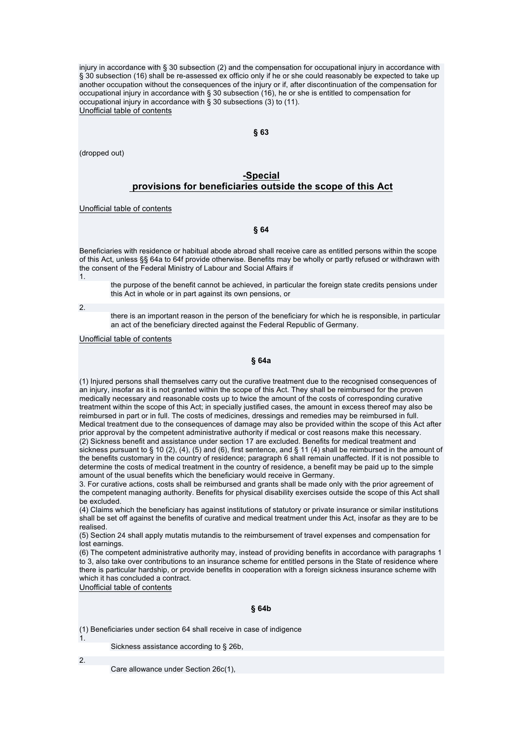injury in accordance with § 30 subsection (2) and the compensation for occupational injury in accordance with § 30 subsection (16) shall be re-assessed ex officio only if he or she could reasonably be expected to take up another occupation without the consequences of the injury or if, after discontinuation of the compensation for occupational injury in accordance with § 30 subsection (16), he or she is entitled to compensation for occupational injury in accordance with § 30 subsections (3) to (11).

Unofficial table of contents

### § 63

(dropped out)

## -Special provisions for beneficiaries outside the scope of this Act

Unofficial table of contents

### § 64

Beneficiaries with residence or habitual abode abroad shall receive care as entitled persons within the scope of this Act, unless §§ 64a to 64f provide otherwise. Benefits may be wholly or partly refused or withdrawn with the consent of the Federal Ministry of Labour and Social Affairs if

1. the purpose of the benefit cannot be achieved, in particular the foreign state credits pensions under this Act in whole or in part against its own pensions, or
2. there is an important reason in the person of the beneficiary for which he is responsible, in particular an act of the beneficiary directed against the Federal Republic of Germany.

Unofficial table of contents

### § 64a

(1) Injured persons shall themselves carry out the curative treatment due to the recognised consequences of an injury, insofar as it is not granted within the scope of this Act. They shall be reimbursed for the proven medically necessary and reasonable costs up to twice the amount of the costs of corresponding curative treatment within the scope of this Act; in specially justified cases, the amount in excess thereof may also be reimbursed in part or in full. The costs of medicines, dressings and remedies may be reimbursed in full. Medical treatment due to the consequences of damage may also be provided within the scope of this Act after prior approval by the competent administrative authority if medical or cost reasons make this necessary.

(2) Sickness benefit and assistance under section 17 are excluded. Benefits for medical treatment and sickness pursuant to § 10 (2), (4), (5) and (6), first sentence, and § 11 (4) shall be reimbursed in the amount of the benefits customary in the country of residence; paragraph 6 shall remain unaffected. If it is not possible to determine the costs of medical treatment in the country of residence, a benefit may be paid up to the simple amount of the usual benefits which the beneficiary would receive in Germany.

3. For curative actions, costs shall be reimbursed and grants shall be made only with the prior agreement of the competent managing authority. Benefits for physical disability exercises outside the scope of this Act shall be excluded.

(4) Claims which the beneficiary has against institutions of statutory or private insurance or similar institutions shall be set off against the benefits of curative and medical treatment under this Act, insofar as they are to be realised.

(5) Section 24 shall apply mutatis mutandis to the reimbursement of travel expenses and compensation for lost earnings.

(6) The competent administrative authority may, instead of providing benefits in accordance with paragraphs 1 to 3, also take over contributions to an insurance scheme for entitled persons in the State of residence where there is particular hardship, or provide benefits in cooperation with a foreign sickness insurance scheme with which it has concluded a contract.

Unofficial table of contents

### § 64b

(1) Beneficiaries under section 64 shall receive in case of indigence

1. Sickness assistance according to § 26b,
2. Care allowance under Section 26c(1),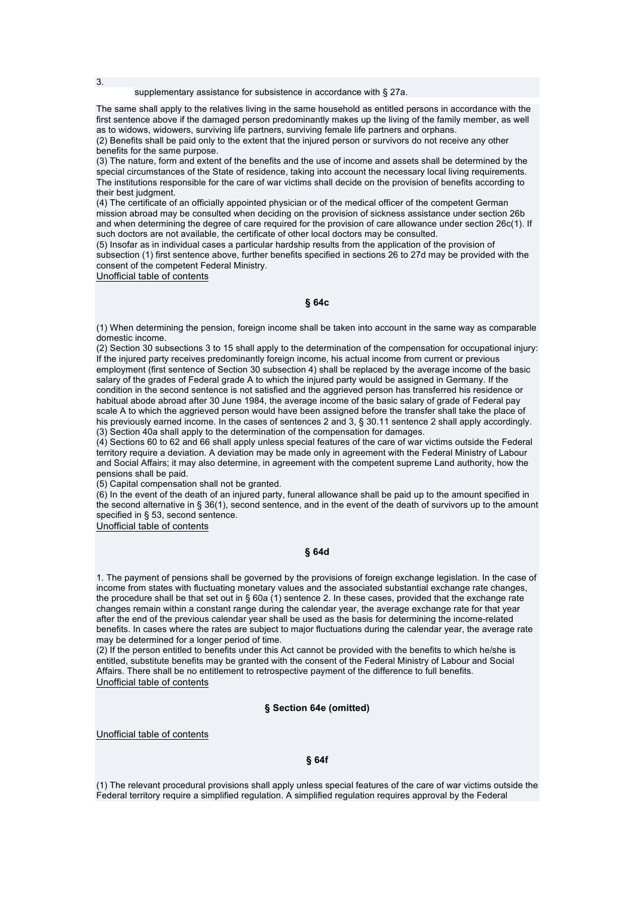3. supplementary assistance for subsistence in accordance with § 27a.

The same shall apply to the relatives living in the same household as entitled persons in accordance with the first sentence above if the damaged person predominantly makes up the living of the family member, as well as to widows, widowers, surviving life partners, surviving female life partners and orphans.
(2) Benefits shall be paid only to the extent that the injured person or survivors do not receive any other benefits for the same purpose.
(3) The nature, form and extent of the benefits and the use of income and assets shall be determined by the special circumstances of the State of residence, taking into account the necessary local living requirements. The institutions responsible for the care of war victims shall decide on the provision of benefits according to their best judgment.
(4) The certificate of an officially appointed physician or of the medical officer of the competent German mission abroad may be consulted when deciding on the provision of sickness assistance under section 26b and when determining the degree of care required for the provision of care allowance under section 26c(1). If such doctors are not available, the certificate of other local doctors may be consulted.
(5) Insofar as in individual cases a particular hardship results from the application of the provision of subsection (1) first sentence above, further benefits specified in sections 26 to 27d may be provided with the consent of the competent Federal Ministry.
Unofficial table of contents

### § 64c

(1) When determining the pension, foreign income shall be taken into account in the same way as comparable domestic income.
(2) Section 30 subsections 3 to 15 shall apply to the determination of the compensation for occupational injury: If the injured party receives predominantly foreign income, his actual income from current or previous employment (first sentence of Section 30 subsection 4) shall be replaced by the average income of the basic salary of the grades of Federal grade A to which the injured party would be assigned in Germany. If the condition in the second sentence is not satisfied and the aggrieved person has transferred his residence or habitual abode abroad after 30 June 1984, the average income of the basic salary of grade of Federal pay scale A to which the aggrieved person would have been assigned before the transfer shall take the place of his previously earned income. In the cases of sentences 2 and 3, § 30.11 sentence 2 shall apply accordingly.
(3) Section 40a shall apply to the determination of the compensation for damages.
(4) Sections 60 to 62 and 66 shall apply unless special features of the care of war victims outside the Federal territory require a deviation. A deviation may be made only in agreement with the Federal Ministry of Labour and Social Affairs; it may also determine, in agreement with the competent supreme Land authority, how the pensions shall be paid.
(5) Capital compensation shall not be granted.
(6) In the event of the death of an injured party, funeral allowance shall be paid up to the amount specified in the second alternative in § 36(1), second sentence, and in the event of the death of survivors up to the amount specified in § 53, second sentence.
Unofficial table of contents

### § 64d

1. The payment of pensions shall be governed by the provisions of foreign exchange legislation. In the case of income from states with fluctuating monetary values and the associated substantial exchange rate changes, the procedure shall be that set out in § 60a (1) sentence 2. In these cases, provided that the exchange rate changes remain within a constant range during the calendar year, the average exchange rate for that year after the end of the previous calendar year shall be used as the basis for determining the income-related benefits. In cases where the rates are subject to major fluctuations during the calendar year, the average rate may be determined for a longer period of time.
(2) If the person entitled to benefits under this Act cannot be provided with the benefits to which he/she is entitled, substitute benefits may be granted with the consent of the Federal Ministry of Labour and Social Affairs. There shall be no entitlement to retrospective payment of the difference to full benefits.
Unofficial table of contents

### § Section 64e (omitted)

Unofficial table of contents

### § 64f

(1) The relevant procedural provisions shall apply unless special features of the care of war victims outside the Federal territory require a simplified regulation. A simplified regulation requires approval by the Federal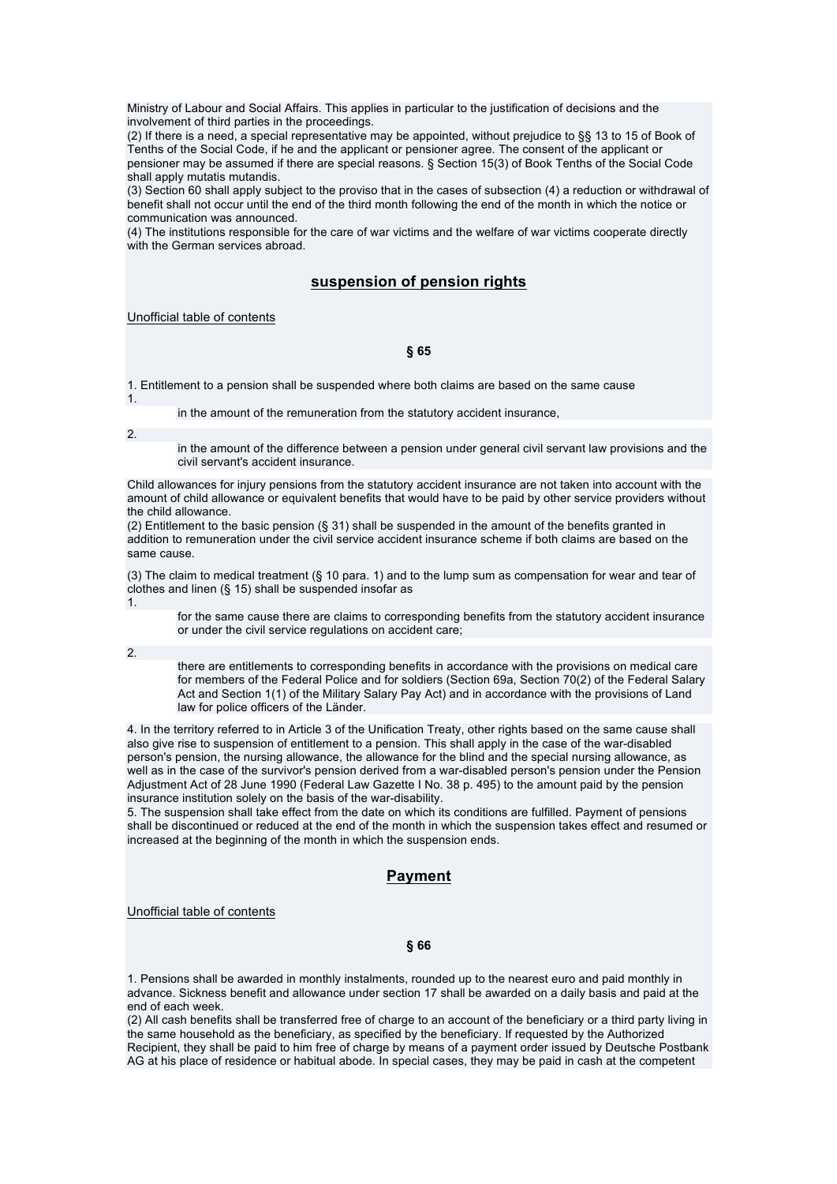Ministry of Labour and Social Affairs. This applies in particular to the justification of decisions and the involvement of third parties in the proceedings.
(2) If there is a need, a special representative may be appointed, without prejudice to §§ 13 to 15 of Book of Tenths of the Social Code, if he and the applicant or pensioner agree. The consent of the applicant or pensioner may be assumed if there are special reasons. § Section 15(3) of Book Tenths of the Social Code shall apply mutatis mutandis.
(3) Section 60 shall apply subject to the proviso that in the cases of subsection (4) a reduction or withdrawal of benefit shall not occur until the end of the third month following the end of the month in which the notice or communication was announced.
(4) The institutions responsible for the care of war victims and the welfare of war victims cooperate directly with the German services abroad.

## suspension of pension rights

Unofficial table of contents

**§ 65**

1. Entitlement to a pension shall be suspended where both claims are based on the same cause

1. in the amount of the remuneration from the statutory accident insurance,
2. in the amount of the difference between a pension under general civil servant law provisions and the civil servant's accident insurance.

Child allowances for injury pensions from the statutory accident insurance are not taken into account with the amount of child allowance or equivalent benefits that would have to be paid by other service providers without the child allowance.
(2) Entitlement to the basic pension (§ 31) shall be suspended in the amount of the benefits granted in addition to remuneration under the civil service accident insurance scheme if both claims are based on the same cause.

(3) The claim to medical treatment (§ 10 para. 1) and to the lump sum as compensation for wear and tear of clothes and linen (§ 15) shall be suspended insofar as

1. for the same cause there are claims to corresponding benefits from the statutory accident insurance or under the civil service regulations on accident care;
2. there are entitlements to corresponding benefits in accordance with the provisions on medical care for members of the Federal Police and for soldiers (Section 69a, Section 70(2) of the Federal Salary Act and Section 1(1) of the Military Salary Pay Act) and in accordance with the provisions of Land law for police officers of the Länder.

4. In the territory referred to in Article 3 of the Unification Treaty, other rights based on the same cause shall also give rise to suspension of entitlement to a pension. This shall apply in the case of the war-disabled person's pension, the nursing allowance, the allowance for the blind and the special nursing allowance, as well as in the case of the survivor's pension derived from a war-disabled person's pension under the Pension Adjustment Act of 28 June 1990 (Federal Law Gazette I No. 38 p. 495) to the amount paid by the pension insurance institution solely on the basis of the war-disability.
5. The suspension shall take effect from the date on which its conditions are fulfilled. Payment of pensions shall be discontinued or reduced at the end of the month in which the suspension takes effect and resumed or increased at the beginning of the month in which the suspension ends.

## Payment

Unofficial table of contents

**§ 66**

1. Pensions shall be awarded in monthly instalments, rounded up to the nearest euro and paid monthly in advance. Sickness benefit and allowance under section 17 shall be awarded on a daily basis and paid at the end of each week.
(2) All cash benefits shall be transferred free of charge to an account of the beneficiary or a third party living in the same household as the beneficiary, as specified by the beneficiary. If requested by the Authorized Recipient, they shall be paid to him free of charge by means of a payment order issued by Deutsche Postbank AG at his place of residence or habitual abode. In special cases, they may be paid in cash at the competent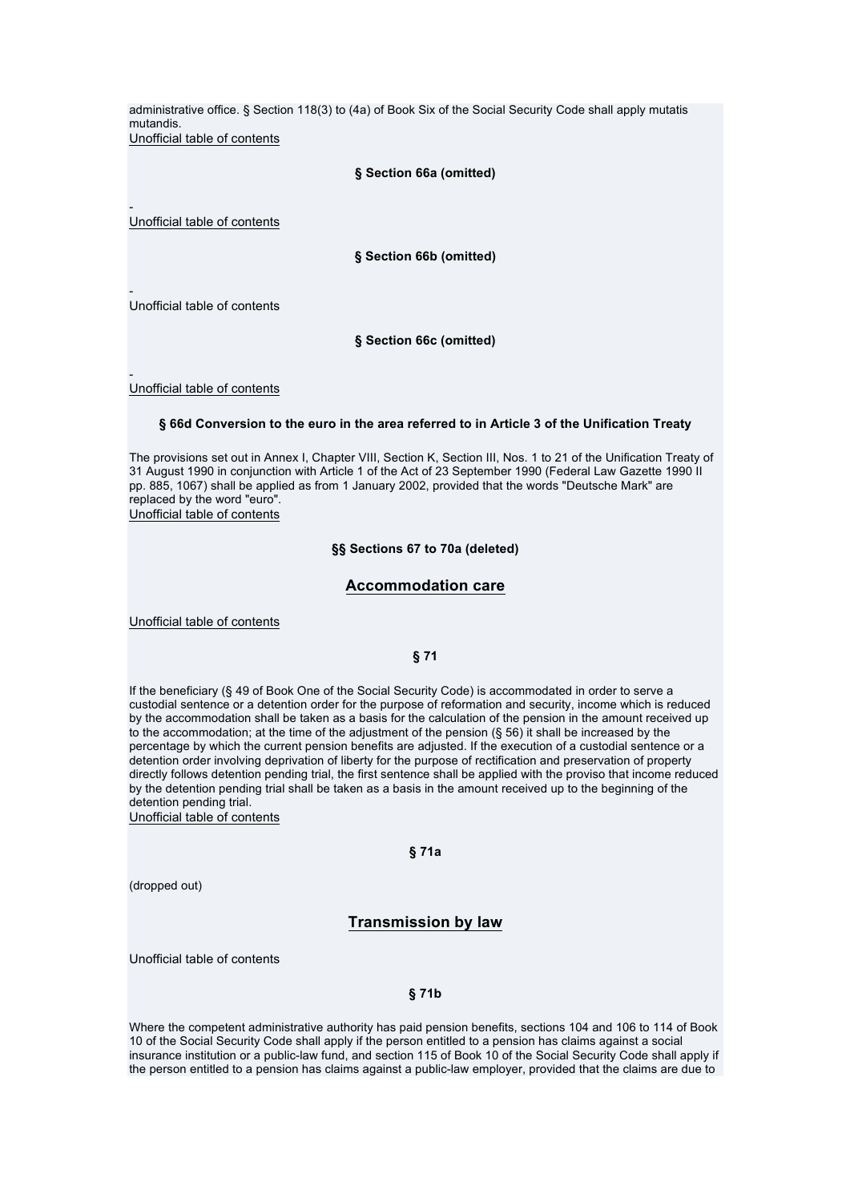administrative office. § Section 118(3) to (4a) of Book Six of the Social Security Code shall apply mutatis mutandis.
Unofficial table of contents

**§ Section 66a (omitted)**

-
Unofficial table of contents

**§ Section 66b (omitted)**

-
Unofficial table of contents

**§ Section 66c (omitted)**

-
Unofficial table of contents

**§ 66d Conversion to the euro in the area referred to in Article 3 of the Unification Treaty**

The provisions set out in Annex I, Chapter VIII, Section K, Section III, Nos. 1 to 21 of the Unification Treaty of 31 August 1990 in conjunction with Article 1 of the Act of 23 September 1990 (Federal Law Gazette 1990 II pp. 885, 1067) shall be applied as from 1 January 2002, provided that the words "Deutsche Mark" are replaced by the word "euro".
Unofficial table of contents

**§§ Sections 67 to 70a (deleted)**

## Accommodation care

Unofficial table of contents

**§ 71**

If the beneficiary (§ 49 of Book One of the Social Security Code) is accommodated in order to serve a custodial sentence or a detention order for the purpose of reformation and security, income which is reduced by the accommodation shall be taken as a basis for the calculation of the pension in the amount received up to the accommodation; at the time of the adjustment of the pension (§ 56) it shall be increased by the percentage by which the current pension benefits are adjusted. If the execution of a custodial sentence or a detention order involving deprivation of liberty for the purpose of rectification and preservation of property directly follows detention pending trial, the first sentence shall be applied with the proviso that income reduced by the detention pending trial shall be taken as a basis in the amount received up to the beginning of the detention pending trial.
Unofficial table of contents

**§ 71a**

(dropped out)

## Transmission by law

Unofficial table of contents

**§ 71b**

Where the competent administrative authority has paid pension benefits, sections 104 and 106 to 114 of Book 10 of the Social Security Code shall apply if the person entitled to a pension has claims against a social insurance institution or a public-law fund, and section 115 of Book 10 of the Social Security Code shall apply if the person entitled to a pension has claims against a public-law employer, provided that the claims are due to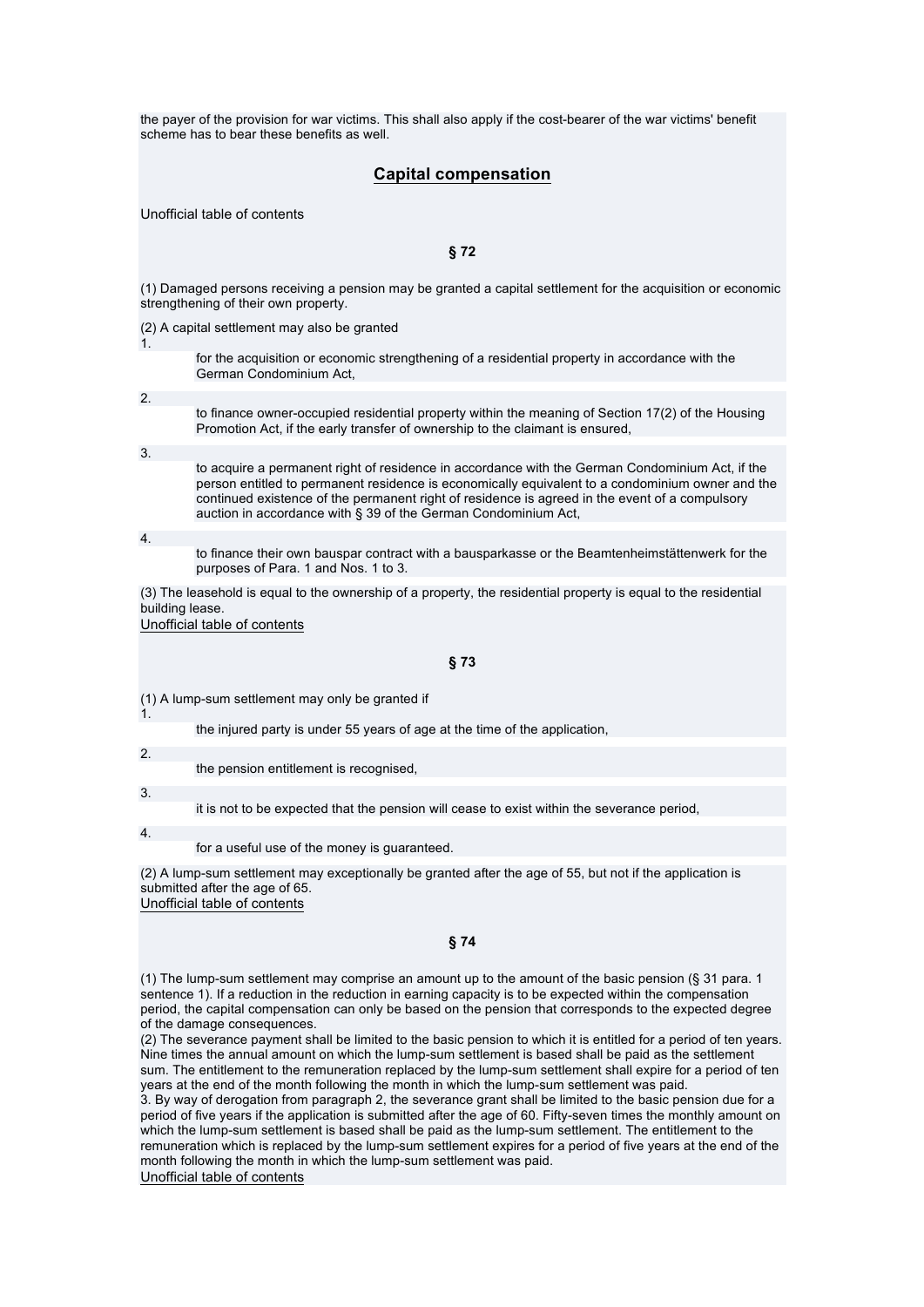the payer of the provision for war victims. This shall also apply if the cost-bearer of the war victims' benefit scheme has to bear these benefits as well.

## Capital compensation

Unofficial table of contents

### § 72

(1) Damaged persons receiving a pension may be granted a capital settlement for the acquisition or economic strengthening of their own property.

(2) A capital settlement may also be granted

1. for the acquisition or economic strengthening of a residential property in accordance with the German Condominium Act,
2. to finance owner-occupied residential property within the meaning of Section 17(2) of the Housing Promotion Act, if the early transfer of ownership to the claimant is ensured,
3. to acquire a permanent right of residence in accordance with the German Condominium Act, if the person entitled to permanent residence is economically equivalent to a condominium owner and the continued existence of the permanent right of residence is agreed in the event of a compulsory auction in accordance with § 39 of the German Condominium Act,
4. to finance their own bauspar contract with a bausparkasse or the Beamtenheimstättenwerk for the purposes of Para. 1 and Nos. 1 to 3.

(3) The leasehold is equal to the ownership of a property, the residential property is equal to the residential building lease.

Unofficial table of contents

### § 73

(1) A lump-sum settlement may only be granted if

1. the injured party is under 55 years of age at the time of the application,
2. the pension entitlement is recognised,
3. it is not to be expected that the pension will cease to exist within the severance period,
4. for a useful use of the money is guaranteed.

(2) A lump-sum settlement may exceptionally be granted after the age of 55, but not if the application is submitted after the age of 65.

Unofficial table of contents

### § 74

(1) The lump-sum settlement may comprise an amount up to the amount of the basic pension (§ 31 para. 1 sentence 1). If a reduction in the reduction in earning capacity is to be expected within the compensation period, the capital compensation can only be based on the pension that corresponds to the expected degree of the damage consequences.

(2) The severance payment shall be limited to the basic pension to which it is entitled for a period of ten years. Nine times the annual amount on which the lump-sum settlement is based shall be paid as the settlement sum. The entitlement to the remuneration replaced by the lump-sum settlement shall expire for a period of ten years at the end of the month following the month in which the lump-sum settlement was paid.

3. By way of derogation from paragraph 2, the severance grant shall be limited to the basic pension due for a period of five years if the application is submitted after the age of 60. Fifty-seven times the monthly amount on which the lump-sum settlement is based shall be paid as the lump-sum settlement. The entitlement to the remuneration which is replaced by the lump-sum settlement expires for a period of five years at the end of the month following the month in which the lump-sum settlement was paid.

Unofficial table of contents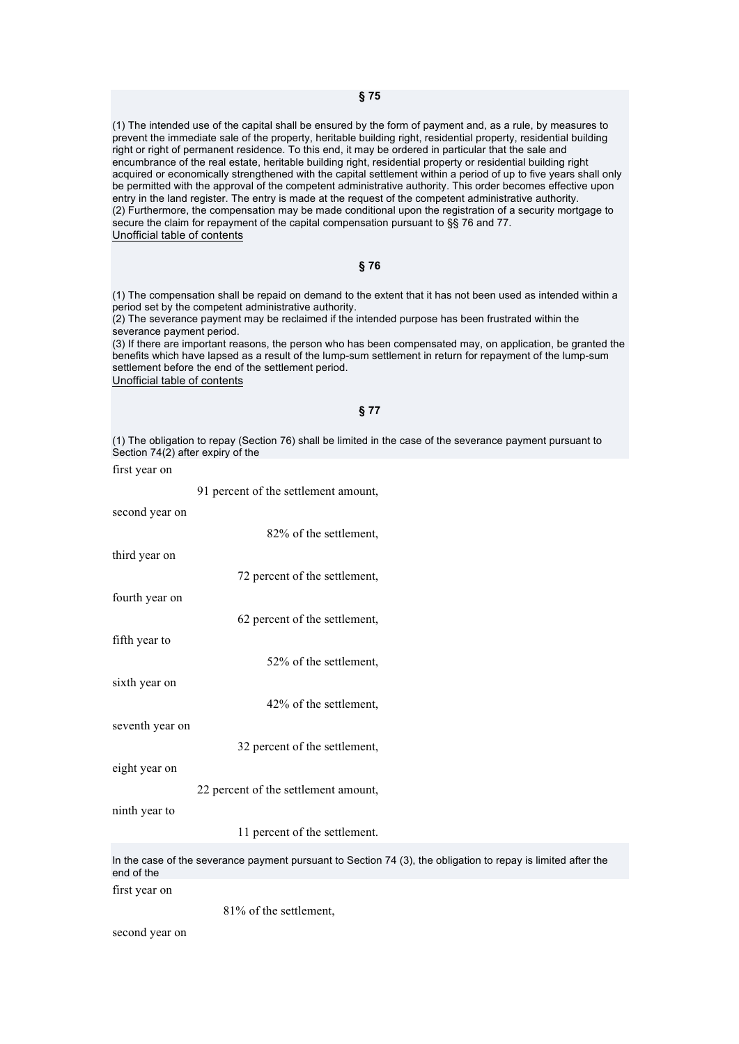## § 75

(1) The intended use of the capital shall be ensured by the form of payment and, as a rule, by measures to prevent the immediate sale of the property, heritable building right, residential property, residential building right or right of permanent residence. To this end, it may be ordered in particular that the sale and encumbrance of the real estate, heritable building right, residential property or residential building right acquired or economically strengthened with the capital settlement within a period of up to five years shall only be permitted with the approval of the competent administrative authority. This order becomes effective upon entry in the land register. The entry is made at the request of the competent administrative authority.
(2) Furthermore, the compensation may be made conditional upon the registration of a security mortgage to secure the claim for repayment of the capital compensation pursuant to §§ 76 and 77.
Unofficial table of contents

## § 76

(1) The compensation shall be repaid on demand to the extent that it has not been used as intended within a period set by the competent administrative authority.
(2) The severance payment may be reclaimed if the intended purpose has been frustrated within the severance payment period.
(3) If there are important reasons, the person who has been compensated may, on application, be granted the benefits which have lapsed as a result of the lump-sum settlement in return for repayment of the lump-sum settlement before the end of the settlement period.
Unofficial table of contents

## § 77

(1) The obligation to repay (Section 76) shall be limited in the case of the severance payment pursuant to Section 74(2) after expiry of the

first year on
91 percent of the settlement amount,

second year on
82% of the settlement,

third year on
72 percent of the settlement,

fourth year on
62 percent of the settlement,

fifth year to
52% of the settlement,

sixth year on
42% of the settlement,

seventh year on
32 percent of the settlement,

eight year on
22 percent of the settlement amount,

ninth year to
11 percent of the settlement.

In the case of the severance payment pursuant to Section 74 (3), the obligation to repay is limited after the end of the

first year on
81% of the settlement,

second year on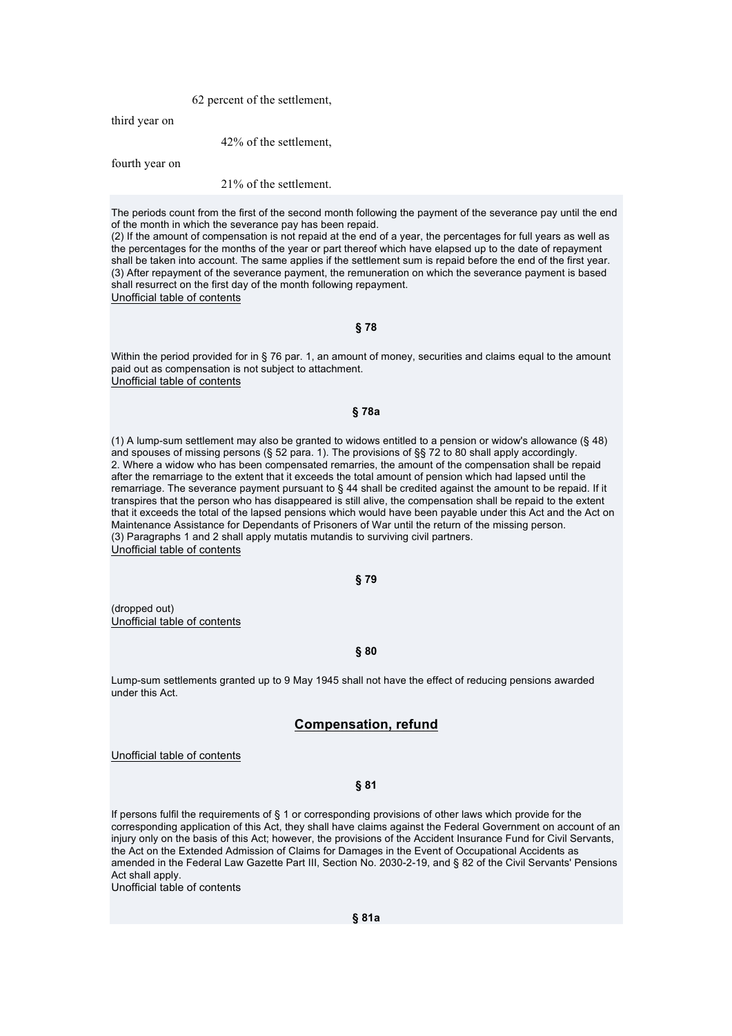62 percent of the settlement,

third year on

42% of the settlement,

fourth year on

21% of the settlement.

The periods count from the first of the second month following the payment of the severance pay until the end of the month in which the severance pay has been repaid.
(2) If the amount of compensation is not repaid at the end of a year, the percentages for full years as well as the percentages for the months of the year or part thereof which have elapsed up to the date of repayment shall be taken into account. The same applies if the settlement sum is repaid before the end of the first year.
(3) After repayment of the severance payment, the remuneration on which the severance payment is based shall resurrect on the first day of the month following repayment.
Unofficial table of contents

**§ 78**

Within the period provided for in § 76 par. 1, an amount of money, securities and claims equal to the amount paid out as compensation is not subject to attachment.
Unofficial table of contents

**§ 78a**

(1) A lump-sum settlement may also be granted to widows entitled to a pension or widow's allowance (§ 48) and spouses of missing persons (§ 52 para. 1). The provisions of §§ 72 to 80 shall apply accordingly.
2. Where a widow who has been compensated remarries, the amount of the compensation shall be repaid after the remarriage to the extent that it exceeds the total amount of pension which had lapsed until the remarriage. The severance payment pursuant to § 44 shall be credited against the amount to be repaid. If it transpires that the person who has disappeared is still alive, the compensation shall be repaid to the extent that it exceeds the total of the lapsed pensions which would have been payable under this Act and the Act on Maintenance Assistance for Dependants of Prisoners of War until the return of the missing person.
(3) Paragraphs 1 and 2 shall apply mutatis mutandis to surviving civil partners.
Unofficial table of contents

**§ 79**

(dropped out)
Unofficial table of contents

**§ 80**

Lump-sum settlements granted up to 9 May 1945 shall not have the effect of reducing pensions awarded under this Act.

## Compensation, refund

Unofficial table of contents

**§ 81**

If persons fulfil the requirements of § 1 or corresponding provisions of other laws which provide for the corresponding application of this Act, they shall have claims against the Federal Government on account of an injury only on the basis of this Act; however, the provisions of the Accident Insurance Fund for Civil Servants, the Act on the Extended Admission of Claims for Damages in the Event of Occupational Accidents as amended in the Federal Law Gazette Part III, Section No. 2030-2-19, and § 82 of the Civil Servants' Pensions Act shall apply.
Unofficial table of contents

**§ 81a**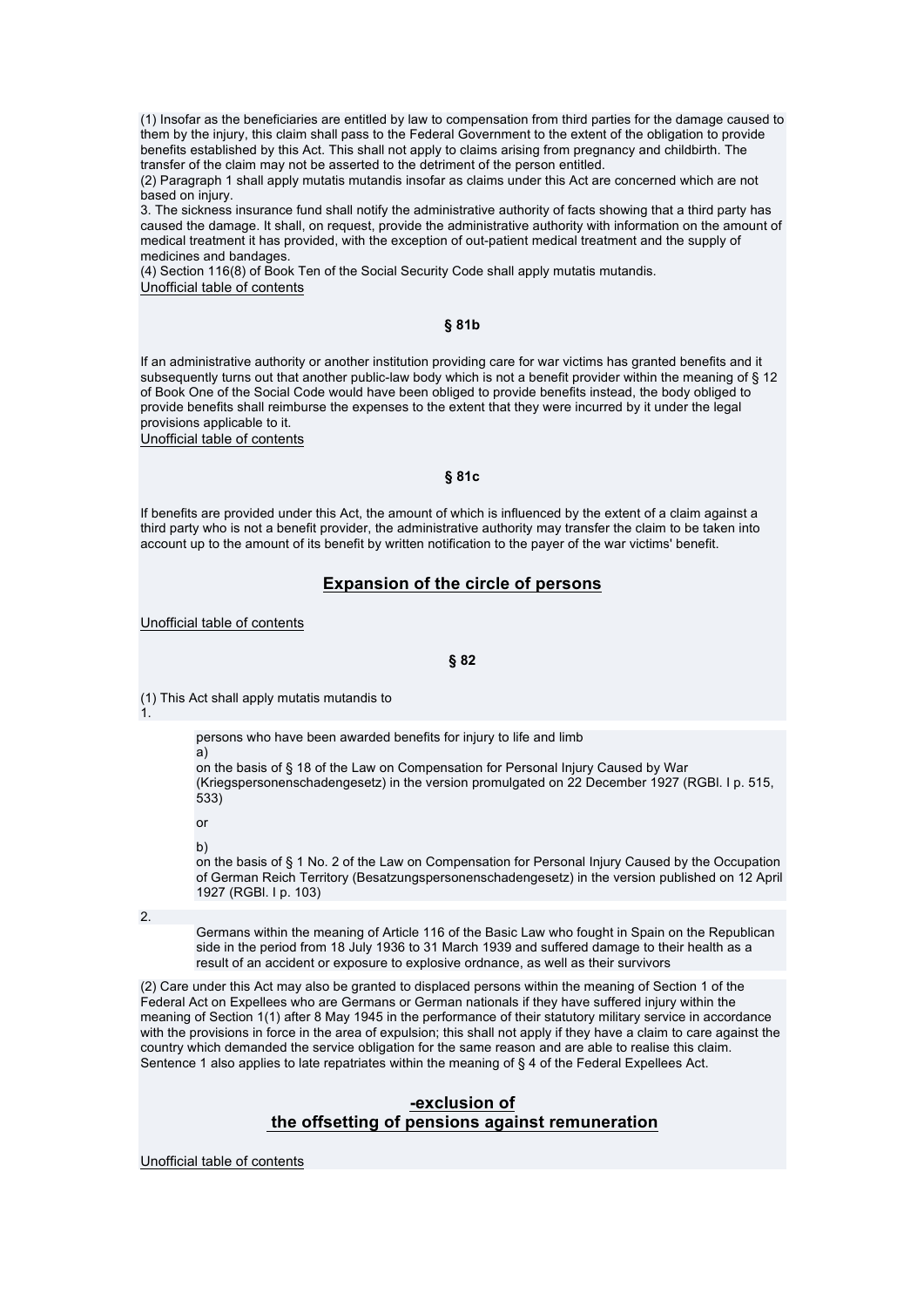(1) Insofar as the beneficiaries are entitled by law to compensation from third parties for the damage caused to them by the injury, this claim shall pass to the Federal Government to the extent of the obligation to provide benefits established by this Act. This shall not apply to claims arising from pregnancy and childbirth. The transfer of the claim may not be asserted to the detriment of the person entitled.
(2) Paragraph 1 shall apply mutatis mutandis insofar as claims under this Act are concerned which are not based on injury.
3. The sickness insurance fund shall notify the administrative authority of facts showing that a third party has caused the damage. It shall, on request, provide the administrative authority with information on the amount of medical treatment it has provided, with the exception of out-patient medical treatment and the supply of medicines and bandages.
(4) Section 116(8) of Book Ten of the Social Security Code shall apply mutatis mutandis.
Unofficial table of contents

**§ 81b**

If an administrative authority or another institution providing care for war victims has granted benefits and it subsequently turns out that another public-law body which is not a benefit provider within the meaning of § 12 of Book One of the Social Code would have been obliged to provide benefits instead, the body obliged to provide benefits shall reimburse the expenses to the extent that they were incurred by it under the legal provisions applicable to it.
Unofficial table of contents

**§ 81c**

If benefits are provided under this Act, the amount of which is influenced by the extent of a claim against a third party who is not a benefit provider, the administrative authority may transfer the claim to be taken into account up to the amount of its benefit by written notification to the payer of the war victims' benefit.

## Expansion of the circle of persons

Unofficial table of contents

**§ 82**

(1) This Act shall apply mutatis mutandis to

1. persons who have been awarded benefits for injury to life and limb
   a) on the basis of § 18 of the Law on Compensation for Personal Injury Caused by War (Kriegspersonenschadengesetz) in the version promulgated on 22 December 1927 (RGBl. I p. 515, 533)
   or
   b) on the basis of § 1 No. 2 of the Law on Compensation for Personal Injury Caused by the Occupation of German Reich Territory (Besatzungspersonenschadengesetz) in the version published on 12 April 1927 (RGBl. I p. 103)
2. Germans within the meaning of Article 116 of the Basic Law who fought in Spain on the Republican side in the period from 18 July 1936 to 31 March 1939 and suffered damage to their health as a result of an accident or exposure to explosive ordnance, as well as their survivors

(2) Care under this Act may also be granted to displaced persons within the meaning of Section 1 of the Federal Act on Expellees who are Germans or German nationals if they have suffered injury within the meaning of Section 1(1) after 8 May 1945 in the performance of their statutory military service in accordance with the provisions in force in the area of expulsion; this shall not apply if they have a claim to care against the country which demanded the service obligation for the same reason and are able to realise this claim. Sentence 1 also applies to late repatriates within the meaning of § 4 of the Federal Expellees Act.

## -exclusion of the offsetting of pensions against remuneration

Unofficial table of contents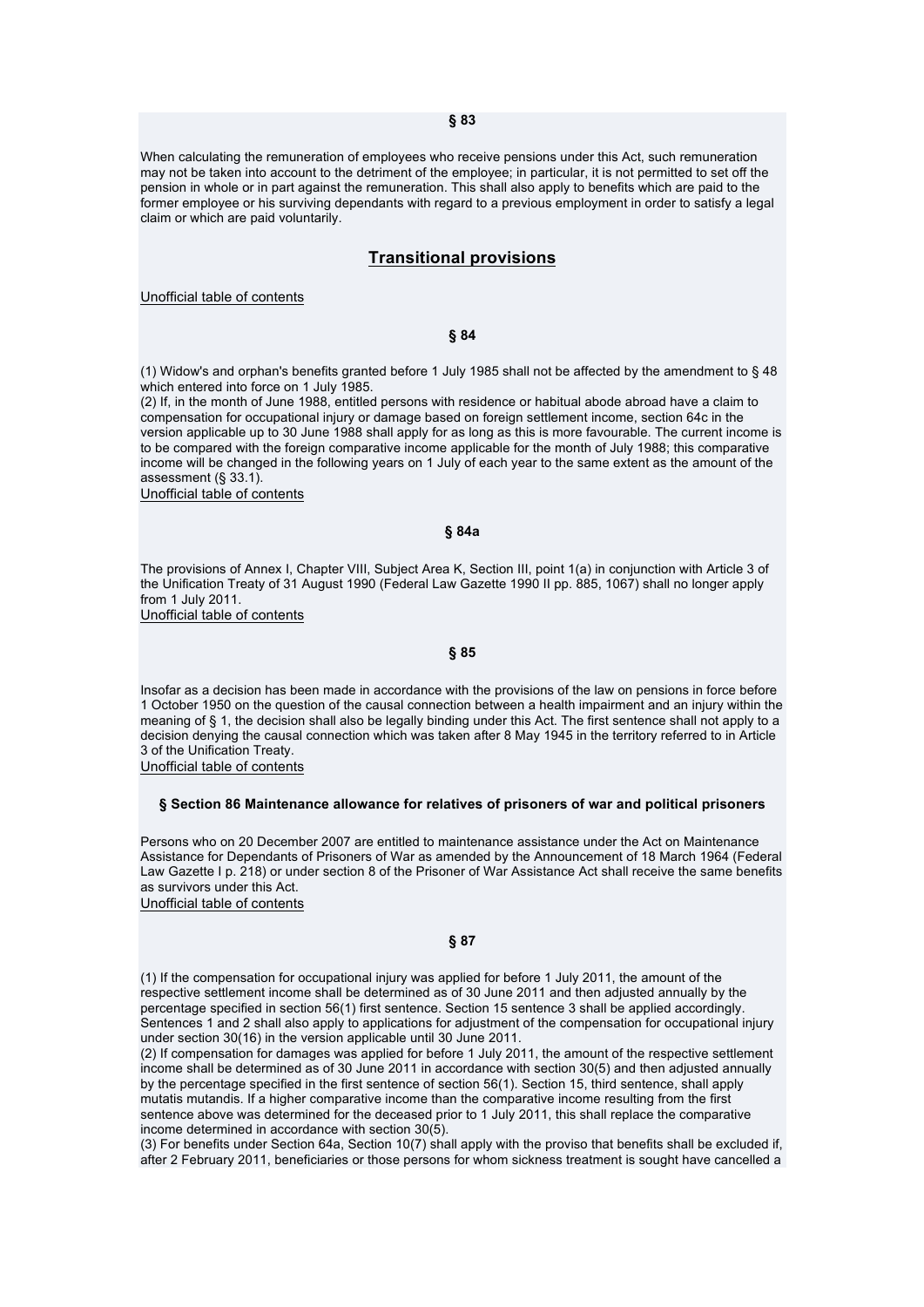### § 83

When calculating the remuneration of employees who receive pensions under this Act, such remuneration may not be taken into account to the detriment of the employee; in particular, it is not permitted to set off the pension in whole or in part against the remuneration. This shall also apply to benefits which are paid to the former employee or his surviving dependants with regard to a previous employment in order to satisfy a legal claim or which are paid voluntarily.

## Transitional provisions

Unofficial table of contents

### § 84

(1) Widow's and orphan's benefits granted before 1 July 1985 shall not be affected by the amendment to § 48 which entered into force on 1 July 1985.
(2) If, in the month of June 1988, entitled persons with residence or habitual abode abroad have a claim to compensation for occupational injury or damage based on foreign settlement income, section 64c in the version applicable up to 30 June 1988 shall apply for as long as this is more favourable. The current income is to be compared with the foreign comparative income applicable for the month of July 1988; this comparative income will be changed in the following years on 1 July of each year to the same extent as the amount of the assessment (§ 33.1).
Unofficial table of contents

### § 84a

The provisions of Annex I, Chapter VIII, Subject Area K, Section III, point 1(a) in conjunction with Article 3 of the Unification Treaty of 31 August 1990 (Federal Law Gazette 1990 II pp. 885, 1067) shall no longer apply from 1 July 2011.
Unofficial table of contents

### § 85

Insofar as a decision has been made in accordance with the provisions of the law on pensions in force before 1 October 1950 on the question of the causal connection between a health impairment and an injury within the meaning of § 1, the decision shall also be legally binding under this Act. The first sentence shall not apply to a decision denying the causal connection which was taken after 8 May 1945 in the territory referred to in Article 3 of the Unification Treaty.
Unofficial table of contents

### § Section 86 Maintenance allowance for relatives of prisoners of war and political prisoners

Persons who on 20 December 2007 are entitled to maintenance assistance under the Act on Maintenance Assistance for Dependants of Prisoners of War as amended by the Announcement of 18 March 1964 (Federal Law Gazette I p. 218) or under section 8 of the Prisoner of War Assistance Act shall receive the same benefits as survivors under this Act.
Unofficial table of contents

### § 87

(1) If the compensation for occupational injury was applied for before 1 July 2011, the amount of the respective settlement income shall be determined as of 30 June 2011 and then adjusted annually by the percentage specified in section 56(1) first sentence. Section 15 sentence 3 shall be applied accordingly. Sentences 1 and 2 shall also apply to applications for adjustment of the compensation for occupational injury under section 30(16) in the version applicable until 30 June 2011.
(2) If compensation for damages was applied for before 1 July 2011, the amount of the respective settlement income shall be determined as of 30 June 2011 in accordance with section 30(5) and then adjusted annually by the percentage specified in the first sentence of section 56(1). Section 15, third sentence, shall apply mutatis mutandis. If a higher comparative income than the comparative income resulting from the first sentence above was determined for the deceased prior to 1 July 2011, this shall replace the comparative income determined in accordance with section 30(5).
(3) For benefits under Section 64a, Section 10(7) shall apply with the proviso that benefits shall be excluded if, after 2 February 2011, beneficiaries or those persons for whom sickness treatment is sought have cancelled a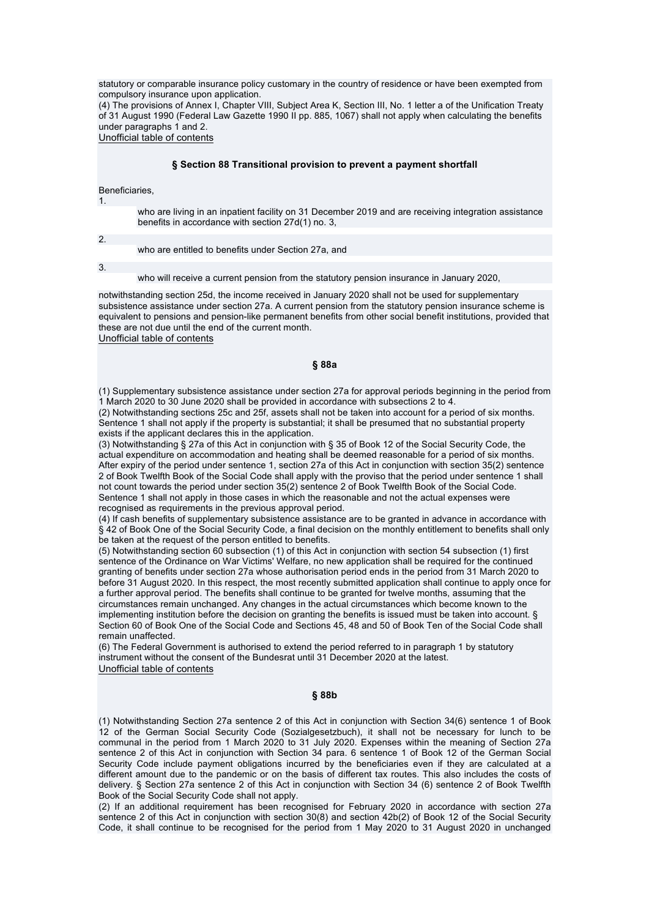statutory or comparable insurance policy customary in the country of residence or have been exempted from compulsory insurance upon application.

(4) The provisions of Annex I, Chapter VIII, Subject Area K, Section III, No. 1 letter a of the Unification Treaty of 31 August 1990 (Federal Law Gazette 1990 II pp. 885, 1067) shall not apply when calculating the benefits under paragraphs 1 and 2.

Unofficial table of contents

### § Section 88 Transitional provision to prevent a payment shortfall

Beneficiaries,

1. who are living in an inpatient facility on 31 December 2019 and are receiving integration assistance benefits in accordance with section 27d(1) no. 3,
2. who are entitled to benefits under Section 27a, and
3. who will receive a current pension from the statutory pension insurance in January 2020,

notwithstanding section 25d, the income received in January 2020 shall not be used for supplementary subsistence assistance under section 27a. A current pension from the statutory pension insurance scheme is equivalent to pensions and pension-like permanent benefits from other social benefit institutions, provided that these are not due until the end of the current month.

Unofficial table of contents

### § 88a

(1) Supplementary subsistence assistance under section 27a for approval periods beginning in the period from 1 March 2020 to 30 June 2020 shall be provided in accordance with subsections 2 to 4.

(2) Notwithstanding sections 25c and 25f, assets shall not be taken into account for a period of six months. Sentence 1 shall not apply if the property is substantial; it shall be presumed that no substantial property exists if the applicant declares this in the application.

(3) Notwithstanding § 27a of this Act in conjunction with § 35 of Book 12 of the Social Security Code, the actual expenditure on accommodation and heating shall be deemed reasonable for a period of six months. After expiry of the period under sentence 1, section 27a of this Act in conjunction with section 35(2) sentence 2 of Book Twelfth Book of the Social Code shall apply with the proviso that the period under sentence 1 shall not count towards the period under section 35(2) sentence 2 of Book Twelfth Book of the Social Code. Sentence 1 shall not apply in those cases in which the reasonable and not the actual expenses were recognised as requirements in the previous approval period.

(4) If cash benefits of supplementary subsistence assistance are to be granted in advance in accordance with § 42 of Book One of the Social Security Code, a final decision on the monthly entitlement to benefits shall only be taken at the request of the person entitled to benefits.

(5) Notwithstanding section 60 subsection (1) of this Act in conjunction with section 54 subsection (1) first sentence of the Ordinance on War Victims' Welfare, no new application shall be required for the continued granting of benefits under section 27a whose authorisation period ends in the period from 31 March 2020 to before 31 August 2020. In this respect, the most recently submitted application shall continue to apply once for a further approval period. The benefits shall continue to be granted for twelve months, assuming that the circumstances remain unchanged. Any changes in the actual circumstances which become known to the implementing institution before the decision on granting the benefits is issued must be taken into account. § Section 60 of Book One of the Social Code and Sections 45, 48 and 50 of Book Ten of the Social Code shall remain unaffected.

(6) The Federal Government is authorised to extend the period referred to in paragraph 1 by statutory instrument without the consent of the Bundesrat until 31 December 2020 at the latest.

Unofficial table of contents

### § 88b

(1) Notwithstanding Section 27a sentence 2 of this Act in conjunction with Section 34(6) sentence 1 of Book 12 of the German Social Security Code (Sozialgesetzbuch), it shall not be necessary for lunch to be communal in the period from 1 March 2020 to 31 July 2020. Expenses within the meaning of Section 27a sentence 2 of this Act in conjunction with Section 34 para. 6 sentence 1 of Book 12 of the German Social Security Code include payment obligations incurred by the beneficiaries even if they are calculated at a different amount due to the pandemic or on the basis of different tax routes. This also includes the costs of delivery. § Section 27a sentence 2 of this Act in conjunction with Section 34 (6) sentence 2 of Book Twelfth Book of the Social Security Code shall not apply.

(2) If an additional requirement has been recognised for February 2020 in accordance with section 27a sentence 2 of this Act in conjunction with section 30(8) and section 42b(2) of Book 12 of the Social Security Code, it shall continue to be recognised for the period from 1 May 2020 to 31 August 2020 in unchanged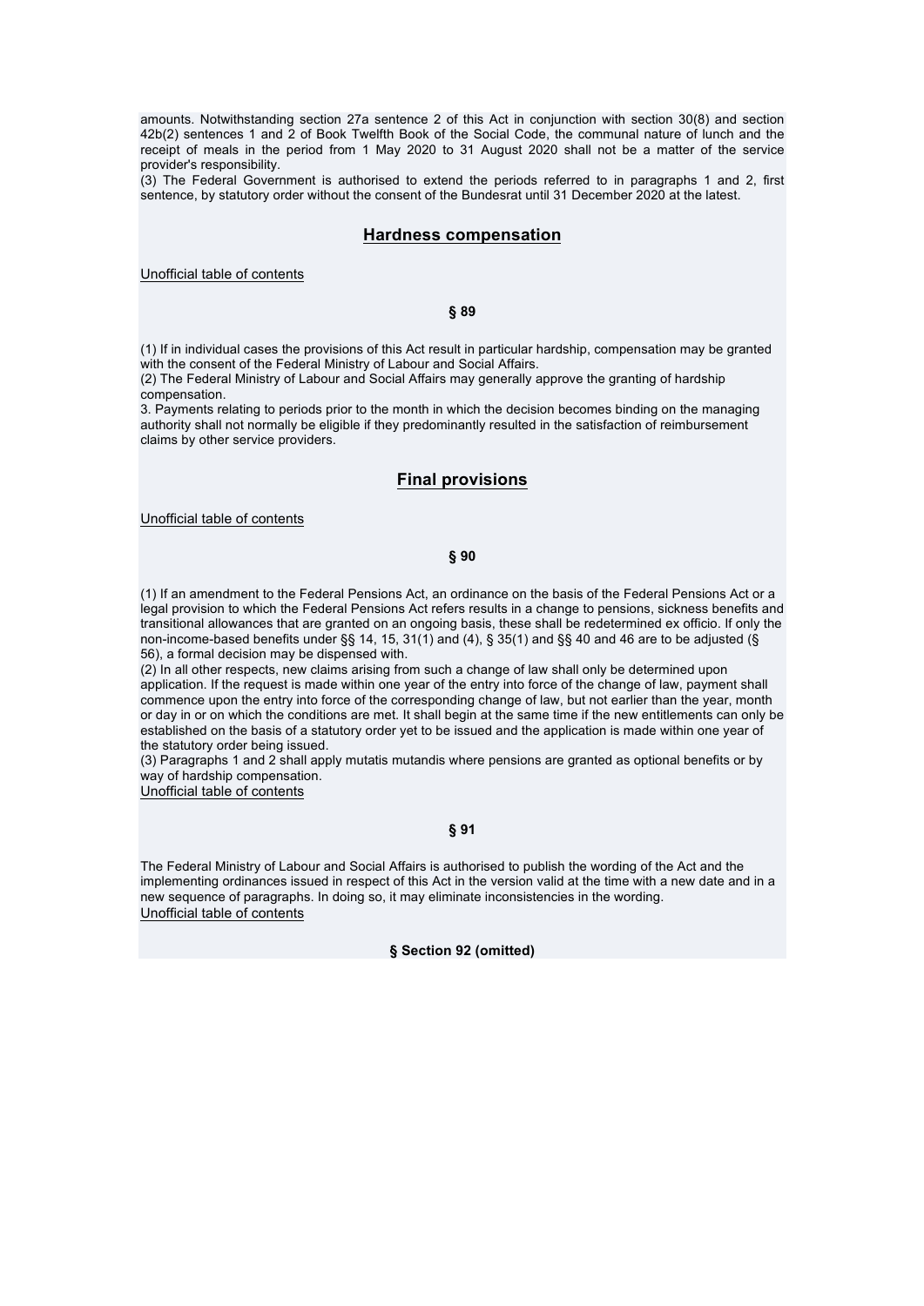amounts. Notwithstanding section 27a sentence 2 of this Act in conjunction with section 30(8) and section 42b(2) sentences 1 and 2 of Book Twelfth Book of the Social Code, the communal nature of lunch and the receipt of meals in the period from 1 May 2020 to 31 August 2020 shall not be a matter of the service provider's responsibility.
(3) The Federal Government is authorised to extend the periods referred to in paragraphs 1 and 2, first sentence, by statutory order without the consent of the Bundesrat until 31 December 2020 at the latest.

## Hardness compensation

Unofficial table of contents

**§ 89**

(1) If in individual cases the provisions of this Act result in particular hardship, compensation may be granted with the consent of the Federal Ministry of Labour and Social Affairs.
(2) The Federal Ministry of Labour and Social Affairs may generally approve the granting of hardship compensation.
3. Payments relating to periods prior to the month in which the decision becomes binding on the managing authority shall not normally be eligible if they predominantly resulted in the satisfaction of reimbursement claims by other service providers.

## Final provisions

Unofficial table of contents

**§ 90**

(1) If an amendment to the Federal Pensions Act, an ordinance on the basis of the Federal Pensions Act or a legal provision to which the Federal Pensions Act refers results in a change to pensions, sickness benefits and transitional allowances that are granted on an ongoing basis, these shall be redetermined ex officio. If only the non-income-based benefits under §§ 14, 15, 31(1) and (4), § 35(1) and §§ 40 and 46 are to be adjusted (§ 56), a formal decision may be dispensed with.
(2) In all other respects, new claims arising from such a change of law shall only be determined upon application. If the request is made within one year of the entry into force of the change of law, payment shall commence upon the entry into force of the corresponding change of law, but not earlier than the year, month or day in or on which the conditions are met. It shall begin at the same time if the new entitlements can only be established on the basis of a statutory order yet to be issued and the application is made within one year of the statutory order being issued.
(3) Paragraphs 1 and 2 shall apply mutatis mutandis where pensions are granted as optional benefits or by way of hardship compensation.
Unofficial table of contents

**§ 91**

The Federal Ministry of Labour and Social Affairs is authorised to publish the wording of the Act and the implementing ordinances issued in respect of this Act in the version valid at the time with a new date and in a new sequence of paragraphs. In doing so, it may eliminate inconsistencies in the wording.
Unofficial table of contents

**§ Section 92 (omitted)**